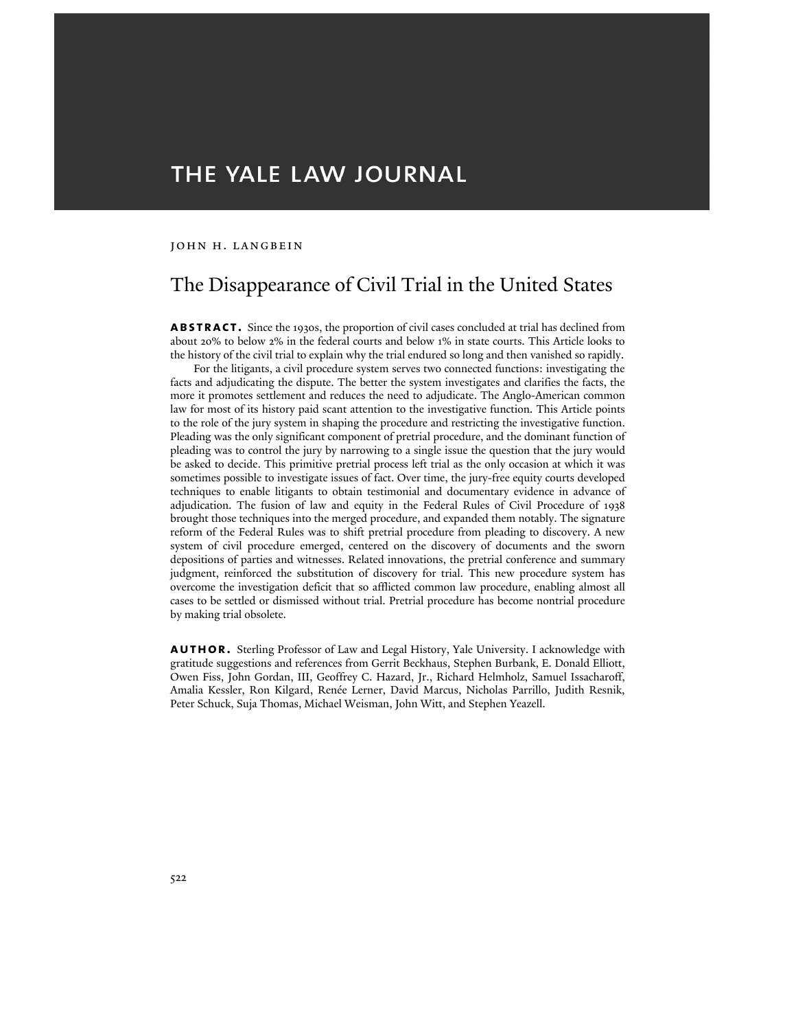# THE YALE LAW JOURNAL

JOHN H. LANGBEIN

## The Disappearance of Civil Trial in the United States

**ABSTRACT.** Since the 1930s, the proportion of civil cases concluded at trial has declined from about 20% to below 2% in the federal courts and below 1% in state courts. This Article looks to the history of the civil trial to explain why the trial endured so long and then vanished so rapidly.

For the litigants, a civil procedure system serves two connected functions: investigating the facts and adjudicating the dispute. The better the system investigates and clarifies the facts, the more it promotes settlement and reduces the need to adjudicate. The Anglo-American common law for most of its history paid scant attention to the investigative function. This Article points to the role of the jury system in shaping the procedure and restricting the investigative function. Pleading was the only significant component of pretrial procedure, and the dominant function of pleading was to control the jury by narrowing to a single issue the question that the jury would be asked to decide. This primitive pretrial process left trial as the only occasion at which it was sometimes possible to investigate issues of fact. Over time, the jury-free equity courts developed techniques to enable litigants to obtain testimonial and documentary evidence in advance of adjudication. The fusion of law and equity in the Federal Rules of Civil Procedure of 1938 brought those techniques into the merged procedure, and expanded them notably. The signature reform of the Federal Rules was to shift pretrial procedure from pleading to discovery. A new system of civil procedure emerged, centered on the discovery of documents and the sworn depositions of parties and witnesses. Related innovations, the pretrial conference and summary judgment, reinforced the substitution of discovery for trial. This new procedure system has overcome the investigation deficit that so afflicted common law procedure, enabling almost all cases to be settled or dismissed without trial. Pretrial procedure has become nontrial procedure by making trial obsolete.

**AUTHOR.** Sterling Professor of Law and Legal History, Yale University. I acknowledge with gratitude suggestions and references from Gerrit Beckhaus, Stephen Burbank, E. Donald Elliott, Owen Fiss, John Gordan, III, Geoffrey C. Hazard, Jr., Richard Helmholz, Samuel Issacharoff, Amalia Kessler, Ron Kilgard, Renée Lerner, David Marcus, Nicholas Parrillo, Judith Resnik, Peter Schuck, Suja Thomas, Michael Weisman, John Witt, and Stephen Yeazell.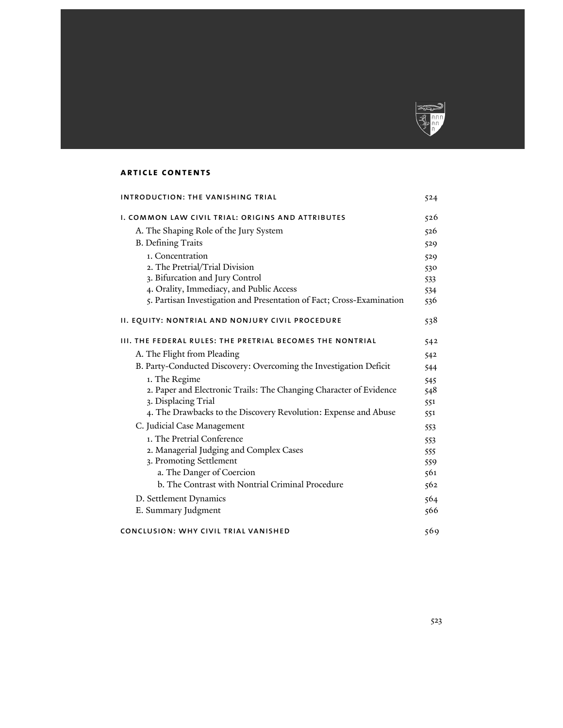## ARTICLE CONTENTS

| | |
|---|---|
| INTRODUCTION: THE VANISHING TRIAL | 524 |
| I. COMMON LAW CIVIL TRIAL: ORIGINS AND ATTRIBUTES | 526 |
| A. The Shaping Role of the Jury System | 526 |
| B. Defining Traits | 529 |
| 1. Concentration | 529 |
| 2. The Pretrial/Trial Division | 530 |
| 3. Bifurcation and Jury Control | 533 |
| 4. Orality, Immediacy, and Public Access | 534 |
| 5. Partisan Investigation and Presentation of Fact; Cross-Examination | 536 |
| II. EQUITY: NONTRIAL AND NONJURY CIVIL PROCEDURE | 538 |
| III. THE FEDERAL RULES: THE PRETRIAL BECOMES THE NONTRIAL | 542 |
| A. The Flight from Pleading | 542 |
| B. Party-Conducted Discovery: Overcoming the Investigation Deficit | 544 |
| 1. The Regime | 545 |
| 2. Paper and Electronic Trails: The Changing Character of Evidence | 548 |
| 3. Displacing Trial | 551 |
| 4. The Drawbacks to the Discovery Revolution: Expense and Abuse | 551 |
| C. Judicial Case Management | 553 |
| 1. The Pretrial Conference | 553 |
| 2. Managerial Judging and Complex Cases | 555 |
| 3. Promoting Settlement | 559 |
| a. The Danger of Coercion | 561 |
| b. The Contrast with Nontrial Criminal Procedure | 562 |
| D. Settlement Dynamics | 564 |
| E. Summary Judgment | 566 |
| CONCLUSION: WHY CIVIL TRIAL VANISHED | 569 |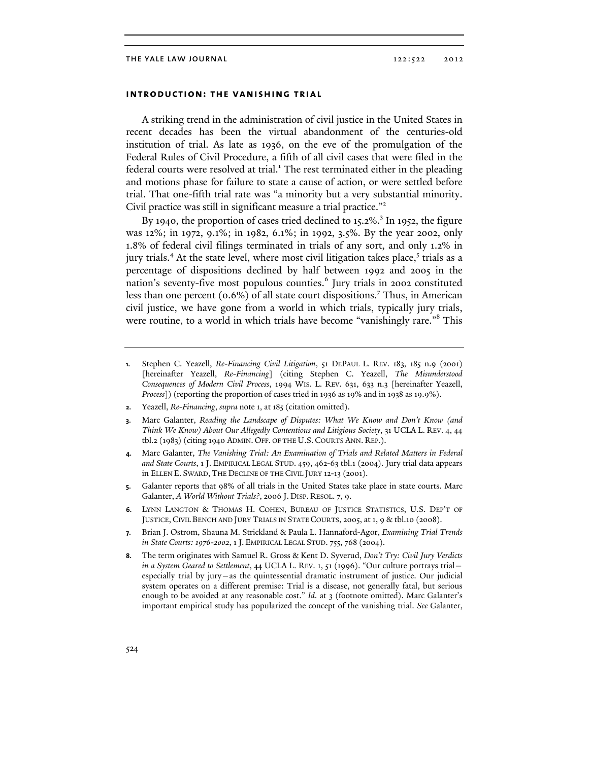### INTRODUCTION: THE VANISHING TRIAL

A striking trend in the administration of civil justice in the United States in recent decades has been the virtual abandonment of the centuries-old institution of trial. As late as 1936, on the eve of the promulgation of the Federal Rules of Civil Procedure, a fifth of all civil cases that were filed in the federal courts were resolved at trial.[1] The rest terminated either in the pleading and motions phase for failure to state a cause of action, or were settled before trial. That one-fifth trial rate was "a minority but a very substantial minority. Civil practice was still in significant measure a trial practice."[2]

By 1940, the proportion of cases tried declined to 15.2%.[3] In 1952, the figure was 12%; in 1972, 9.1%; in 1982, 6.1%; in 1992, 3.5%. By the year 2002, only 1.8% of federal civil filings terminated in trials of any sort, and only 1.2% in jury trials.[4] At the state level, where most civil litigation takes place,[5] trials as a percentage of dispositions declined by half between 1992 and 2005 in the nation's seventy-five most populous counties.[6] Jury trials in 2002 constituted less than one percent (0.6%) of all state court dispositions.[7] Thus, in American civil justice, we have gone from a world in which trials, typically jury trials, were routine, to a world in which trials have become "vanishingly rare."[8] This

---

1. Stephen C. Yeazell, *Re-Financing Civil Litigation*, 51 DEPAUL L. REV. 183, 185 n.9 (2001) [hereinafter Yeazell, *Re-Financing*] (citing Stephen C. Yeazell, *The Misunderstood Consequences of Modern Civil Process*, 1994 WIS. L. REV. 631, 633 n.3 [hereinafter Yeazell, *Process*]) (reporting the proportion of cases tried in 1936 as 19% and in 1938 as 19.9%).

2. Yeazell, *Re-Financing*, *supra* note 1, at 185 (citation omitted).

3. Marc Galanter, *Reading the Landscape of Disputes: What We Know and Don't Know (and Think We Know) About Our Allegedly Contentious and Litigious Society*, 31 UCLA L. REV. 4, 44 tbl.2 (1983) (citing 1940 ADMIN. OFF. OF THE U.S. COURTS ANN. REP.).

4. Marc Galanter, *The Vanishing Trial: An Examination of Trials and Related Matters in Federal and State Courts*, 1 J. EMPIRICAL LEGAL STUD. 459, 462-63 tbl.1 (2004). Jury trial data appears in ELLEN E. SWARD, THE DECLINE OF THE CIVIL JURY 12-13 (2001).

5. Galanter reports that 98% of all trials in the United States take place in state courts. Marc Galanter, *A World Without Trials?*, 2006 J. DISP. RESOL. 7, 9.

6. LYNN LANGTON & THOMAS H. COHEN, BUREAU OF JUSTICE STATISTICS, U.S. DEP'T OF JUSTICE, CIVIL BENCH AND JURY TRIALS IN STATE COURTS, 2005, at 1, 9 & tbl.10 (2008).

7. Brian J. Ostrom, Shauna M. Strickland & Paula L. Hannaford-Agor, *Examining Trial Trends in State Courts: 1976-2002*, 1 J. EMPIRICAL LEGAL STUD. 755, 768 (2004).

8. The term originates with Samuel R. Gross & Kent D. Syverud, *Don't Try: Civil Jury Verdicts in a System Geared to Settlement*, 44 UCLA L. REV. 1, 51 (1996). "Our culture portrays trial—especially trial by jury—as the quintessential dramatic instrument of justice. Our judicial system operates on a different premise: Trial is a disease, not generally fatal, but serious enough to be avoided at any reasonable cost." *Id.* at 3 (footnote omitted). Marc Galanter's important empirical study has popularized the concept of the vanishing trial. *See* Galanter,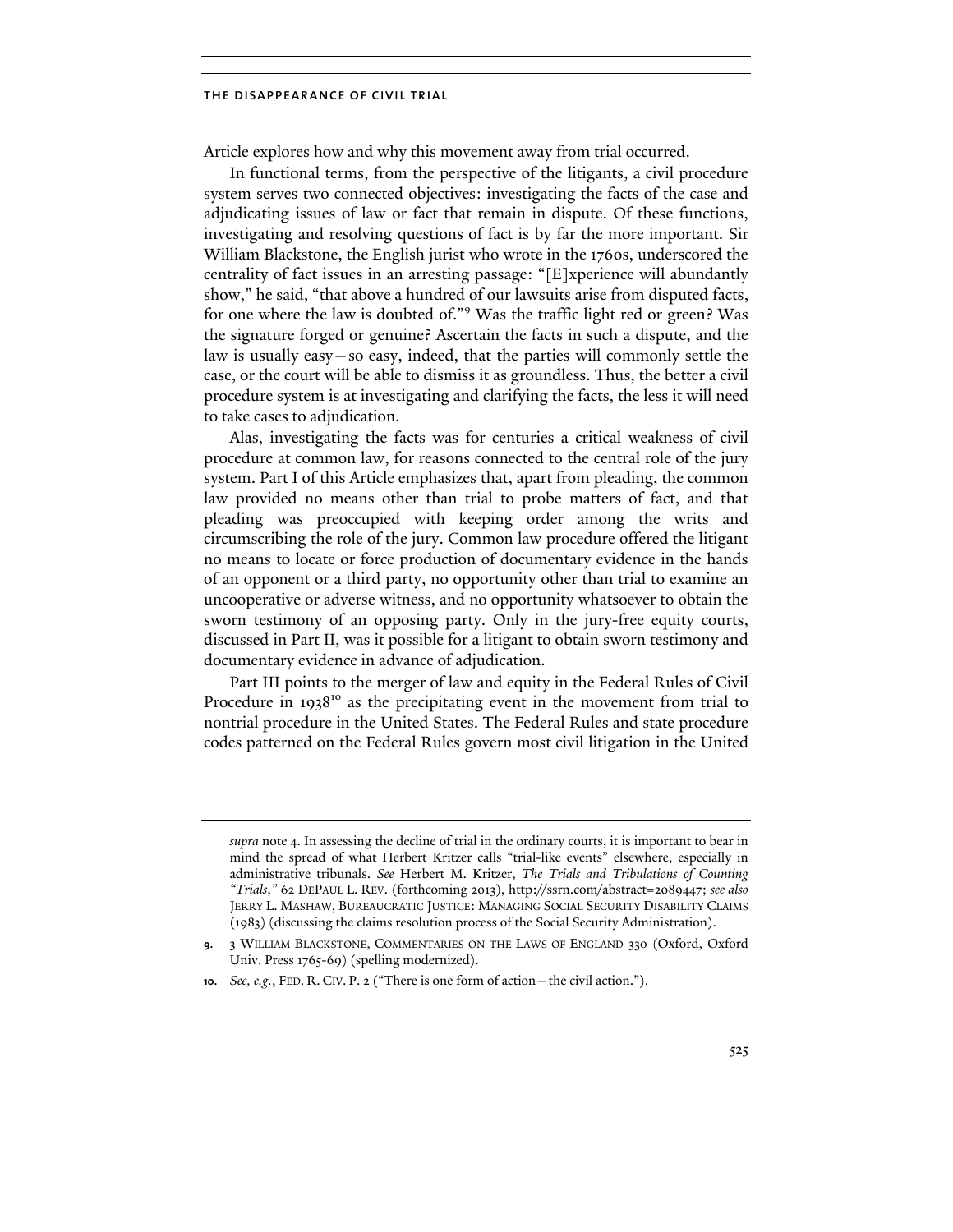Article explores how and why this movement away from trial occurred.

In functional terms, from the perspective of the litigants, a civil procedure system serves two connected objectives: investigating the facts of the case and adjudicating issues of law or fact that remain in dispute. Of these functions, investigating and resolving questions of fact is by far the more important. Sir William Blackstone, the English jurist who wrote in the 1760s, underscored the centrality of fact issues in an arresting passage: "[E]xperience will abundantly show," he said, "that above a hundred of our lawsuits arise from disputed facts, for one where the law is doubted of."[9] Was the traffic light red or green? Was the signature forged or genuine? Ascertain the facts in such a dispute, and the law is usually easy—so easy, indeed, that the parties will commonly settle the case, or the court will be able to dismiss it as groundless. Thus, the better a civil procedure system is at investigating and clarifying the facts, the less it will need to take cases to adjudication.

Alas, investigating the facts was for centuries a critical weakness of civil procedure at common law, for reasons connected to the central role of the jury system. Part I of this Article emphasizes that, apart from pleading, the common law provided no means other than trial to probe matters of fact, and that pleading was preoccupied with keeping order among the writs and circumscribing the role of the jury. Common law procedure offered the litigant no means to locate or force production of documentary evidence in the hands of an opponent or a third party, no opportunity other than trial to examine an uncooperative or adverse witness, and no opportunity whatsoever to obtain the sworn testimony of an opposing party. Only in the jury-free equity courts, discussed in Part II, was it possible for a litigant to obtain sworn testimony and documentary evidence in advance of adjudication.

Part III points to the merger of law and equity in the Federal Rules of Civil Procedure in 1938[10] as the precipitating event in the movement from trial to nontrial procedure in the United States. The Federal Rules and state procedure codes patterned on the Federal Rules govern most civil litigation in the United

---

*supra* note 4. In assessing the decline of trial in the ordinary courts, it is important to bear in mind the spread of what Herbert Kritzer calls "trial-like events" elsewhere, especially in administrative tribunals. *See* Herbert M. Kritzer, *The Trials and Tribulations of Counting "Trials*,*"* 62 DEPAUL L. REV. (forthcoming 2013), http://ssrn.com/abstract=2089447; *see also* JERRY L. MASHAW, BUREAUCRATIC JUSTICE: MANAGING SOCIAL SECURITY DISABILITY CLAIMS (1983) (discussing the claims resolution process of the Social Security Administration).

9. 3 WILLIAM BLACKSTONE, COMMENTARIES ON THE LAWS OF ENGLAND 330 (Oxford, Oxford Univ. Press 1765-69) (spelling modernized).

10. *See, e.g.*, FED. R. CIV. P. 2 ("There is one form of action—the civil action.").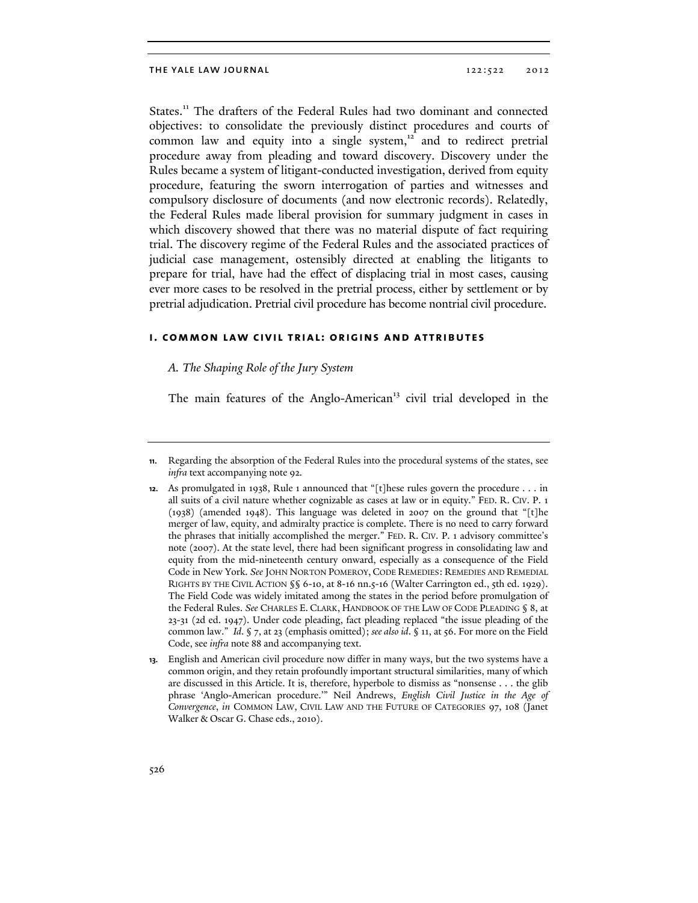States.[11] The drafters of the Federal Rules had two dominant and connected objectives: to consolidate the previously distinct procedures and courts of common law and equity into a single system,[12] and to redirect pretrial procedure away from pleading and toward discovery. Discovery under the Rules became a system of litigant-conducted investigation, derived from equity procedure, featuring the sworn interrogation of parties and witnesses and compulsory disclosure of documents (and now electronic records). Relatedly, the Federal Rules made liberal provision for summary judgment in cases in which discovery showed that there was no material dispute of fact requiring trial. The discovery regime of the Federal Rules and the associated practices of judicial case management, ostensibly directed at enabling the litigants to prepare for trial, have had the effect of displacing trial in most cases, causing ever more cases to be resolved in the pretrial process, either by settlement or by pretrial adjudication. Pretrial civil procedure has become nontrial civil procedure.

## I. COMMON LAW CIVIL TRIAL: ORIGINS AND ATTRIBUTES

### *A. The Shaping Role of the Jury System*

The main features of the Anglo-American[13] civil trial developed in the

---

11. Regarding the absorption of the Federal Rules into the procedural systems of the states, see *infra* text accompanying note 92.

12. As promulgated in 1938, Rule 1 announced that "[t]hese rules govern the procedure . . . in all suits of a civil nature whether cognizable as cases at law or in equity." FED. R. CIV. P. 1 (1938) (amended 1948). This language was deleted in 2007 on the ground that "[t]he merger of law, equity, and admiralty practice is complete. There is no need to carry forward the phrases that initially accomplished the merger." FED. R. CIV. P. 1 advisory committee's note (2007). At the state level, there had been significant progress in consolidating law and equity from the mid-nineteenth century onward, especially as a consequence of the Field Code in New York. *See* JOHN NORTON POMEROY, CODE REMEDIES: REMEDIES AND REMEDIAL RIGHTS BY THE CIVIL ACTION §§ 6-10, at 8-16 nn.5-16 (Walter Carrington ed., 5th ed. 1929). The Field Code was widely imitated among the states in the period before promulgation of the Federal Rules. *See* CHARLES E. CLARK, HANDBOOK OF THE LAW OF CODE PLEADING § 8, at 23-31 (2d ed. 1947). Under code pleading, fact pleading replaced "the issue pleading of the common law." *Id*. § 7, at 23 (emphasis omitted); *see also id*. § 11, at 56. For more on the Field Code, see *infra* note 88 and accompanying text.

13. English and American civil procedure now differ in many ways, but the two systems have a common origin, and they retain profoundly important structural similarities, many of which are discussed in this Article. It is, therefore, hyperbole to dismiss as "nonsense . . . the glib phrase 'Anglo-American procedure.'" Neil Andrews, *English Civil Justice in the Age of Convergence*, *in* COMMON LAW, CIVIL LAW AND THE FUTURE OF CATEGORIES 97, 108 (Janet Walker & Oscar G. Chase eds., 2010).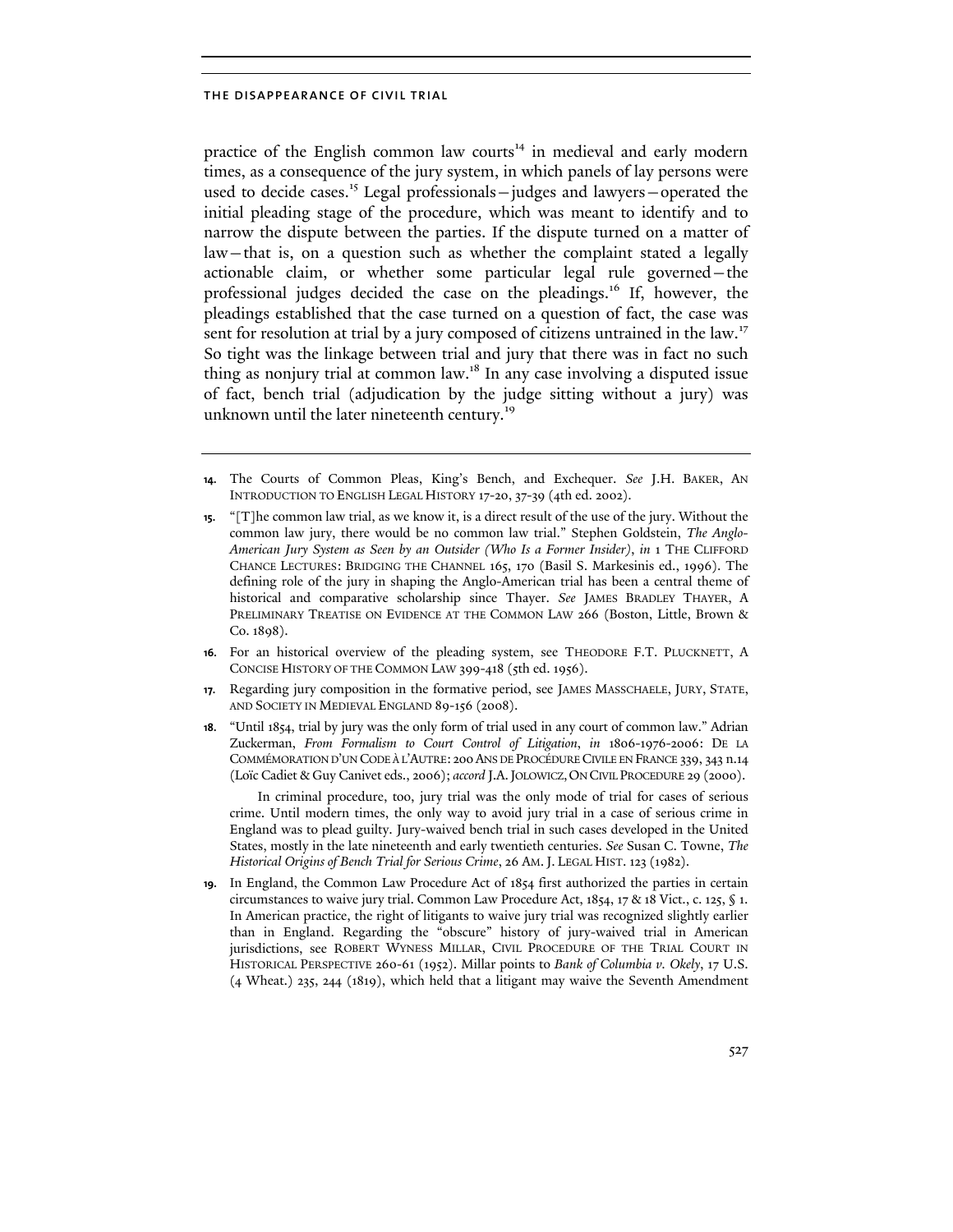practice of the English common law courts[14] in medieval and early modern times, as a consequence of the jury system, in which panels of lay persons were used to decide cases.[15] Legal professionals—judges and lawyers—operated the initial pleading stage of the procedure, which was meant to identify and to narrow the dispute between the parties. If the dispute turned on a matter of law—that is, on a question such as whether the complaint stated a legally actionable claim, or whether some particular legal rule governed—the professional judges decided the case on the pleadings.[16] If, however, the pleadings established that the case turned on a question of fact, the case was sent for resolution at trial by a jury composed of citizens untrained in the law.[17] So tight was the linkage between trial and jury that there was in fact no such thing as nonjury trial at common law.[18] In any case involving a disputed issue of fact, bench trial (adjudication by the judge sitting without a jury) was unknown until the later nineteenth century.[19]

---

**14.** The Courts of Common Pleas, King's Bench, and Exchequer. *See* J.H. BAKER, AN INTRODUCTION TO ENGLISH LEGAL HISTORY 17-20, 37-39 (4th ed. 2002).

**15.** "[T]he common law trial, as we know it, is a direct result of the use of the jury. Without the common law jury, there would be no common law trial." Stephen Goldstein, *The Anglo-American Jury System as Seen by an Outsider (Who Is a Former Insider)*, *in* 1 THE CLIFFORD CHANCE LECTURES: BRIDGING THE CHANNEL 165, 170 (Basil S. Markesinis ed., 1996). The defining role of the jury in shaping the Anglo-American trial has been a central theme of historical and comparative scholarship since Thayer. *See* JAMES BRADLEY THAYER, A PRELIMINARY TREATISE ON EVIDENCE AT THE COMMON LAW 266 (Boston, Little, Brown & Co. 1898).

**16.** For an historical overview of the pleading system, see THEODORE F.T. PLUCKNETT, A CONCISE HISTORY OF THE COMMON LAW 399-418 (5th ed. 1956).

**17.** Regarding jury composition in the formative period, see JAMES MASSCHAELE, JURY, STATE, AND SOCIETY IN MEDIEVAL ENGLAND 89-156 (2008).

**18.** "Until 1854, trial by jury was the only form of trial used in any court of common law." Adrian Zuckerman, *From Formalism to Court Control of Litigation*, *in* 1806-1976-2006: DE LA COMMÉMORATION D'UN CODE À L'AUTRE: 200 ANS DE PROCÉDURE CIVILE EN FRANCE 339, 343 n.14 (Loïc Cadiet & Guy Canivet eds., 2006); *accord* J.A. JOLOWICZ, ON CIVIL PROCEDURE 29 (2000).

In criminal procedure, too, jury trial was the only mode of trial for cases of serious crime. Until modern times, the only way to avoid jury trial in a case of serious crime in England was to plead guilty. Jury-waived bench trial in such cases developed in the United States, mostly in the late nineteenth and early twentieth centuries. *See* Susan C. Towne, *The Historical Origins of Bench Trial for Serious Crime*, 26 AM. J. LEGAL HIST. 123 (1982).

**19.** In England, the Common Law Procedure Act of 1854 first authorized the parties in certain circumstances to waive jury trial. Common Law Procedure Act, 1854, 17 & 18 Vict., c. 125, § 1. In American practice, the right of litigants to waive jury trial was recognized slightly earlier than in England. Regarding the "obscure" history of jury-waived trial in American jurisdictions, see ROBERT WYNESS MILLAR, CIVIL PROCEDURE OF THE TRIAL COURT IN HISTORICAL PERSPECTIVE 260-61 (1952). Millar points to *Bank of Columbia v. Okely*, 17 U.S. (4 Wheat.) 235, 244 (1819), which held that a litigant may waive the Seventh Amendment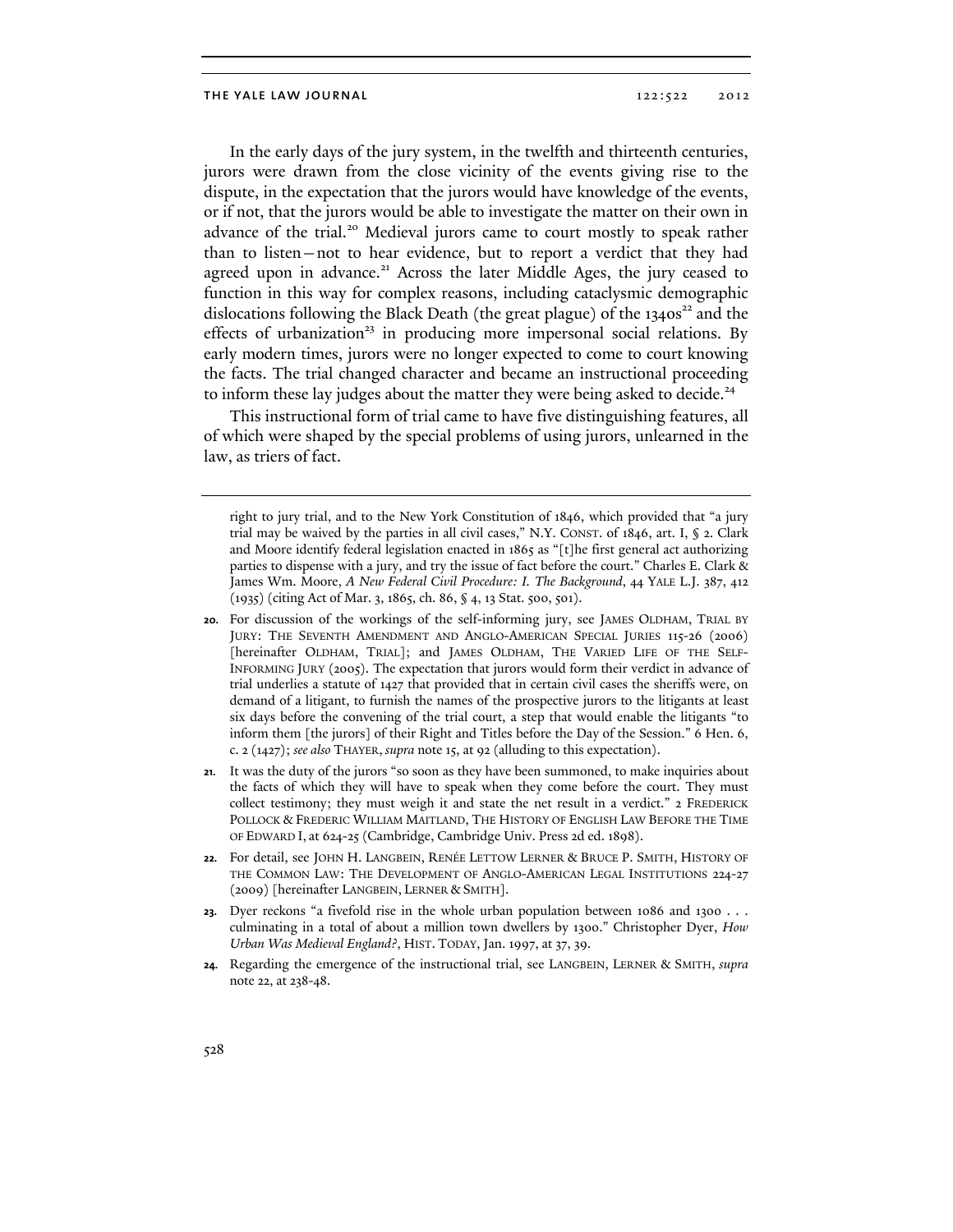In the early days of the jury system, in the twelfth and thirteenth centuries, jurors were drawn from the close vicinity of the events giving rise to the dispute, in the expectation that the jurors would have knowledge of the events, or if not, that the jurors would be able to investigate the matter on their own in advance of the trial.[20] Medieval jurors came to court mostly to speak rather than to listen—not to hear evidence, but to report a verdict that they had agreed upon in advance.[21] Across the later Middle Ages, the jury ceased to function in this way for complex reasons, including cataclysmic demographic dislocations following the Black Death (the great plague) of the 1340s[22] and the effects of urbanization[23] in producing more impersonal social relations. By early modern times, jurors were no longer expected to come to court knowing the facts. The trial changed character and became an instructional proceeding to inform these lay judges about the matter they were being asked to decide.[24]

This instructional form of trial came to have five distinguishing features, all of which were shaped by the special problems of using jurors, unlearned in the law, as triers of fact.

---

right to jury trial, and to the New York Constitution of 1846, which provided that "a jury trial may be waived by the parties in all civil cases," N.Y. CONST. of 1846, art. I, § 2. Clark and Moore identify federal legislation enacted in 1865 as "[t]he first general act authorizing parties to dispense with a jury, and try the issue of fact before the court." Charles E. Clark & James Wm. Moore, *A New Federal Civil Procedure: I. The Background*, 44 YALE L.J. 387, 412 (1935) (citing Act of Mar. 3, 1865, ch. 86, § 4, 13 Stat. 500, 501).

**20.** For discussion of the workings of the self-informing jury, see JAMES OLDHAM, TRIAL BY JURY: THE SEVENTH AMENDMENT AND ANGLO-AMERICAN SPECIAL JURIES 115-26 (2006) [hereinafter OLDHAM, TRIAL]; and JAMES OLDHAM, THE VARIED LIFE OF THE SELF-INFORMING JURY (2005). The expectation that jurors would form their verdict in advance of trial underlies a statute of 1427 that provided that in certain civil cases the sheriffs were, on demand of a litigant, to furnish the names of the prospective jurors to the litigants at least six days before the convening of the trial court, a step that would enable the litigants "to inform them [the jurors] of their Right and Titles before the Day of the Session." 6 Hen. 6, c. 2 (1427); *see also* THAYER, *supra* note 15, at 92 (alluding to this expectation).

**21.** It was the duty of the jurors "so soon as they have been summoned, to make inquiries about the facts of which they will have to speak when they come before the court. They must collect testimony; they must weigh it and state the net result in a verdict." 2 FREDERICK POLLOCK & FREDERIC WILLIAM MAITLAND, THE HISTORY OF ENGLISH LAW BEFORE THE TIME OF EDWARD I, at 624-25 (Cambridge, Cambridge Univ. Press 2d ed. 1898).

**22.** For detail, see JOHN H. LANGBEIN, RENÉE LETTOW LERNER & BRUCE P. SMITH, HISTORY OF THE COMMON LAW: THE DEVELOPMENT OF ANGLO-AMERICAN LEGAL INSTITUTIONS 224-27 (2009) [hereinafter LANGBEIN, LERNER & SMITH].

**23.** Dyer reckons "a fivefold rise in the whole urban population between 1086 and 1300 . . . culminating in a total of about a million town dwellers by 1300." Christopher Dyer, *How Urban Was Medieval England?*, HIST. TODAY, Jan. 1997, at 37, 39.

**24.** Regarding the emergence of the instructional trial, see LANGBEIN, LERNER & SMITH, *supra* note 22, at 238-48.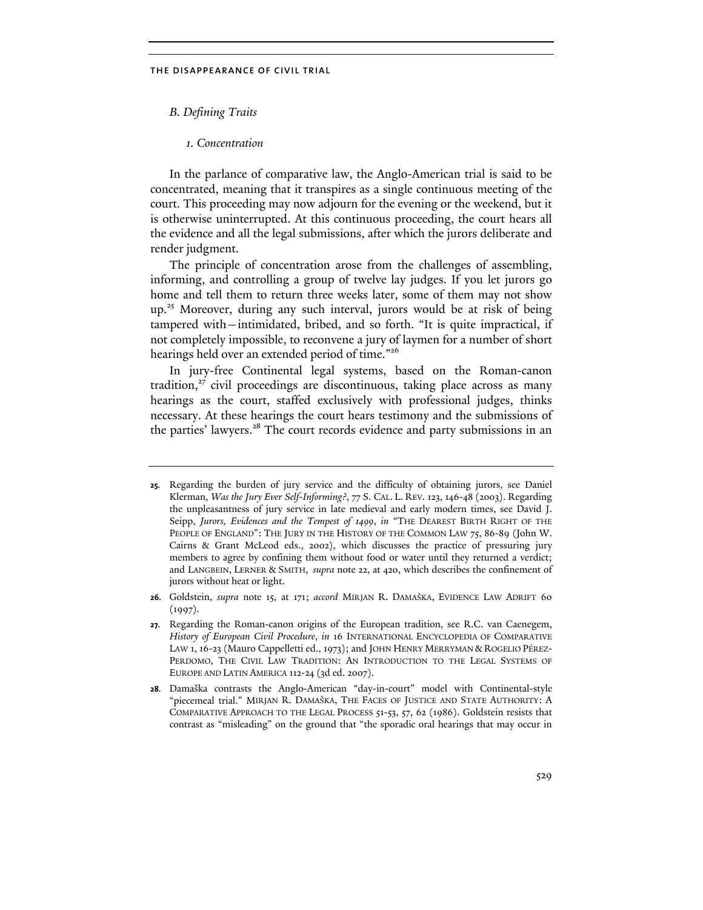### *B. Defining Traits*

#### *1. Concentration*

In the parlance of comparative law, the Anglo-American trial is said to be concentrated, meaning that it transpires as a single continuous meeting of the court. This proceeding may now adjourn for the evening or the weekend, but it is otherwise uninterrupted. At this continuous proceeding, the court hears all the evidence and all the legal submissions, after which the jurors deliberate and render judgment.

The principle of concentration arose from the challenges of assembling, informing, and controlling a group of twelve lay judges. If you let jurors go home and tell them to return three weeks later, some of them may not show up.[25] Moreover, during any such interval, jurors would be at risk of being tampered with—intimidated, bribed, and so forth. "It is quite impractical, if not completely impossible, to reconvene a jury of laymen for a number of short hearings held over an extended period of time."[26]

In jury-free Continental legal systems, based on the Roman-canon tradition,[27] civil proceedings are discontinuous, taking place across as many hearings as the court, staffed exclusively with professional judges, thinks necessary. At these hearings the court hears testimony and the submissions of the parties' lawyers.[28] The court records evidence and party submissions in an

---

**25.** Regarding the burden of jury service and the difficulty of obtaining jurors, see Daniel Klerman, *Was the Jury Ever Self-Informing?*, 77 S. CAL. L. REV. 123, 146-48 (2003). Regarding the unpleasantness of jury service in late medieval and early modern times, see David J. Seipp, *Jurors, Evidences and the Tempest of 1499*, *in* "THE DEAREST BIRTH RIGHT OF THE PEOPLE OF ENGLAND": THE JURY IN THE HISTORY OF THE COMMON LAW 75, 86-89 (John W. Cairns & Grant McLeod eds., 2002), which discusses the practice of pressuring jury members to agree by confining them without food or water until they returned a verdict; and LANGBEIN, LERNER & SMITH, *supra* note 22, at 420, which describes the confinement of jurors without heat or light.

**26.** Goldstein, *supra* note 15, at 171; *accord* MIRJAN R. DAMAŠKA, EVIDENCE LAW ADRIFT 60 (1997).

**27.** Regarding the Roman-canon origins of the European tradition, see R.C. van Caenegem, *History of European Civil Procedure*, *in* 16 INTERNATIONAL ENCYCLOPEDIA OF COMPARATIVE LAW 1, 16-23 (Mauro Cappelletti ed., 1973); and JOHN HENRY MERRYMAN & ROGELIO PÉREZ-PERDOMO, THE CIVIL LAW TRADITION: AN INTRODUCTION TO THE LEGAL SYSTEMS OF EUROPE AND LATIN AMERICA 112-24 (3d ed. 2007).

**28.** Damaška contrasts the Anglo-American "day-in-court" model with Continental-style "piecemeal trial." MIRJAN R. DAMAŠKA, THE FACES OF JUSTICE AND STATE AUTHORITY: A COMPARATIVE APPROACH TO THE LEGAL PROCESS 51-53, 57, 62 (1986). Goldstein resists that contrast as "misleading" on the ground that "the sporadic oral hearings that may occur in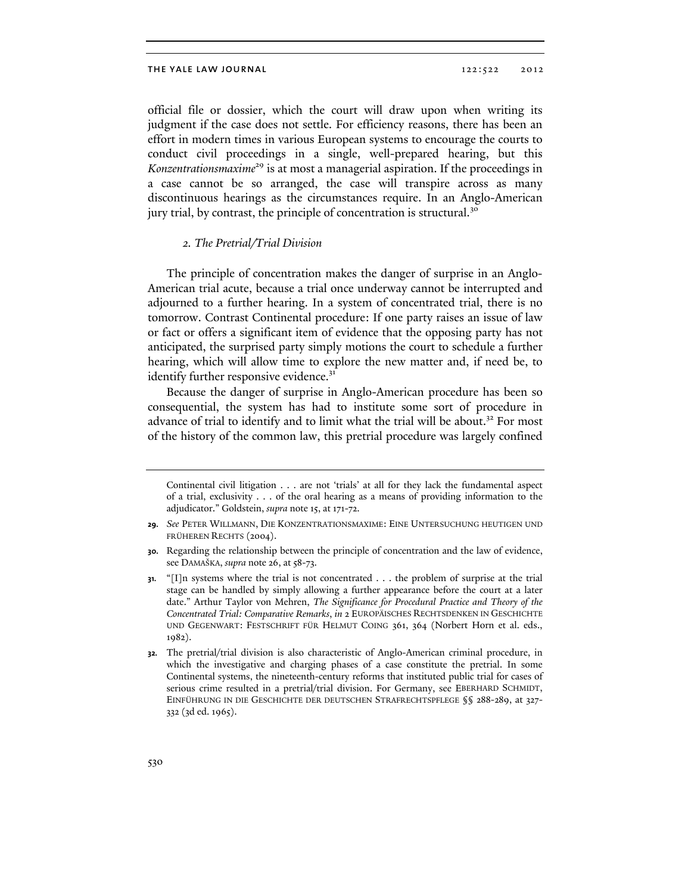official file or dossier, which the court will draw upon when writing its judgment if the case does not settle. For efficiency reasons, there has been an effort in modern times in various European systems to encourage the courts to conduct civil proceedings in a single, well-prepared hearing, but this *Konzentrationsmaxime*[29] is at most a managerial aspiration. If the proceedings in a case cannot be so arranged, the case will transpire across as many discontinuous hearings as the circumstances require. In an Anglo-American jury trial, by contrast, the principle of concentration is structural.[30]

### *2. The Pretrial/Trial Division*

The principle of concentration makes the danger of surprise in an Anglo-American trial acute, because a trial once underway cannot be interrupted and adjourned to a further hearing. In a system of concentrated trial, there is no tomorrow. Contrast Continental procedure: If one party raises an issue of law or fact or offers a significant item of evidence that the opposing party has not anticipated, the surprised party simply motions the court to schedule a further hearing, which will allow time to explore the new matter and, if need be, to identify further responsive evidence.[31]

Because the danger of surprise in Anglo-American procedure has been so consequential, the system has had to institute some sort of procedure in advance of trial to identify and to limit what the trial will be about.[32] For most of the history of the common law, this pretrial procedure was largely confined

---

Continental civil litigation . . . are not 'trials' at all for they lack the fundamental aspect of a trial, exclusivity . . . of the oral hearing as a means of providing information to the adjudicator." Goldstein, *supra* note 15, at 171-72.

**29.** *See* PETER WILLMANN, DIE KONZENTRATIONSMAXIME: EINE UNTERSUCHUNG HEUTIGEN UND FRÜHEREN RECHTS (2004).

**30.** Regarding the relationship between the principle of concentration and the law of evidence, see DAMAŠKA, *supra* note 26, at 58-73.

**31.** "[I]n systems where the trial is not concentrated . . . the problem of surprise at the trial stage can be handled by simply allowing a further appearance before the court at a later date." Arthur Taylor von Mehren, *The Significance for Procedural Practice and Theory of the Concentrated Trial: Comparative Remarks*, *in* 2 EUROPÄISCHES RECHTSDENKEN IN GESCHICHTE UND GEGENWART: FESTSCHRIFT FÜR HELMUT COING 361, 364 (Norbert Horn et al. eds., 1982).

**32.** The pretrial/trial division is also characteristic of Anglo-American criminal procedure, in which the investigative and charging phases of a case constitute the pretrial. In some Continental systems, the nineteenth-century reforms that instituted public trial for cases of serious crime resulted in a pretrial/trial division. For Germany, see EBERHARD SCHMIDT, EINFÜHRUNG IN DIE GESCHICHTE DER DEUTSCHEN STRAFRECHTSPFLEGE §§ 288-289, at 327-332 (3d ed. 1965).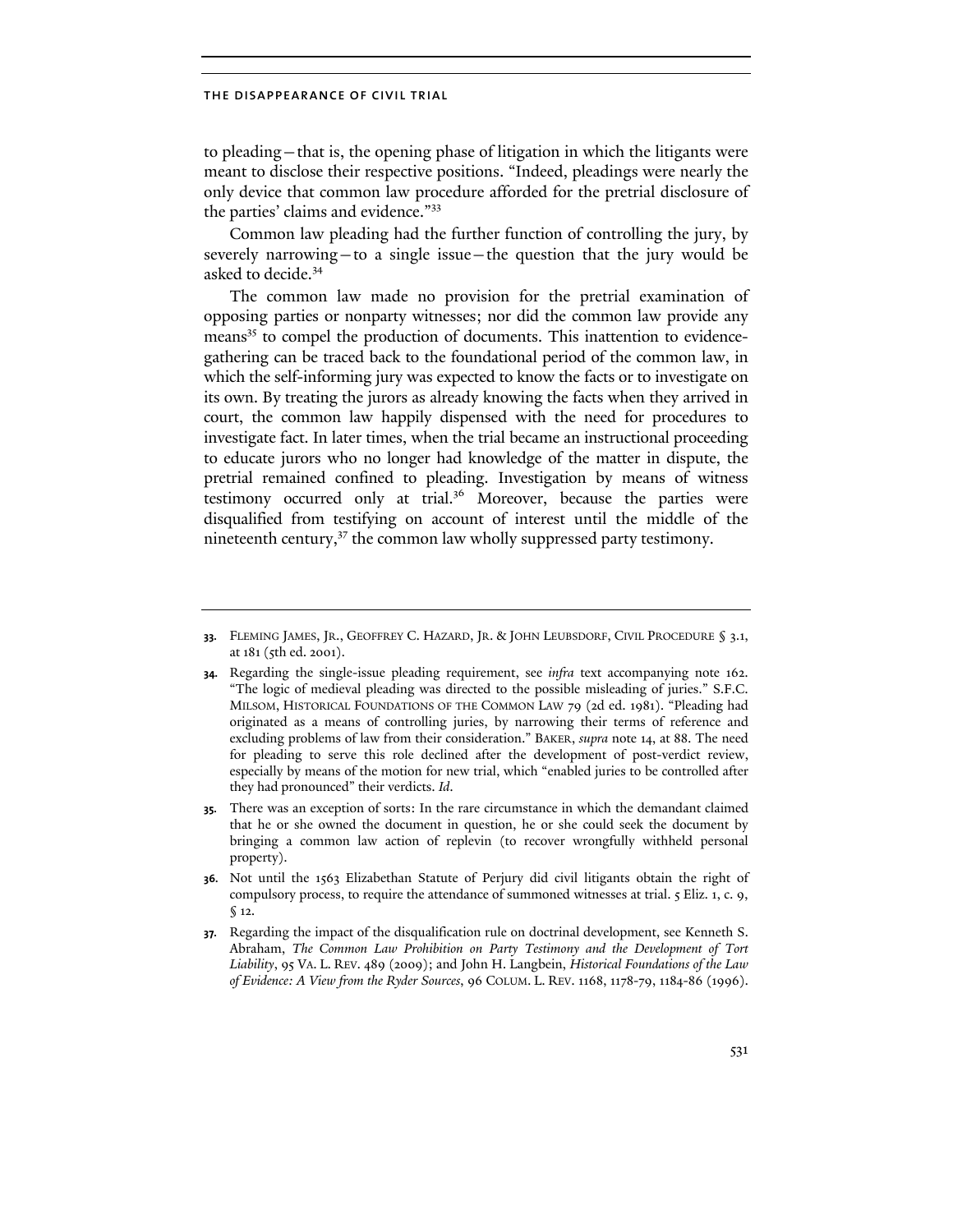to pleading—that is, the opening phase of litigation in which the litigants were meant to disclose their respective positions. "Indeed, pleadings were nearly the only device that common law procedure afforded for the pretrial disclosure of the parties' claims and evidence."[33]

Common law pleading had the further function of controlling the jury, by severely narrowing—to a single issue—the question that the jury would be asked to decide.[34]

The common law made no provision for the pretrial examination of opposing parties or nonparty witnesses; nor did the common law provide any means[35] to compel the production of documents. This inattention to evidence-gathering can be traced back to the foundational period of the common law, in which the self-informing jury was expected to know the facts or to investigate on its own. By treating the jurors as already knowing the facts when they arrived in court, the common law happily dispensed with the need for procedures to investigate fact. In later times, when the trial became an instructional proceeding to educate jurors who no longer had knowledge of the matter in dispute, the pretrial remained confined to pleading. Investigation by means of witness testimony occurred only at trial.[36] Moreover, because the parties were disqualified from testifying on account of interest until the middle of the nineteenth century,[37] the common law wholly suppressed party testimony.

---

33. FLEMING JAMES, JR., GEOFFREY C. HAZARD, JR. & JOHN LEUBSDORF, CIVIL PROCEDURE § 3.1, at 181 (5th ed. 2001).

34. Regarding the single-issue pleading requirement, see *infra* text accompanying note 162. "The logic of medieval pleading was directed to the possible misleading of juries." S.F.C. MILSOM, HISTORICAL FOUNDATIONS OF THE COMMON LAW 79 (2d ed. 1981). "Pleading had originated as a means of controlling juries, by narrowing their terms of reference and excluding problems of law from their consideration." BAKER, *supra* note 14, at 88. The need for pleading to serve this role declined after the development of post-verdict review, especially by means of the motion for new trial, which "enabled juries to be controlled after they had pronounced" their verdicts. *Id*.

35. There was an exception of sorts: In the rare circumstance in which the demandant claimed that he or she owned the document in question, he or she could seek the document by bringing a common law action of replevin (to recover wrongfully withheld personal property).

36. Not until the 1563 Elizabethan Statute of Perjury did civil litigants obtain the right of compulsory process, to require the attendance of summoned witnesses at trial. 5 Eliz. 1, c. 9, § 12.

37. Regarding the impact of the disqualification rule on doctrinal development, see Kenneth S. Abraham, *The Common Law Prohibition on Party Testimony and the Development of Tort Liability*, 95 VA. L. REV. 489 (2009); and John H. Langbein, *Historical Foundations of the Law of Evidence: A View from the Ryder Sources*, 96 COLUM. L. REV. 1168, 1178-79, 1184-86 (1996).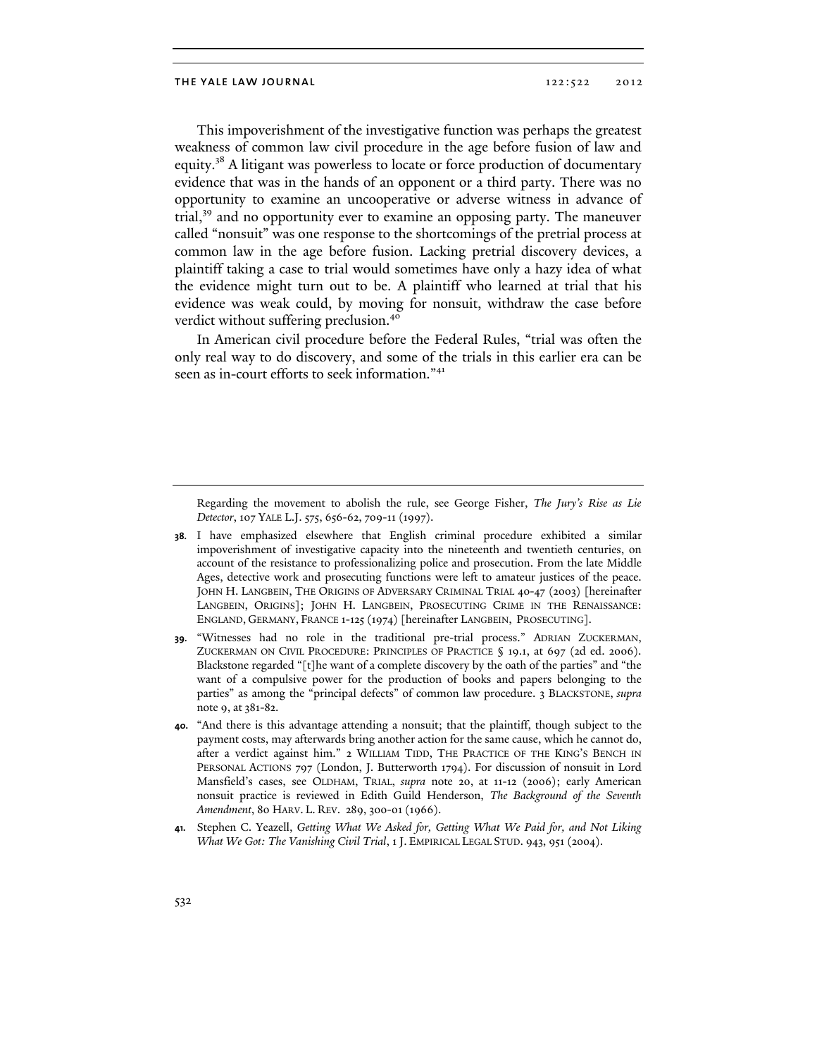This impoverishment of the investigative function was perhaps the greatest weakness of common law civil procedure in the age before fusion of law and equity.[38] A litigant was powerless to locate or force production of documentary evidence that was in the hands of an opponent or a third party. There was no opportunity to examine an uncooperative or adverse witness in advance of trial,[39] and no opportunity ever to examine an opposing party. The maneuver called "nonsuit" was one response to the shortcomings of the pretrial process at common law in the age before fusion. Lacking pretrial discovery devices, a plaintiff taking a case to trial would sometimes have only a hazy idea of what the evidence might turn out to be. A plaintiff who learned at trial that his evidence was weak could, by moving for nonsuit, withdraw the case before verdict without suffering preclusion.[40]

In American civil procedure before the Federal Rules, "trial was often the only real way to do discovery, and some of the trials in this earlier era can be seen as in-court efforts to seek information."[41]

---

Regarding the movement to abolish the rule, see George Fisher, *The Jury's Rise as Lie Detector*, 107 YALE L.J. 575, 656-62, 709-11 (1997).

**38.** I have emphasized elsewhere that English criminal procedure exhibited a similar impoverishment of investigative capacity into the nineteenth and twentieth centuries, on account of the resistance to professionalizing police and prosecution. From the late Middle Ages, detective work and prosecuting functions were left to amateur justices of the peace. JOHN H. LANGBEIN, THE ORIGINS OF ADVERSARY CRIMINAL TRIAL 40-47 (2003) [hereinafter LANGBEIN, ORIGINS]; JOHN H. LANGBEIN, PROSECUTING CRIME IN THE RENAISSANCE: ENGLAND, GERMANY, FRANCE 1-125 (1974) [hereinafter LANGBEIN, PROSECUTING].

**39.** "Witnesses had no role in the traditional pre-trial process." ADRIAN ZUCKERMAN, ZUCKERMAN ON CIVIL PROCEDURE: PRINCIPLES OF PRACTICE § 19.1, at 697 (2d ed. 2006). Blackstone regarded "[t]he want of a complete discovery by the oath of the parties" and "the want of a compulsive power for the production of books and papers belonging to the parties" as among the "principal defects" of common law procedure. 3 BLACKSTONE, *supra* note 9, at 381-82.

**40.** "And there is this advantage attending a nonsuit; that the plaintiff, though subject to the payment costs, may afterwards bring another action for the same cause, which he cannot do, after a verdict against him." 2 WILLIAM TIDD, THE PRACTICE OF THE KING'S BENCH IN PERSONAL ACTIONS 797 (London, J. Butterworth 1794). For discussion of nonsuit in Lord Mansfield's cases, see OLDHAM, TRIAL, *supra* note 20, at 11-12 (2006); early American nonsuit practice is reviewed in Edith Guild Henderson, *The Background of the Seventh Amendment*, 80 HARV. L. REV. 289, 300-01 (1966).

**41.** Stephen C. Yeazell, *Getting What We Asked for, Getting What We Paid for, and Not Liking What We Got: The Vanishing Civil Trial*, 1 J. EMPIRICAL LEGAL STUD. 943, 951 (2004).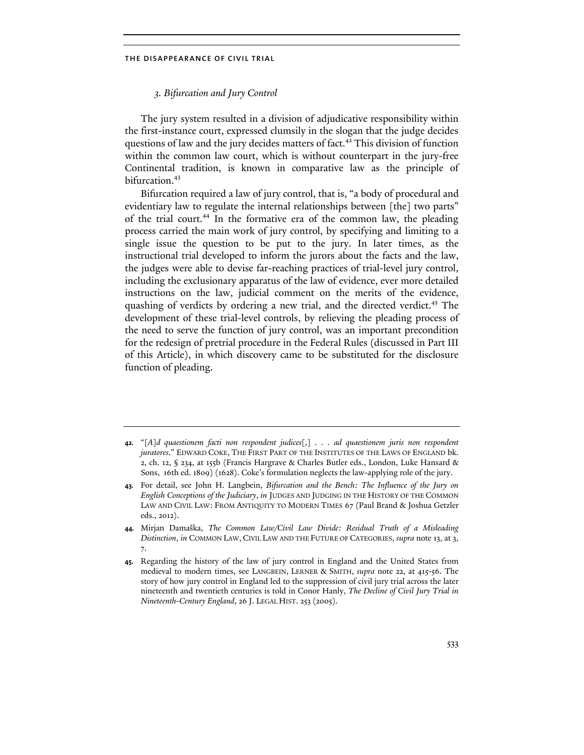### *3. Bifurcation and Jury Control*

The jury system resulted in a division of adjudicative responsibility within the first-instance court, expressed clumsily in the slogan that the judge decides questions of law and the jury decides matters of fact.[42] This division of function within the common law court, which is without counterpart in the jury-free Continental tradition, is known in comparative law as the principle of bifurcation.[43]

Bifurcation required a law of jury control, that is, "a body of procedural and evidentiary law to regulate the internal relationships between [the] two parts" of the trial court.[44] In the formative era of the common law, the pleading process carried the main work of jury control, by specifying and limiting to a single issue the question to be put to the jury. In later times, as the instructional trial developed to inform the jurors about the facts and the law, the judges were able to devise far-reaching practices of trial-level jury control, including the exclusionary apparatus of the law of evidence, ever more detailed instructions on the law, judicial comment on the merits of the evidence, quashing of verdicts by ordering a new trial, and the directed verdict.[45] The development of these trial-level controls, by relieving the pleading process of the need to serve the function of jury control, was an important precondition for the redesign of pretrial procedure in the Federal Rules (discussed in Part III of this Article), in which discovery came to be substituted for the disclosure function of pleading.

---

**42.** "[*A*]*d quaestionem facti non respondent judices*[,] . . . *ad quaestionem juris non respondent juratores*." EDWARD COKE, THE FIRST PART OF THE INSTITUTES OF THE LAWS OF ENGLAND bk. 2, ch. 12, § 234, at 155b (Francis Hargrave & Charles Butler eds., London, Luke Hansard & Sons, 16th ed. 1809) (1628). Coke's formulation neglects the law-applying role of the jury.

**43.** For detail, see John H. Langbein, *Bifurcation and the Bench: The Influence of the Jury on English Conceptions of the Judiciary*, *in* JUDGES AND JUDGING IN THE HISTORY OF THE COMMON LAW AND CIVIL LAW: FROM ANTIQUITY TO MODERN TIMES 67 (Paul Brand & Joshua Getzler eds., 2012).

**44.** Mirjan Damaška, *The Common Law/Civil Law Divide: Residual Truth of a Misleading Distinction*, *in* COMMON LAW, CIVIL LAW AND THE FUTURE OF CATEGORIES, *supra* note 13, at 3, 7.

**45.** Regarding the history of the law of jury control in England and the United States from medieval to modern times, see LANGBEIN, LERNER & SMITH, *supra* note 22, at 415-56. The story of how jury control in England led to the suppression of civil jury trial across the later nineteenth and twentieth centuries is told in Conor Hanly, *The Decline of Civil Jury Trial in Nineteenth-Century England*, 26 J. LEGAL HIST. 253 (2005).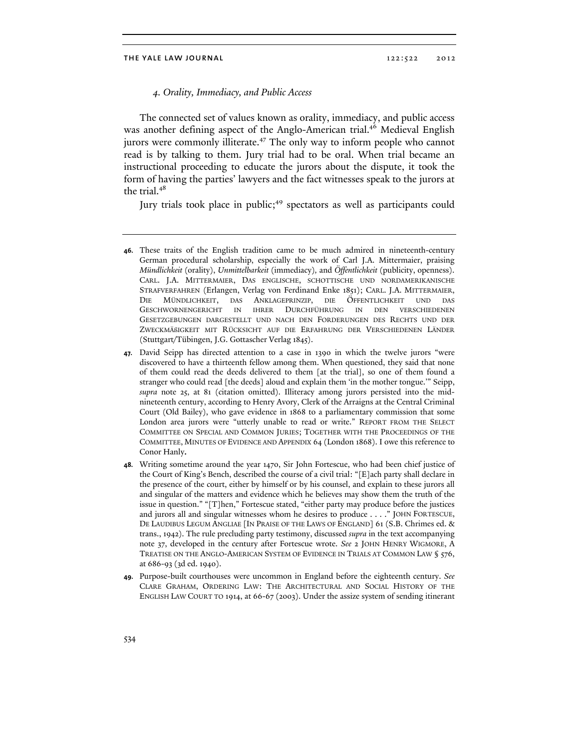### *4. Orality, Immediacy, and Public Access*

The connected set of values known as orality, immediacy, and public access was another defining aspect of the Anglo-American trial.[46] Medieval English jurors were commonly illiterate.[47] The only way to inform people who cannot read is by talking to them. Jury trial had to be oral. When trial became an instructional proceeding to educate the jurors about the dispute, it took the form of having the parties' lawyers and the fact witnesses speak to the jurors at the trial.[48]

Jury trials took place in public;[49] spectators as well as participants could

---

**46.** These traits of the English tradition came to be much admired in nineteenth-century German procedural scholarship, especially the work of Carl J.A. Mittermaier, praising *Mündlichkeit* (orality), *Unmittelbarkeit* (immediacy), and *Öffentlichkeit* (publicity, openness). CARL. J.A. MITTERMAIER, DAS ENGLISCHE, SCHOTTISCHE UND NORDAMERIKANISCHE STRAFVERFAHREN (Erlangen, Verlag von Ferdinand Enke 1851); CARL. J.A. MITTERMAIER, DIE MÜNDLICHKEIT, DAS ANKLAGEPRINZIP, DIE ÖFFENTLICHKEIT UND DAS GESCHWORNENGERICHT IN IHRER DURCHFÜHRUNG IN DEN VERSCHIEDENEN GESETZGEBUNGEN DARGESTELLT UND NACH DEN FORDERUNGEN DES RECHTS UND DER ZWECKMÄßIGKEIT MIT RÜCKSICHT AUF DIE ERFAHRUNG DER VERSCHIEDENEN LÄNDER (Stuttgart/Tübingen, J.G. Gottascher Verlag 1845).

**47.** David Seipp has directed attention to a case in 1390 in which the twelve jurors "were discovered to have a thirteenth fellow among them. When questioned, they said that none of them could read the deeds delivered to them [at the trial], so one of them found a stranger who could read [the deeds] aloud and explain them 'in the mother tongue.'" Seipp, *supra* note 25, at 81 (citation omitted). Illiteracy among jurors persisted into the mid-nineteenth century, according to Henry Avory, Clerk of the Arraigns at the Central Criminal Court (Old Bailey), who gave evidence in 1868 to a parliamentary commission that some London area jurors were "utterly unable to read or write." REPORT FROM THE SELECT COMMITTEE ON SPECIAL AND COMMON JURIES; TOGETHER WITH THE PROCEEDINGS OF THE COMMITTEE, MINUTES OF EVIDENCE AND APPENDIX 64 (London 1868). I owe this reference to Conor Hanly.

**48.** Writing sometime around the year 1470, Sir John Fortescue, who had been chief justice of the Court of King's Bench, described the course of a civil trial: "[E]ach party shall declare in the presence of the court, either by himself or by his counsel, and explain to these jurors all and singular of the matters and evidence which he believes may show them the truth of the issue in question." "[T]hen," Fortescue stated, "either party may produce before the justices and jurors all and singular witnesses whom he desires to produce . . . ." JOHN FORTESCUE, DE LAUDIBUS LEGUM ANGLIAE [IN PRAISE OF THE LAWS OF ENGLAND] 61 (S.B. Chrimes ed. & trans., 1942). The rule precluding party testimony, discussed *supra* in the text accompanying note 37, developed in the century after Fortescue wrote. *See* 2 JOHN HENRY WIGMORE, A TREATISE ON THE ANGLO-AMERICAN SYSTEM OF EVIDENCE IN TRIALS AT COMMON LAW § 576, at 686-93 (3d ed. 1940).

**49.** Purpose-built courthouses were uncommon in England before the eighteenth century. *See* CLARE GRAHAM, ORDERING LAW: THE ARCHITECTURAL AND SOCIAL HISTORY OF THE ENGLISH LAW COURT TO 1914, at 66-67 (2003). Under the assize system of sending itinerant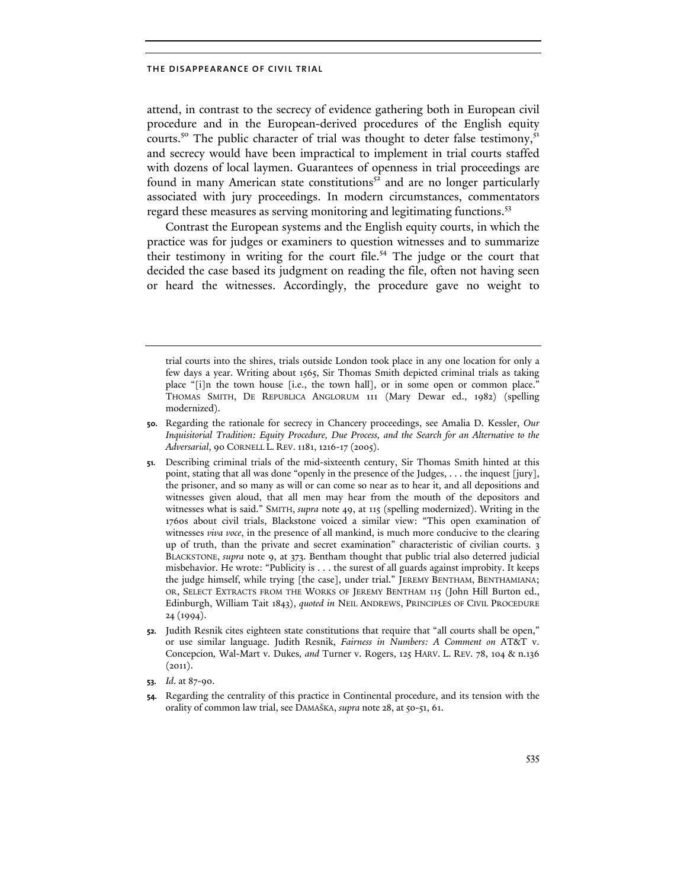attend, in contrast to the secrecy of evidence gathering both in European civil procedure and in the European-derived procedures of the English equity courts.[50] The public character of trial was thought to deter false testimony,[51] and secrecy would have been impractical to implement in trial courts staffed with dozens of local laymen. Guarantees of openness in trial proceedings are found in many American state constitutions[52] and are no longer particularly associated with jury proceedings. In modern circumstances, commentators regard these measures as serving monitoring and legitimating functions.[53]

Contrast the European systems and the English equity courts, in which the practice was for judges or examiners to question witnesses and to summarize their testimony in writing for the court file.[54] The judge or the court that decided the case based its judgment on reading the file, often not having seen or heard the witnesses. Accordingly, the procedure gave no weight to

---

trial courts into the shires, trials outside London took place in any one location for only a few days a year. Writing about 1565, Sir Thomas Smith depicted criminal trials as taking place "[i]n the town house [i.e., the town hall], or in some open or common place." THOMAS SMITH, DE REPUBLICA ANGLORUM 111 (Mary Dewar ed., 1982) (spelling modernized).

50. Regarding the rationale for secrecy in Chancery proceedings, see Amalia D. Kessler, *Our Inquisitorial Tradition: Equity Procedure, Due Process, and the Search for an Alternative to the Adversarial*, 90 CORNELL L. REV. 1181, 1216-17 (2005).

51. Describing criminal trials of the mid-sixteenth century, Sir Thomas Smith hinted at this point, stating that all was done "openly in the presence of the Judges, . . . the inquest [jury], the prisoner, and so many as will or can come so near as to hear it, and all depositions and witnesses given aloud, that all men may hear from the mouth of the depositors and witnesses what is said." SMITH, *supra* note 49, at 115 (spelling modernized). Writing in the 1760s about civil trials, Blackstone voiced a similar view: "This open examination of witnesses *viva voce*, in the presence of all mankind, is much more conducive to the clearing up of truth, than the private and secret examination" characteristic of civilian courts. 3 BLACKSTONE, *supra* note 9, at 373. Bentham thought that public trial also deterred judicial misbehavior. He wrote: "Publicity is . . . the surest of all guards against improbity. It keeps the judge himself, while trying [the case], under trial." JEREMY BENTHAM, BENTHAMIANA; OR, SELECT EXTRACTS FROM THE WORKS OF JEREMY BENTHAM 115 (John Hill Burton ed., Edinburgh, William Tait 1843), *quoted in* NEIL ANDREWS, PRINCIPLES OF CIVIL PROCEDURE 24 (1994).

52. Judith Resnik cites eighteen state constitutions that require that "all courts shall be open," or use similar language. Judith Resnik, *Fairness in Numbers: A Comment on* AT&T v. Concepcion, Wal-Mart v. Dukes, *and* Turner v. Rogers, 125 HARV. L. REV. 78, 104 & n.136 (2011).

53. *Id*. at 87-90.

54. Regarding the centrality of this practice in Continental procedure, and its tension with the orality of common law trial, see DAMAŠKA, *supra* note 28, at 50-51, 61.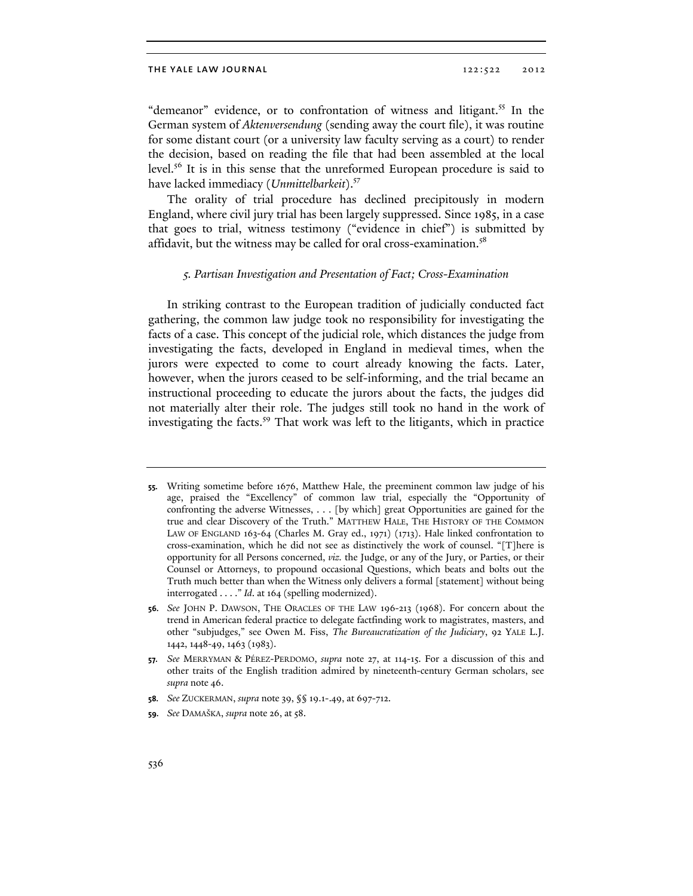"demeanor" evidence, or to confrontation of witness and litigant.[55] In the German system of *Aktenversendung* (sending away the court file), it was routine for some distant court (or a university law faculty serving as a court) to render the decision, based on reading the file that had been assembled at the local level.[56] It is in this sense that the unreformed European procedure is said to have lacked immediacy (*Unmittelbarkeit*).[57]

The orality of trial procedure has declined precipitously in modern England, where civil jury trial has been largely suppressed. Since 1985, in a case that goes to trial, witness testimony ("evidence in chief") is submitted by affidavit, but the witness may be called for oral cross-examination.[58]

### *5. Partisan Investigation and Presentation of Fact; Cross-Examination*

In striking contrast to the European tradition of judicially conducted fact gathering, the common law judge took no responsibility for investigating the facts of a case. This concept of the judicial role, which distances the judge from investigating the facts, developed in England in medieval times, when the jurors were expected to come to court already knowing the facts. Later, however, when the jurors ceased to be self-informing, and the trial became an instructional proceeding to educate the jurors about the facts, the judges did not materially alter their role. The judges still took no hand in the work of investigating the facts.[59] That work was left to the litigants, which in practice

---

**55.** Writing sometime before 1676, Matthew Hale, the preeminent common law judge of his age, praised the "Excellency" of common law trial, especially the "Opportunity of confronting the adverse Witnesses, . . . [by which] great Opportunities are gained for the true and clear Discovery of the Truth." MATTHEW HALE, THE HISTORY OF THE COMMON LAW OF ENGLAND 163-64 (Charles M. Gray ed., 1971) (1713). Hale linked confrontation to cross-examination, which he did not see as distinctively the work of counsel. "[T]here is opportunity for all Persons concerned, *viz.* the Judge, or any of the Jury, or Parties, or their Counsel or Attorneys, to propound occasional Questions, which beats and bolts out the Truth much better than when the Witness only delivers a formal [statement] without being interrogated . . . ." *Id.* at 164 (spelling modernized).

**56.** *See* JOHN P. DAWSON, THE ORACLES OF THE LAW 196-213 (1968). For concern about the trend in American federal practice to delegate factfinding work to magistrates, masters, and other "subjudges," see Owen M. Fiss, *The Bureaucratization of the Judiciary*, 92 YALE L.J. 1442, 1448-49, 1463 (1983).

**57.** *See* MERRYMAN & PÉREZ-PERDOMO, *supra* note 27, at 114-15. For a discussion of this and other traits of the English tradition admired by nineteenth-century German scholars, see *supra* note 46.

**58.** *See* ZUCKERMAN, *supra* note 39, §§ 19.1-.49, at 697-712.

**59.** *See* DAMAŠKA, *supra* note 26, at 58.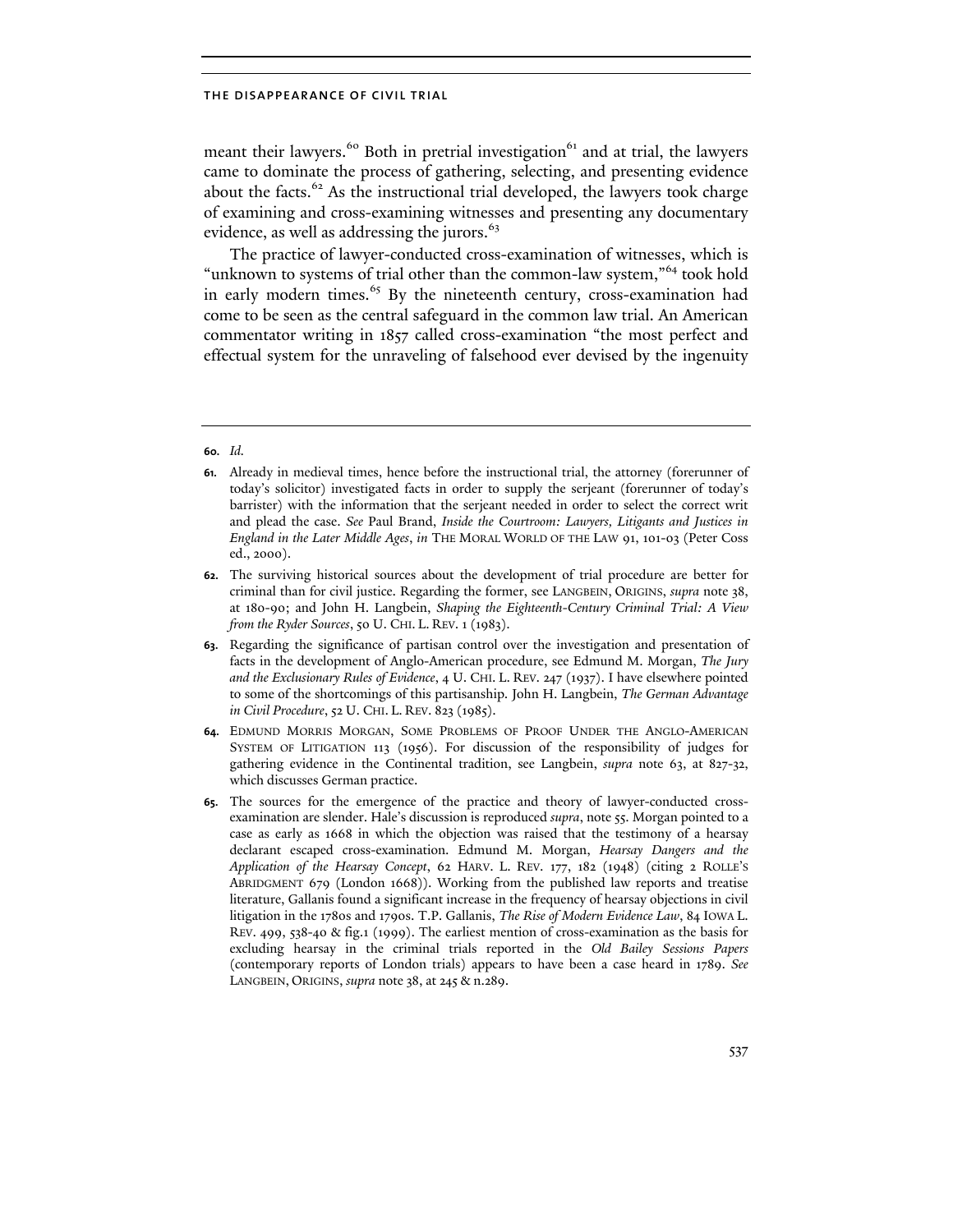meant their lawyers.[60] Both in pretrial investigation[61] and at trial, the lawyers came to dominate the process of gathering, selecting, and presenting evidence about the facts.[62] As the instructional trial developed, the lawyers took charge of examining and cross-examining witnesses and presenting any documentary evidence, as well as addressing the jurors.[63]

The practice of lawyer-conducted cross-examination of witnesses, which is "unknown to systems of trial other than the common-law system,"[64] took hold in early modern times.[65] By the nineteenth century, cross-examination had come to be seen as the central safeguard in the common law trial. An American commentator writing in 1857 called cross-examination "the most perfect and effectual system for the unraveling of falsehood ever devised by the ingenuity

---

**60.** *Id.*

**61.** Already in medieval times, hence before the instructional trial, the attorney (forerunner of today's solicitor) investigated facts in order to supply the serjeant (forerunner of today's barrister) with the information that the serjeant needed in order to select the correct writ and plead the case. *See* Paul Brand, *Inside the Courtroom: Lawyers, Litigants and Justices in England in the Later Middle Ages*, *in* THE MORAL WORLD OF THE LAW 91, 101-03 (Peter Coss ed., 2000).

**62.** The surviving historical sources about the development of trial procedure are better for criminal than for civil justice. Regarding the former, see LANGBEIN, ORIGINS, *supra* note 38, at 180-90; and John H. Langbein, *Shaping the Eighteenth-Century Criminal Trial: A View from the Ryder Sources*, 50 U. CHI. L. REV. 1 (1983).

**63.** Regarding the significance of partisan control over the investigation and presentation of facts in the development of Anglo-American procedure, see Edmund M. Morgan, *The Jury and the Exclusionary Rules of Evidence*, 4 U. CHI. L. REV. 247 (1937). I have elsewhere pointed to some of the shortcomings of this partisanship. John H. Langbein, *The German Advantage in Civil Procedure*, 52 U. CHI. L. REV. 823 (1985).

**64.** EDMUND MORRIS MORGAN, SOME PROBLEMS OF PROOF UNDER THE ANGLO-AMERICAN SYSTEM OF LITIGATION 113 (1956). For discussion of the responsibility of judges for gathering evidence in the Continental tradition, see Langbein, *supra* note 63, at 827-32, which discusses German practice.

**65.** The sources for the emergence of the practice and theory of lawyer-conducted cross-examination are slender. Hale's discussion is reproduced *supra*, note 55. Morgan pointed to a case as early as 1668 in which the objection was raised that the testimony of a hearsay declarant escaped cross-examination. Edmund M. Morgan, *Hearsay Dangers and the Application of the Hearsay Concept*, 62 HARV. L. REV. 177, 182 (1948) (citing 2 ROLLE'S ABRIDGMENT 679 (London 1668)). Working from the published law reports and treatise literature, Gallanis found a significant increase in the frequency of hearsay objections in civil litigation in the 1780s and 1790s. T.P. Gallanis, *The Rise of Modern Evidence Law*, 84 IOWA L. REV. 499, 538-40 & fig.1 (1999). The earliest mention of cross-examination as the basis for excluding hearsay in the criminal trials reported in the *Old Bailey Sessions Papers* (contemporary reports of London trials) appears to have been a case heard in 1789. *See* LANGBEIN, ORIGINS, *supra* note 38, at 245 & n.289.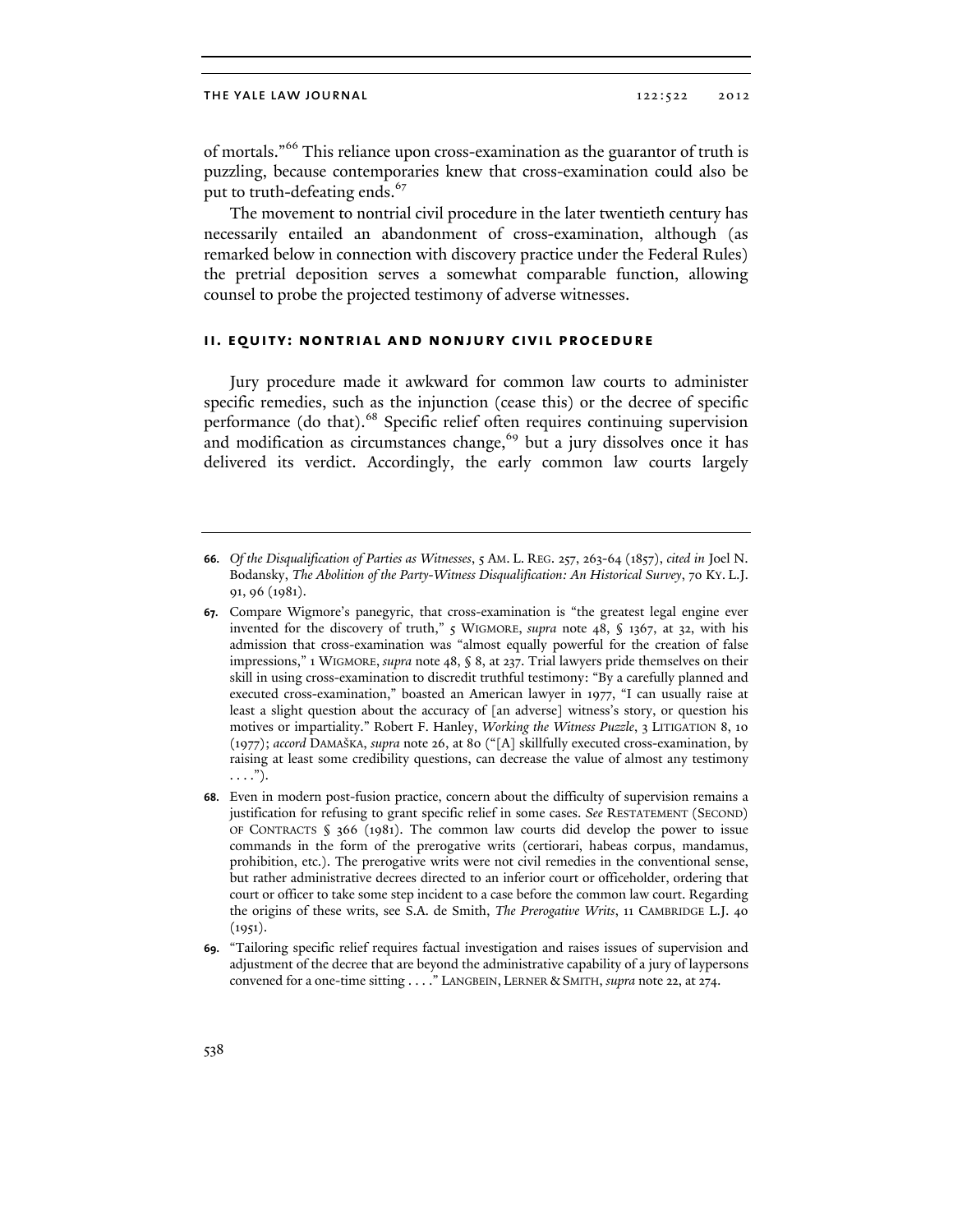of mortals."[66] This reliance upon cross-examination as the guarantor of truth is puzzling, because contemporaries knew that cross-examination could also be put to truth-defeating ends.[67]

The movement to nontrial civil procedure in the later twentieth century has necessarily entailed an abandonment of cross-examination, although (as remarked below in connection with discovery practice under the Federal Rules) the pretrial deposition serves a somewhat comparable function, allowing counsel to probe the projected testimony of adverse witnesses.

## II. EQUITY: NONTRIAL AND NONJURY CIVIL PROCEDURE

Jury procedure made it awkward for common law courts to administer specific remedies, such as the injunction (cease this) or the decree of specific performance (do that).[68] Specific relief often requires continuing supervision and modification as circumstances change,[69] but a jury dissolves once it has delivered its verdict. Accordingly, the early common law courts largely

---

66. *Of the Disqualification of Parties as Witnesses*, 5 AM. L. REG. 257, 263-64 (1857), *cited in* Joel N. Bodansky, *The Abolition of the Party-Witness Disqualification: An Historical Survey*, 70 KY. L.J. 91, 96 (1981).

67. Compare Wigmore's panegyric, that cross-examination is "the greatest legal engine ever invented for the discovery of truth," 5 WIGMORE, *supra* note 48, § 1367, at 32, with his admission that cross-examination was "almost equally powerful for the creation of false impressions," 1 WIGMORE, *supra* note 48, § 8, at 237. Trial lawyers pride themselves on their skill in using cross-examination to discredit truthful testimony: "By a carefully planned and executed cross-examination," boasted an American lawyer in 1977, "I can usually raise at least a slight question about the accuracy of [an adverse] witness's story, or question his motives or impartiality." Robert F. Hanley, *Working the Witness Puzzle*, 3 LITIGATION 8, 10 (1977); *accord* DAMAŠKA, *supra* note 26, at 80 ("[A] skillfully executed cross-examination, by raising at least some credibility questions, can decrease the value of almost any testimony . . . .").

68. Even in modern post-fusion practice, concern about the difficulty of supervision remains a justification for refusing to grant specific relief in some cases. *See* RESTATEMENT (SECOND) OF CONTRACTS § 366 (1981). The common law courts did develop the power to issue commands in the form of the prerogative writs (certiorari, habeas corpus, mandamus, prohibition, etc.). The prerogative writs were not civil remedies in the conventional sense, but rather administrative decrees directed to an inferior court or officeholder, ordering that court or officer to take some step incident to a case before the common law court. Regarding the origins of these writs, see S.A. de Smith, *The Prerogative Writs*, 11 CAMBRIDGE L.J. 40 (1951).

69. "Tailoring specific relief requires factual investigation and raises issues of supervision and adjustment of the decree that are beyond the administrative capability of a jury of laypersons convened for a one-time sitting . . . ." LANGBEIN, LERNER & SMITH, *supra* note 22, at 274.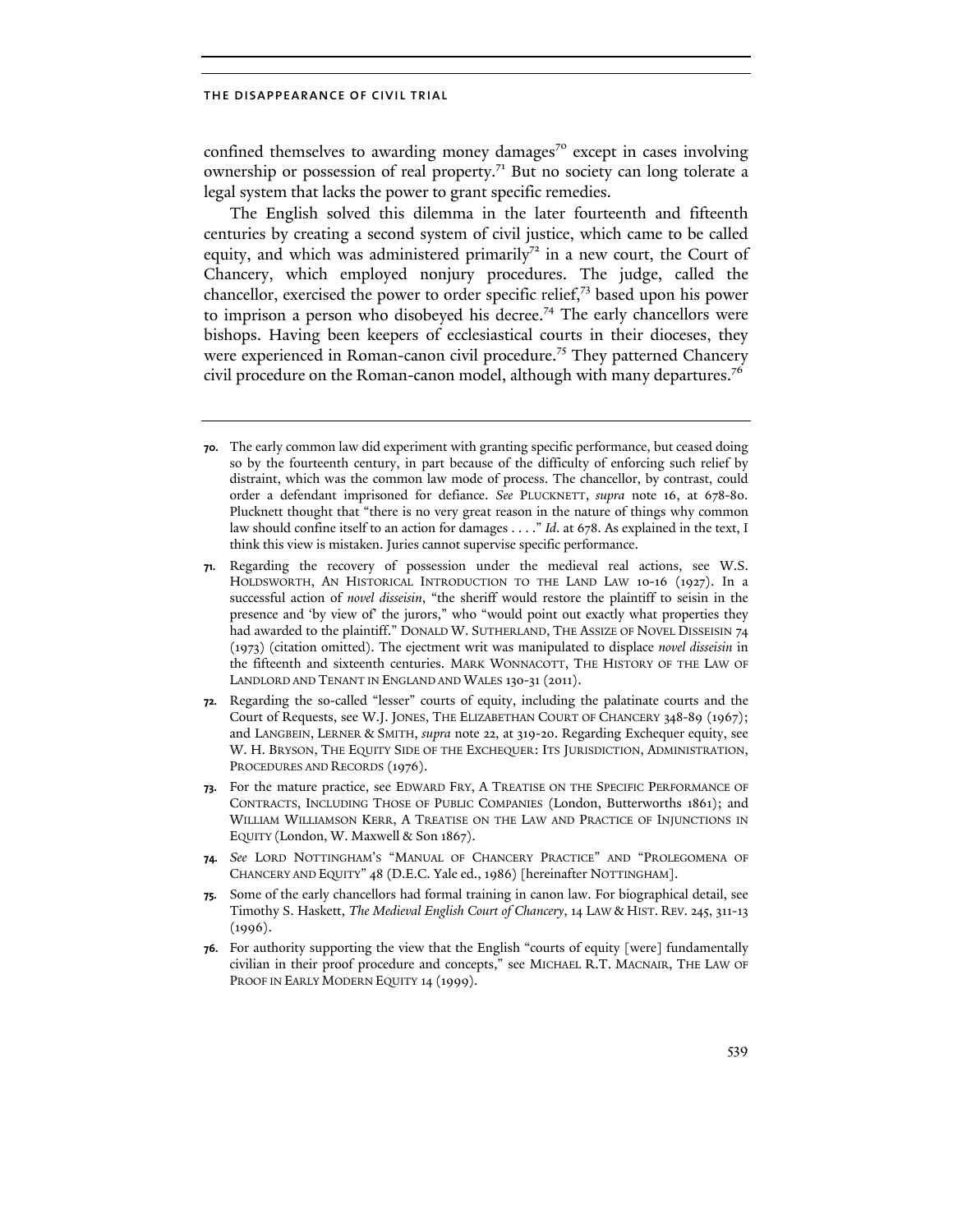confined themselves to awarding money damages[70] except in cases involving ownership or possession of real property.[71] But no society can long tolerate a legal system that lacks the power to grant specific remedies.

The English solved this dilemma in the later fourteenth and fifteenth centuries by creating a second system of civil justice, which came to be called equity, and which was administered primarily[72] in a new court, the Court of Chancery, which employed nonjury procedures. The judge, called the chancellor, exercised the power to order specific relief,[73] based upon his power to imprison a person who disobeyed his decree.[74] The early chancellors were bishops. Having been keepers of ecclesiastical courts in their dioceses, they were experienced in Roman-canon civil procedure.[75] They patterned Chancery civil procedure on the Roman-canon model, although with many departures.[76]

---

**70.** The early common law did experiment with granting specific performance, but ceased doing so by the fourteenth century, in part because of the difficulty of enforcing such relief by distraint, which was the common law mode of process. The chancellor, by contrast, could order a defendant imprisoned for defiance. *See* PLUCKNETT, *supra* note 16, at 678-80. Plucknett thought that "there is no very great reason in the nature of things why common law should confine itself to an action for damages . . . ." *Id*. at 678. As explained in the text, I think this view is mistaken. Juries cannot supervise specific performance.

**71.** Regarding the recovery of possession under the medieval real actions, see W.S. HOLDSWORTH, AN HISTORICAL INTRODUCTION TO THE LAND LAW 10-16 (1927). In a successful action of *novel disseisin*, "the sheriff would restore the plaintiff to seisin in the presence and 'by view of' the jurors," who "would point out exactly what properties they had awarded to the plaintiff." DONALD W. SUTHERLAND, THE ASSIZE OF NOVEL DISSEISIN 74 (1973) (citation omitted). The ejectment writ was manipulated to displace *novel disseisin* in the fifteenth and sixteenth centuries. MARK WONNACOTT, THE HISTORY OF THE LAW OF LANDLORD AND TENANT IN ENGLAND AND WALES 130-31 (2011).

**72.** Regarding the so-called "lesser" courts of equity, including the palatinate courts and the Court of Requests, see W.J. JONES, THE ELIZABETHAN COURT OF CHANCERY 348-89 (1967); and LANGBEIN, LERNER & SMITH, *supra* note 22, at 319-20. Regarding Exchequer equity, see W. H. BRYSON, THE EQUITY SIDE OF THE EXCHEQUER: ITS JURISDICTION, ADMINISTRATION, PROCEDURES AND RECORDS (1976).

**73.** For the mature practice, see EDWARD FRY, A TREATISE ON THE SPECIFIC PERFORMANCE OF CONTRACTS, INCLUDING THOSE OF PUBLIC COMPANIES (London, Butterworths 1861); and WILLIAM WILLIAMSON KERR, A TREATISE ON THE LAW AND PRACTICE OF INJUNCTIONS IN EQUITY (London, W. Maxwell & Son 1867).

**74.** *See* LORD NOTTINGHAM'S "MANUAL OF CHANCERY PRACTICE" AND "PROLEGOMENA OF CHANCERY AND EQUITY" 48 (D.E.C. Yale ed., 1986) [hereinafter NOTTINGHAM].

**75.** Some of the early chancellors had formal training in canon law. For biographical detail, see Timothy S. Haskett, *The Medieval English Court of Chancery*, 14 LAW & HIST. REV. 245, 311-13 (1996).

**76.** For authority supporting the view that the English "courts of equity [were] fundamentally civilian in their proof procedure and concepts," see MICHAEL R.T. MACNAIR, THE LAW OF PROOF IN EARLY MODERN EQUITY 14 (1999).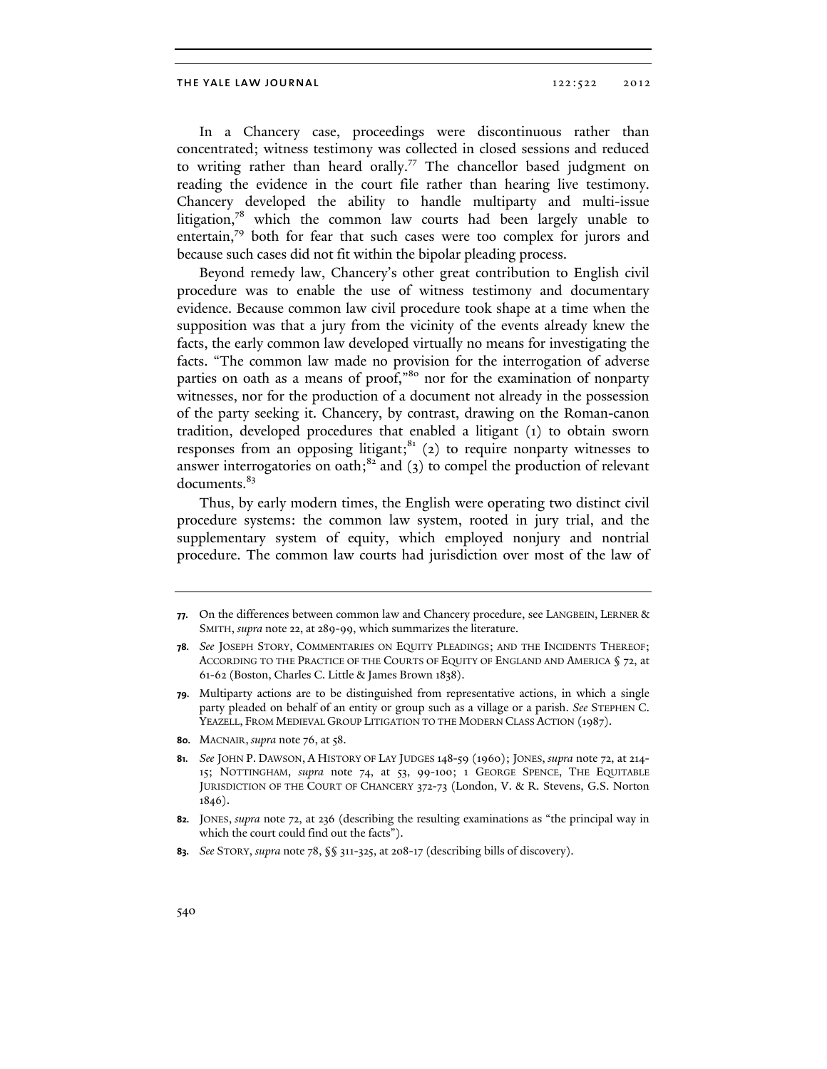In a Chancery case, proceedings were discontinuous rather than concentrated; witness testimony was collected in closed sessions and reduced to writing rather than heard orally.[77] The chancellor based judgment on reading the evidence in the court file rather than hearing live testimony. Chancery developed the ability to handle multiparty and multi-issue litigation,[78] which the common law courts had been largely unable to entertain,[79] both for fear that such cases were too complex for jurors and because such cases did not fit within the bipolar pleading process.

Beyond remedy law, Chancery's other great contribution to English civil procedure was to enable the use of witness testimony and documentary evidence. Because common law civil procedure took shape at a time when the supposition was that a jury from the vicinity of the events already knew the facts, the early common law developed virtually no means for investigating the facts. "The common law made no provision for the interrogation of adverse parties on oath as a means of proof,"[80] nor for the examination of nonparty witnesses, nor for the production of a document not already in the possession of the party seeking it. Chancery, by contrast, drawing on the Roman-canon tradition, developed procedures that enabled a litigant (1) to obtain sworn responses from an opposing litigant;[81] (2) to require nonparty witnesses to answer interrogatories on oath;[82] and (3) to compel the production of relevant documents.[83]

Thus, by early modern times, the English were operating two distinct civil procedure systems: the common law system, rooted in jury trial, and the supplementary system of equity, which employed nonjury and nontrial procedure. The common law courts had jurisdiction over most of the law of

---

**77.** On the differences between common law and Chancery procedure, see LANGBEIN, LERNER & SMITH, *supra* note 22, at 289-99, which summarizes the literature.

**78.** *See* JOSEPH STORY, COMMENTARIES ON EQUITY PLEADINGS; AND THE INCIDENTS THEREOF; ACCORDING TO THE PRACTICE OF THE COURTS OF EQUITY OF ENGLAND AND AMERICA § 72, at 61-62 (Boston, Charles C. Little & James Brown 1838).

**79.** Multiparty actions are to be distinguished from representative actions, in which a single party pleaded on behalf of an entity or group such as a village or a parish. *See* STEPHEN C. YEAZELL, FROM MEDIEVAL GROUP LITIGATION TO THE MODERN CLASS ACTION (1987).

**80.** MACNAIR, *supra* note 76, at 58.

**81.** *See* JOHN P. DAWSON, A HISTORY OF LAY JUDGES 148-59 (1960); JONES, *supra* note 72, at 214-15; NOTTINGHAM, *supra* note 74, at 53, 99-100; 1 GEORGE SPENCE, THE EQUITABLE JURISDICTION OF THE COURT OF CHANCERY 372-73 (London, V. & R. Stevens, G.S. Norton 1846).

**82.** JONES, *supra* note 72, at 236 (describing the resulting examinations as "the principal way in which the court could find out the facts").

**83.** *See* STORY, *supra* note 78, §§ 311-325, at 208-17 (describing bills of discovery).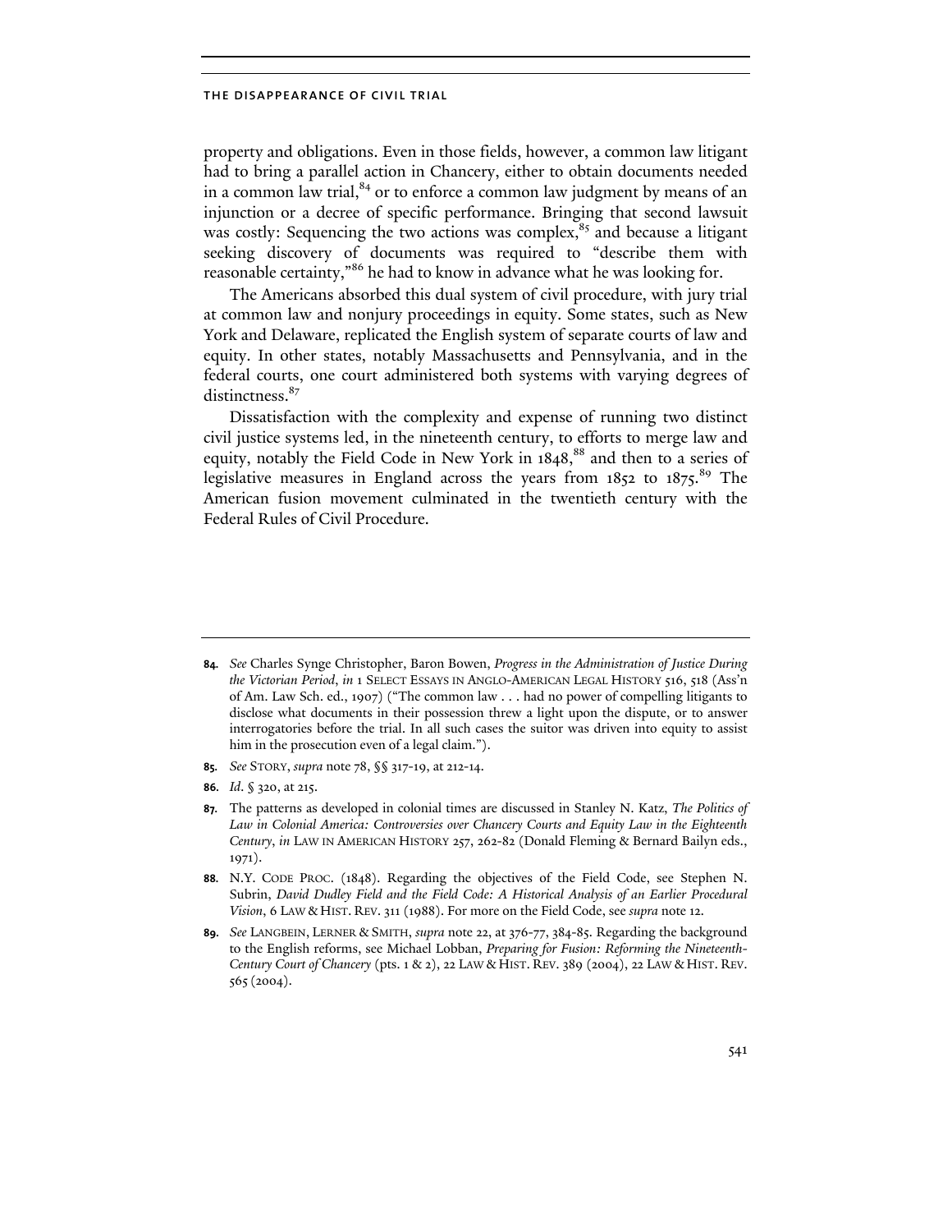property and obligations. Even in those fields, however, a common law litigant had to bring a parallel action in Chancery, either to obtain documents needed in a common law trial,[84] or to enforce a common law judgment by means of an injunction or a decree of specific performance. Bringing that second lawsuit was costly: Sequencing the two actions was complex,[85] and because a litigant seeking discovery of documents was required to "describe them with reasonable certainty,"[86] he had to know in advance what he was looking for.

The Americans absorbed this dual system of civil procedure, with jury trial at common law and nonjury proceedings in equity. Some states, such as New York and Delaware, replicated the English system of separate courts of law and equity. In other states, notably Massachusetts and Pennsylvania, and in the federal courts, one court administered both systems with varying degrees of distinctness.[87]

Dissatisfaction with the complexity and expense of running two distinct civil justice systems led, in the nineteenth century, to efforts to merge law and equity, notably the Field Code in New York in 1848,[88] and then to a series of legislative measures in England across the years from 1852 to 1875.[89] The American fusion movement culminated in the twentieth century with the Federal Rules of Civil Procedure.

---

**84.** *See* Charles Synge Christopher, Baron Bowen, *Progress in the Administration of Justice During the Victorian Period*, *in* 1 SELECT ESSAYS IN ANGLO-AMERICAN LEGAL HISTORY 516, 518 (Ass'n of Am. Law Sch. ed., 1907) ("The common law . . . had no power of compelling litigants to disclose what documents in their possession threw a light upon the dispute, or to answer interrogatories before the trial. In all such cases the suitor was driven into equity to assist him in the prosecution even of a legal claim.").

**85.** *See* STORY, *supra* note 78, §§ 317-19, at 212-14.

**86.** *Id.* § 320, at 215.

**87.** The patterns as developed in colonial times are discussed in Stanley N. Katz, *The Politics of Law in Colonial America: Controversies over Chancery Courts and Equity Law in the Eighteenth Century*, *in* LAW IN AMERICAN HISTORY 257, 262-82 (Donald Fleming & Bernard Bailyn eds., 1971).

**88.** N.Y. CODE PROC. (1848). Regarding the objectives of the Field Code, see Stephen N. Subrin, *David Dudley Field and the Field Code: A Historical Analysis of an Earlier Procedural Vision*, 6 LAW & HIST. REV. 311 (1988). For more on the Field Code, see *supra* note 12.

**89.** *See* LANGBEIN, LERNER & SMITH, *supra* note 22, at 376-77, 384-85. Regarding the background to the English reforms, see Michael Lobban, *Preparing for Fusion: Reforming the Nineteenth-Century Court of Chancery* (pts. 1 & 2), 22 LAW & HIST. REV. 389 (2004), 22 LAW & HIST. REV. 565 (2004).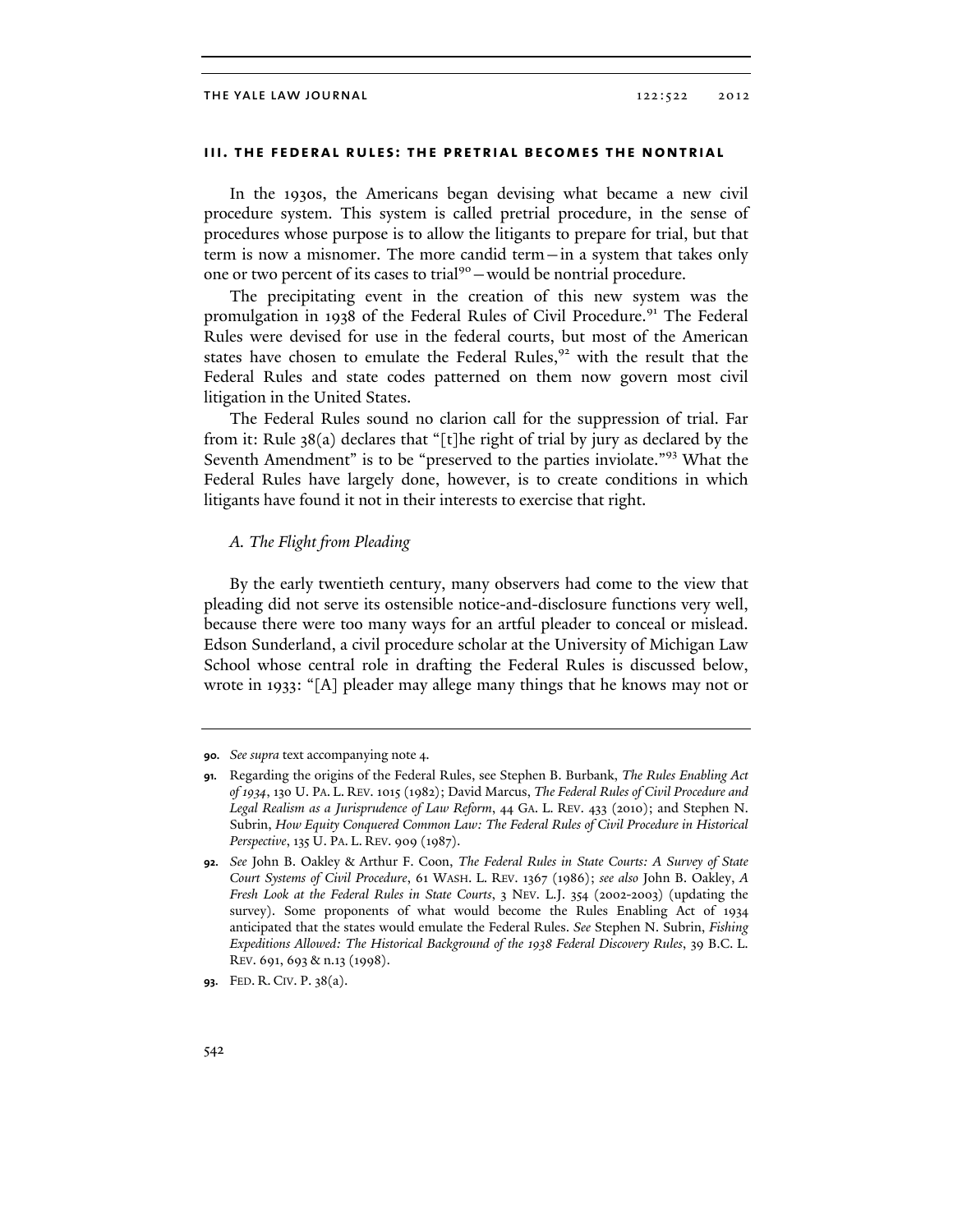## III. THE FEDERAL RULES: THE PRETRIAL BECOMES THE NONTRIAL

In the 1930s, the Americans began devising what became a new civil procedure system. This system is called pretrial procedure, in the sense of procedures whose purpose is to allow the litigants to prepare for trial, but that term is now a misnomer. The more candid term—in a system that takes only one or two percent of its cases to trial[90]—would be nontrial procedure.

The precipitating event in the creation of this new system was the promulgation in 1938 of the Federal Rules of Civil Procedure.[91] The Federal Rules were devised for use in the federal courts, but most of the American states have chosen to emulate the Federal Rules,[92] with the result that the Federal Rules and state codes patterned on them now govern most civil litigation in the United States.

The Federal Rules sound no clarion call for the suppression of trial. Far from it: Rule 38(a) declares that "[t]he right of trial by jury as declared by the Seventh Amendment" is to be "preserved to the parties inviolate."[93] What the Federal Rules have largely done, however, is to create conditions in which litigants have found it not in their interests to exercise that right.

### *A. The Flight from Pleading*

By the early twentieth century, many observers had come to the view that pleading did not serve its ostensible notice-and-disclosure functions very well, because there were too many ways for an artful pleader to conceal or mislead. Edson Sunderland, a civil procedure scholar at the University of Michigan Law School whose central role in drafting the Federal Rules is discussed below, wrote in 1933: "[A] pleader may allege many things that he knows may not or

---

**90.** *See supra* text accompanying note 4.

**91.** Regarding the origins of the Federal Rules, see Stephen B. Burbank, *The Rules Enabling Act of 1934*, 130 U. PA. L. REV. 1015 (1982); David Marcus, *The Federal Rules of Civil Procedure and Legal Realism as a Jurisprudence of Law Reform*, 44 GA. L. REV. 433 (2010); and Stephen N. Subrin, *How Equity Conquered Common Law: The Federal Rules of Civil Procedure in Historical Perspective*, 135 U. PA. L. REV. 909 (1987).

**92.** *See* John B. Oakley & Arthur F. Coon, *The Federal Rules in State Courts: A Survey of State Court Systems of Civil Procedure*, 61 WASH. L. REV. 1367 (1986); *see also* John B. Oakley, *A Fresh Look at the Federal Rules in State Courts*, 3 NEV. L.J. 354 (2002-2003) (updating the survey). Some proponents of what would become the Rules Enabling Act of 1934 anticipated that the states would emulate the Federal Rules. *See* Stephen N. Subrin, *Fishing Expeditions Allowed: The Historical Background of the 1938 Federal Discovery Rules*, 39 B.C. L. REV. 691, 693 & n.13 (1998).

**93.** FED. R. CIV. P. 38(a).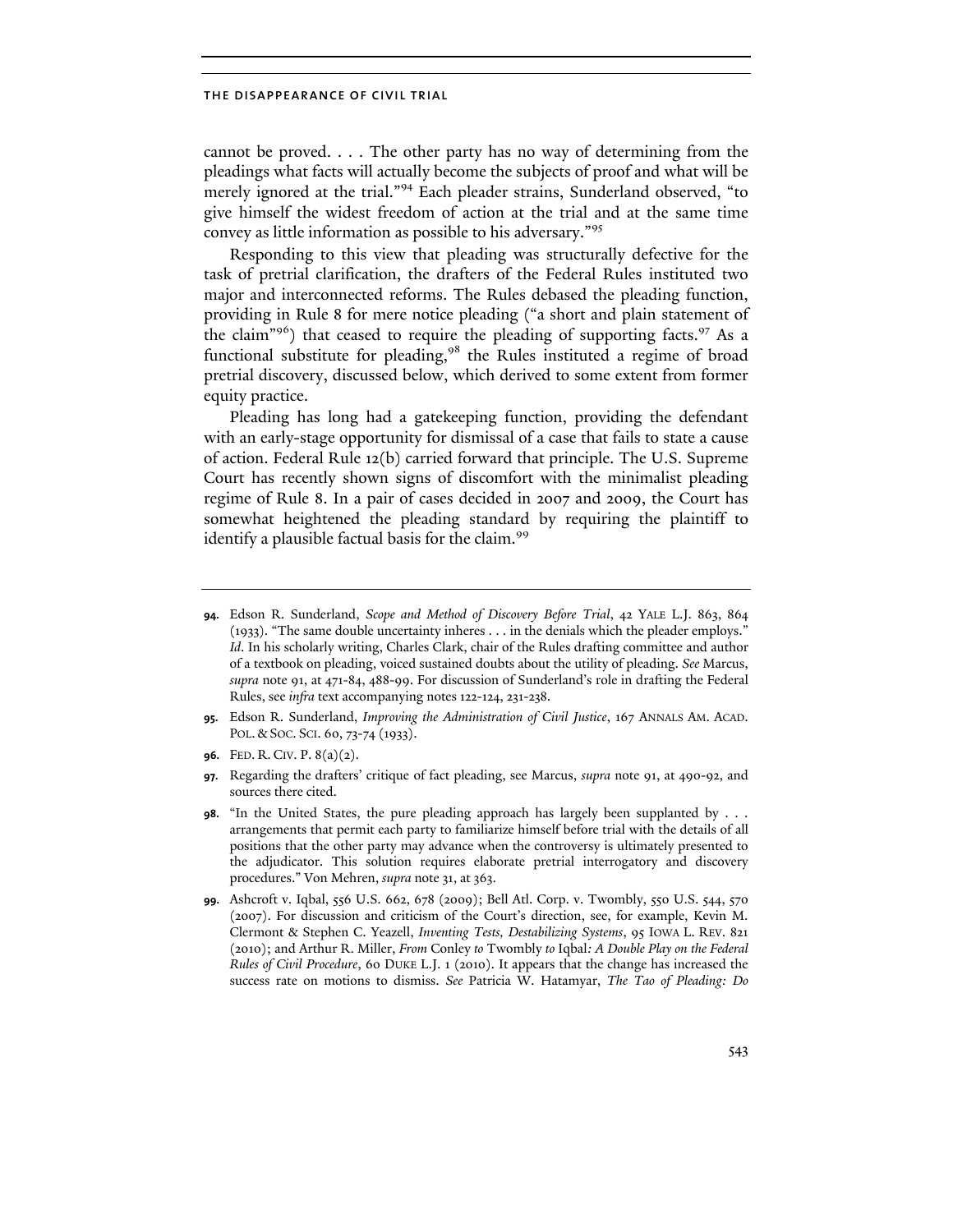cannot be proved. . . . The other party has no way of determining from the pleadings what facts will actually become the subjects of proof and what will be merely ignored at the trial."[94] Each pleader strains, Sunderland observed, "to give himself the widest freedom of action at the trial and at the same time convey as little information as possible to his adversary."[95]

Responding to this view that pleading was structurally defective for the task of pretrial clarification, the drafters of the Federal Rules instituted two major and interconnected reforms. The Rules debased the pleading function, providing in Rule 8 for mere notice pleading ("a short and plain statement of the claim"[96]) that ceased to require the pleading of supporting facts.[97] As a functional substitute for pleading,[98] the Rules instituted a regime of broad pretrial discovery, discussed below, which derived to some extent from former equity practice.

Pleading has long had a gatekeeping function, providing the defendant with an early-stage opportunity for dismissal of a case that fails to state a cause of action. Federal Rule 12(b) carried forward that principle. The U.S. Supreme Court has recently shown signs of discomfort with the minimalist pleading regime of Rule 8. In a pair of cases decided in 2007 and 2009, the Court has somewhat heightened the pleading standard by requiring the plaintiff to identify a plausible factual basis for the claim.[99]

---

**94.** Edson R. Sunderland, *Scope and Method of Discovery Before Trial*, 42 YALE L.J. 863, 864 (1933). "The same double uncertainty inheres . . . in the denials which the pleader employs." *Id*. In his scholarly writing, Charles Clark, chair of the Rules drafting committee and author of a textbook on pleading, voiced sustained doubts about the utility of pleading. *See* Marcus, *supra* note 91, at 471-84, 488-99. For discussion of Sunderland's role in drafting the Federal Rules, see *infra* text accompanying notes 122-124, 231-238.

**95.** Edson R. Sunderland, *Improving the Administration of Civil Justice*, 167 ANNALS AM. ACAD. POL. & SOC. SCI. 60, 73-74 (1933).

**96.** FED. R. CIV. P. 8(a)(2).

**97.** Regarding the drafters' critique of fact pleading, see Marcus, *supra* note 91, at 490-92, and sources there cited.

**98.** "In the United States, the pure pleading approach has largely been supplanted by . . . arrangements that permit each party to familiarize himself before trial with the details of all positions that the other party may advance when the controversy is ultimately presented to the adjudicator. This solution requires elaborate pretrial interrogatory and discovery procedures." Von Mehren, *supra* note 31, at 363.

**99.** Ashcroft v. Iqbal, 556 U.S. 662, 678 (2009); Bell Atl. Corp. v. Twombly, 550 U.S. 544, 570 (2007). For discussion and criticism of the Court's direction, see, for example, Kevin M. Clermont & Stephen C. Yeazell, *Inventing Tests, Destabilizing Systems*, 95 IOWA L. REV. 821 (2010); and Arthur R. Miller, *From* Conley *to* Twombly *to* Iqbal*: A Double Play on the Federal Rules of Civil Procedure*, 60 DUKE L.J. 1 (2010). It appears that the change has increased the success rate on motions to dismiss. *See* Patricia W. Hatamyar, *The Tao of Pleading: Do*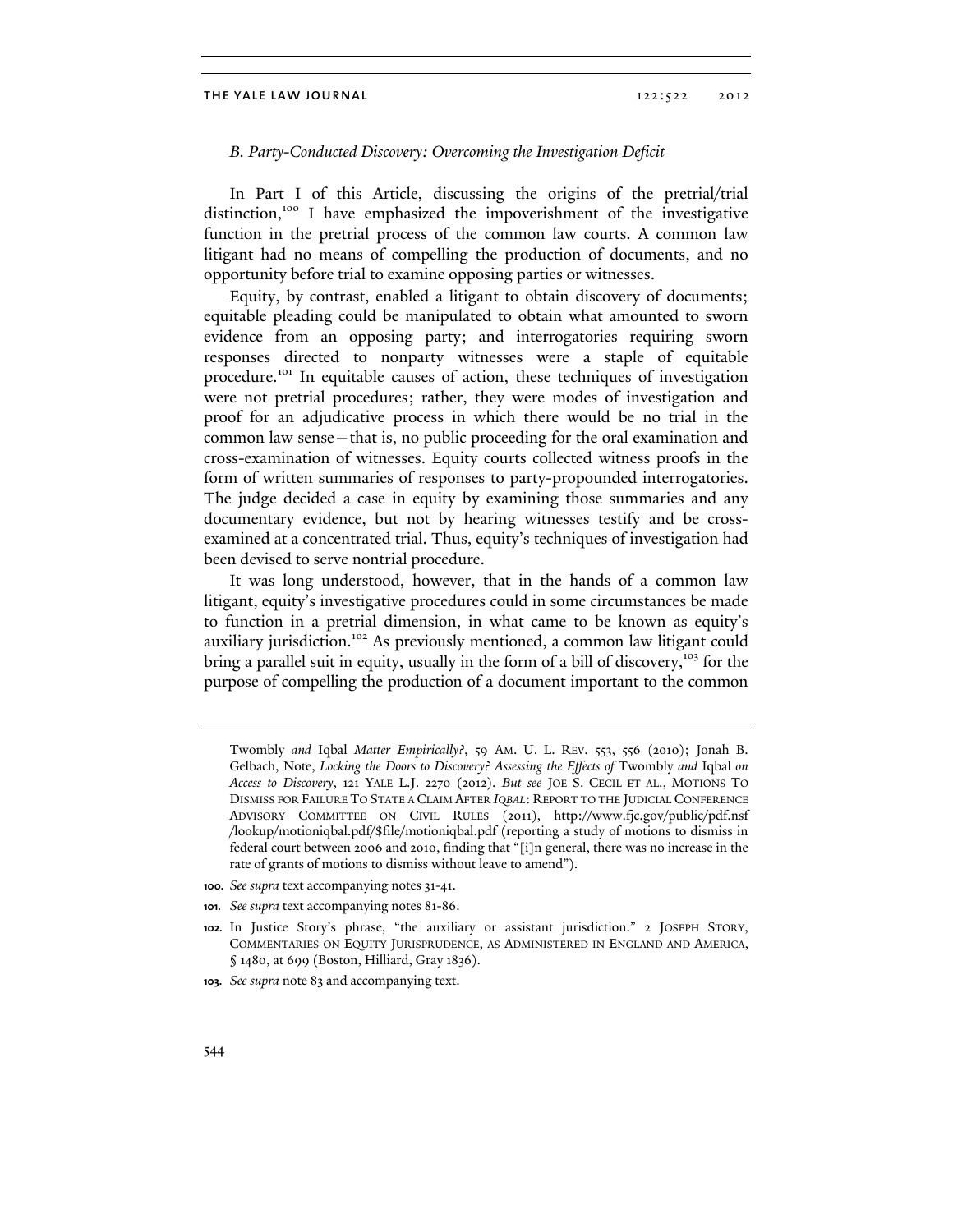### *B. Party-Conducted Discovery: Overcoming the Investigation Deficit*

In Part I of this Article, discussing the origins of the pretrial/trial distinction,[100] I have emphasized the impoverishment of the investigative function in the pretrial process of the common law courts. A common law litigant had no means of compelling the production of documents, and no opportunity before trial to examine opposing parties or witnesses.

Equity, by contrast, enabled a litigant to obtain discovery of documents; equitable pleading could be manipulated to obtain what amounted to sworn evidence from an opposing party; and interrogatories requiring sworn responses directed to nonparty witnesses were a staple of equitable procedure.[101] In equitable causes of action, these techniques of investigation were not pretrial procedures; rather, they were modes of investigation and proof for an adjudicative process in which there would be no trial in the common law sense—that is, no public proceeding for the oral examination and cross-examination of witnesses. Equity courts collected witness proofs in the form of written summaries of responses to party-propounded interrogatories. The judge decided a case in equity by examining those summaries and any documentary evidence, but not by hearing witnesses testify and be cross-examined at a concentrated trial. Thus, equity's techniques of investigation had been devised to serve nontrial procedure.

It was long understood, however, that in the hands of a common law litigant, equity's investigative procedures could in some circumstances be made to function in a pretrial dimension, in what came to be known as equity's auxiliary jurisdiction.[102] As previously mentioned, a common law litigant could bring a parallel suit in equity, usually in the form of a bill of discovery,[103] for the purpose of compelling the production of a document important to the common

---

Twombly *and* Iqbal *Matter Empirically?*, 59 AM. U. L. REV. 553, 556 (2010); Jonah B. Gelbach, Note, *Locking the Doors to Discovery? Assessing the Effects of* Twombly *and* Iqbal *on Access to Discovery*, 121 YALE L.J. 2270 (2012). *But see* JOE S. CECIL ET AL., MOTIONS TO DISMISS FOR FAILURE TO STATE A CLAIM AFTER *IQBAL*: REPORT TO THE JUDICIAL CONFERENCE ADVISORY COMMITTEE ON CIVIL RULES (2011), http://www.fjc.gov/public/pdf.nsf/lookup/motioniqbal.pdf/$file/motioniqbal.pdf (reporting a study of motions to dismiss in federal court between 2006 and 2010, finding that "[i]n general, there was no increase in the rate of grants of motions to dismiss without leave to amend").

100. *See supra* text accompanying notes 31-41.

101. *See supra* text accompanying notes 81-86.

102. In Justice Story's phrase, "the auxiliary or assistant jurisdiction." 2 JOSEPH STORY, COMMENTARIES ON EQUITY JURISPRUDENCE, AS ADMINISTERED IN ENGLAND AND AMERICA, § 1480, at 699 (Boston, Hilliard, Gray 1836).

103. *See supra* note 83 and accompanying text.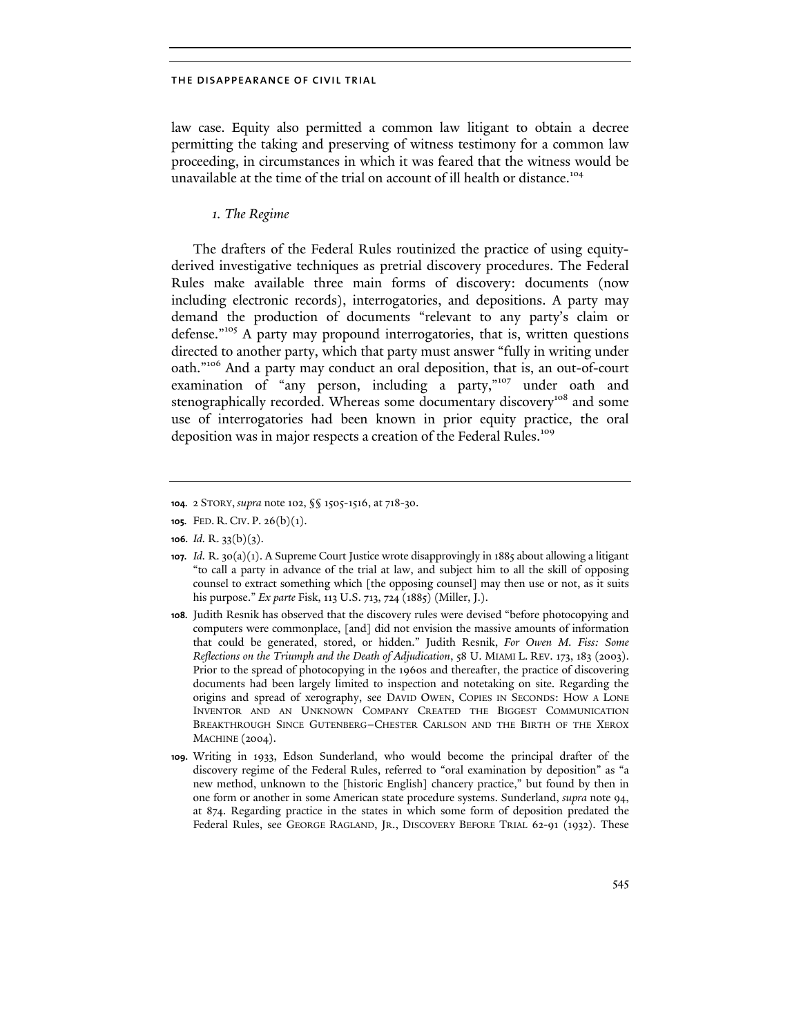law case. Equity also permitted a common law litigant to obtain a decree permitting the taking and preserving of witness testimony for a common law proceeding, in circumstances in which it was feared that the witness would be unavailable at the time of the trial on account of ill health or distance.[104]

### *1. The Regime*

The drafters of the Federal Rules routinized the practice of using equity-derived investigative techniques as pretrial discovery procedures. The Federal Rules make available three main forms of discovery: documents (now including electronic records), interrogatories, and depositions. A party may demand the production of documents "relevant to any party's claim or defense."[105] A party may propound interrogatories, that is, written questions directed to another party, which that party must answer "fully in writing under oath."[106] And a party may conduct an oral deposition, that is, an out-of-court examination of "any person, including a party,"[107] under oath and stenographically recorded. Whereas some documentary discovery[108] and some use of interrogatories had been known in prior equity practice, the oral deposition was in major respects a creation of the Federal Rules.[109]

---

**104.** 2 STORY, *supra* note 102, §§ 1505-1516, at 718-30.

**105.** FED. R. CIV. P. 26(b)(1).

**106.** *Id.* R. 33(b)(3).

**107.** *Id.* R. 30(a)(1). A Supreme Court Justice wrote disapprovingly in 1885 about allowing a litigant "to call a party in advance of the trial at law, and subject him to all the skill of opposing counsel to extract something which [the opposing counsel] may then use or not, as it suits his purpose." *Ex parte* Fisk, 113 U.S. 713, 724 (1885) (Miller, J.).

**108.** Judith Resnik has observed that the discovery rules were devised "before photocopying and computers were commonplace, [and] did not envision the massive amounts of information that could be generated, stored, or hidden." Judith Resnik, *For Owen M. Fiss: Some Reflections on the Triumph and the Death of Adjudication*, 58 U. MIAMI L. REV. 173, 183 (2003). Prior to the spread of photocopying in the 1960s and thereafter, the practice of discovering documents had been largely limited to inspection and notetaking on site. Regarding the origins and spread of xerography, see DAVID OWEN, COPIES IN SECONDS: HOW A LONE INVENTOR AND AN UNKNOWN COMPANY CREATED THE BIGGEST COMMUNICATION BREAKTHROUGH SINCE GUTENBERG—CHESTER CARLSON AND THE BIRTH OF THE XEROX MACHINE (2004).

**109.** Writing in 1933, Edson Sunderland, who would become the principal drafter of the discovery regime of the Federal Rules, referred to "oral examination by deposition" as "a new method, unknown to the [historic English] chancery practice," but found by then in one form or another in some American state procedure systems. Sunderland, *supra* note 94, at 874. Regarding practice in the states in which some form of deposition predated the Federal Rules, see GEORGE RAGLAND, JR., DISCOVERY BEFORE TRIAL 62-91 (1932). These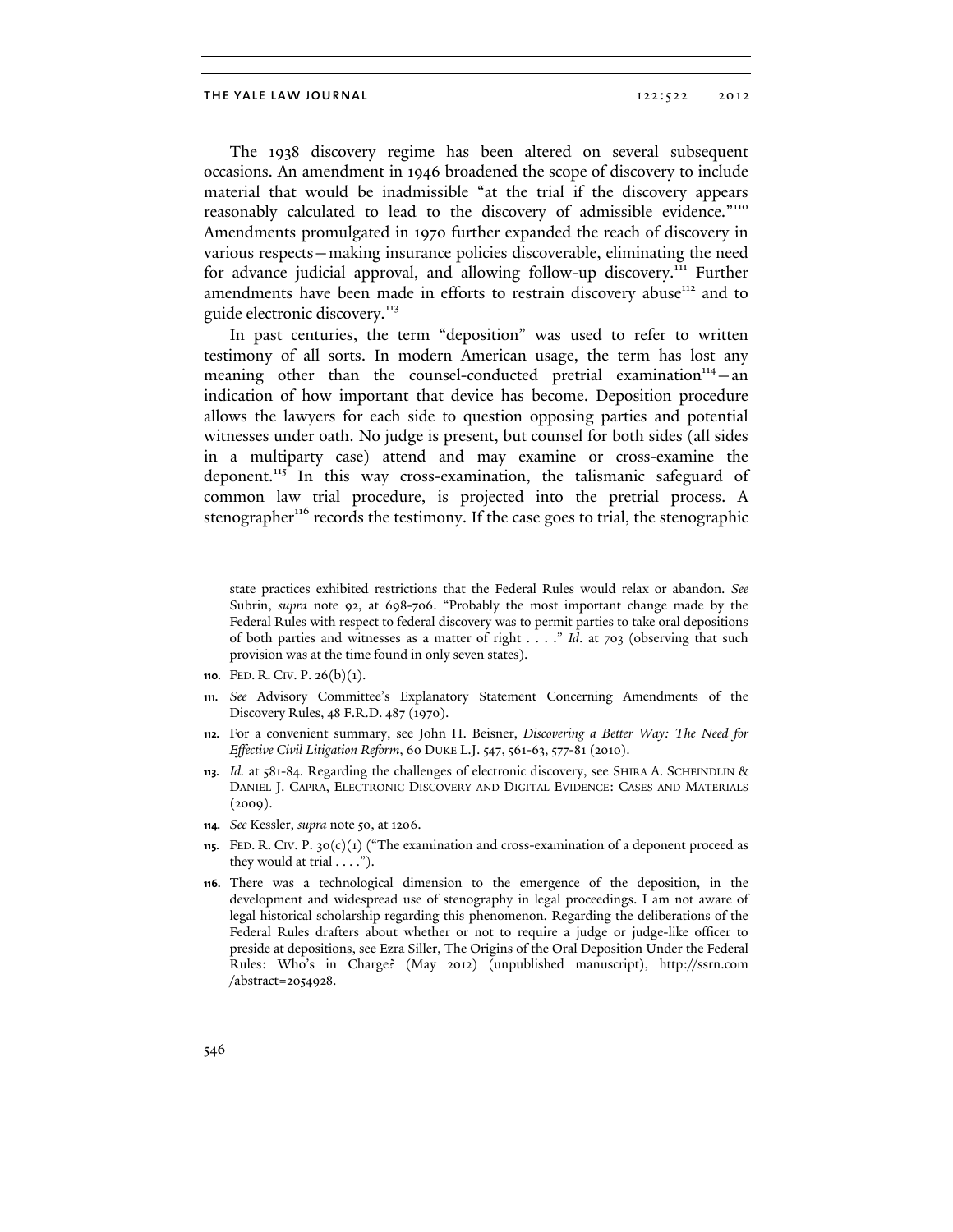The 1938 discovery regime has been altered on several subsequent occasions. An amendment in 1946 broadened the scope of discovery to include material that would be inadmissible "at the trial if the discovery appears reasonably calculated to lead to the discovery of admissible evidence."[110] Amendments promulgated in 1970 further expanded the reach of discovery in various respects—making insurance policies discoverable, eliminating the need for advance judicial approval, and allowing follow-up discovery.[111] Further amendments have been made in efforts to restrain discovery abuse[112] and to guide electronic discovery.[113]

In past centuries, the term "deposition" was used to refer to written testimony of all sorts. In modern American usage, the term has lost any meaning other than the counsel-conducted pretrial examination[114]—an indication of how important that device has become. Deposition procedure allows the lawyers for each side to question opposing parties and potential witnesses under oath. No judge is present, but counsel for both sides (all sides in a multiparty case) attend and may examine or cross-examine the deponent.[115] In this way cross-examination, the talismanic safeguard of common law trial procedure, is projected into the pretrial process. A stenographer[116] records the testimony. If the case goes to trial, the stenographic

---

state practices exhibited restrictions that the Federal Rules would relax or abandon. *See* Subrin, *supra* note 92, at 698-706. "Probably the most important change made by the Federal Rules with respect to federal discovery was to permit parties to take oral depositions of both parties and witnesses as a matter of right . . . ." *Id.* at 703 (observing that such provision was at the time found in only seven states).

**110.** FED. R. CIV. P. 26(b)(1).

**111.** *See* Advisory Committee's Explanatory Statement Concerning Amendments of the Discovery Rules, 48 F.R.D. 487 (1970).

**112.** For a convenient summary, see John H. Beisner, *Discovering a Better Way: The Need for Effective Civil Litigation Reform*, 60 DUKE L.J. 547, 561-63, 577-81 (2010).

**113.** *Id.* at 581-84. Regarding the challenges of electronic discovery, see SHIRA A. SCHEINDLIN & DANIEL J. CAPRA, ELECTRONIC DISCOVERY AND DIGITAL EVIDENCE: CASES AND MATERIALS (2009).

**114.** *See* Kessler, *supra* note 50, at 1206.

**115.** FED. R. CIV. P. 30(c)(1) ("The examination and cross-examination of a deponent proceed as they would at trial . . . .").

**116.** There was a technological dimension to the emergence of the deposition, in the development and widespread use of stenography in legal proceedings. I am not aware of legal historical scholarship regarding this phenomenon. Regarding the deliberations of the Federal Rules drafters about whether or not to require a judge or judge-like officer to preside at depositions, see Ezra Siller, The Origins of the Oral Deposition Under the Federal Rules: Who's in Charge? (May 2012) (unpublished manuscript), http://ssrn.com/abstract=2054928.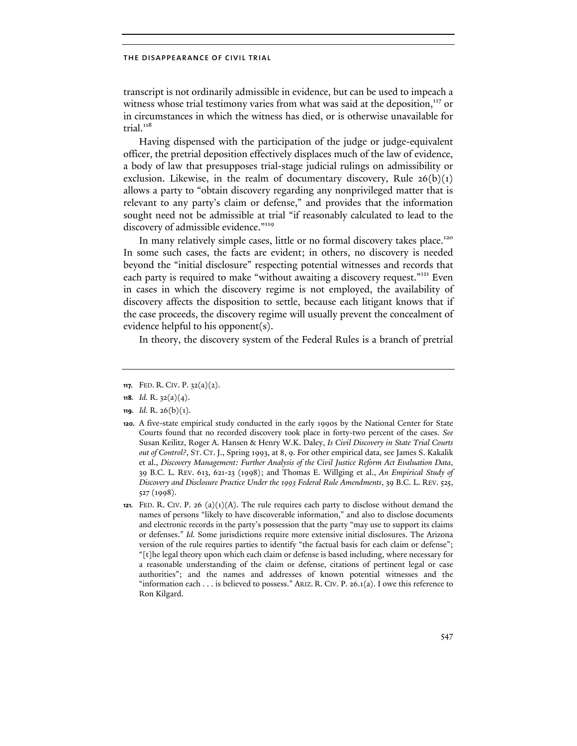transcript is not ordinarily admissible in evidence, but can be used to impeach a witness whose trial testimony varies from what was said at the deposition,[117] or in circumstances in which the witness has died, or is otherwise unavailable for trial.[118]

Having dispensed with the participation of the judge or judge-equivalent officer, the pretrial deposition effectively displaces much of the law of evidence, a body of law that presupposes trial-stage judicial rulings on admissibility or exclusion. Likewise, in the realm of documentary discovery, Rule 26(b)(1) allows a party to "obtain discovery regarding any nonprivileged matter that is relevant to any party's claim or defense," and provides that the information sought need not be admissible at trial "if reasonably calculated to lead to the discovery of admissible evidence."[119]

In many relatively simple cases, little or no formal discovery takes place.[120] In some such cases, the facts are evident; in others, no discovery is needed beyond the "initial disclosure" respecting potential witnesses and records that each party is required to make "without awaiting a discovery request."[121] Even in cases in which the discovery regime is not employed, the availability of discovery affects the disposition to settle, because each litigant knows that if the case proceeds, the discovery regime will usually prevent the concealment of evidence helpful to his opponent(s).

In theory, the discovery system of the Federal Rules is a branch of pretrial

---

117. FED. R. CIV. P. 32(a)(2).

118. *Id.* R. 32(a)(4).

119. *Id.* R. 26(b)(1).

120. A five-state empirical study conducted in the early 1990s by the National Center for State Courts found that no recorded discovery took place in forty-two percent of the cases. *See* Susan Keilitz, Roger A. Hansen & Henry W.K. Daley, *Is Civil Discovery in State Trial Courts out of Control?*, ST. CT. J., Spring 1993, at 8, 9. For other empirical data, see James S. Kakalik et al., *Discovery Management: Further Analysis of the Civil Justice Reform Act Evaluation Data*, 39 B.C. L. REV. 613, 621-23 (1998); and Thomas E. Willging et al., *An Empirical Study of Discovery and Disclosure Practice Under the 1993 Federal Rule Amendments*, 39 B.C. L. REV. 525, 527 (1998).

121. FED. R. CIV. P. 26 (a)(1)(A). The rule requires each party to disclose without demand the names of persons "likely to have discoverable information," and also to disclose documents and electronic records in the party's possession that the party "may use to support its claims or defenses." *Id.* Some jurisdictions require more extensive initial disclosures. The Arizona version of the rule requires parties to identify "the factual basis for each claim or defense"; "[t]he legal theory upon which each claim or defense is based including, where necessary for a reasonable understanding of the claim or defense, citations of pertinent legal or case authorities"; and the names and addresses of known potential witnesses and the "information each . . . is believed to possess." ARIZ. R. CIV. P. 26.1(a). I owe this reference to Ron Kilgard.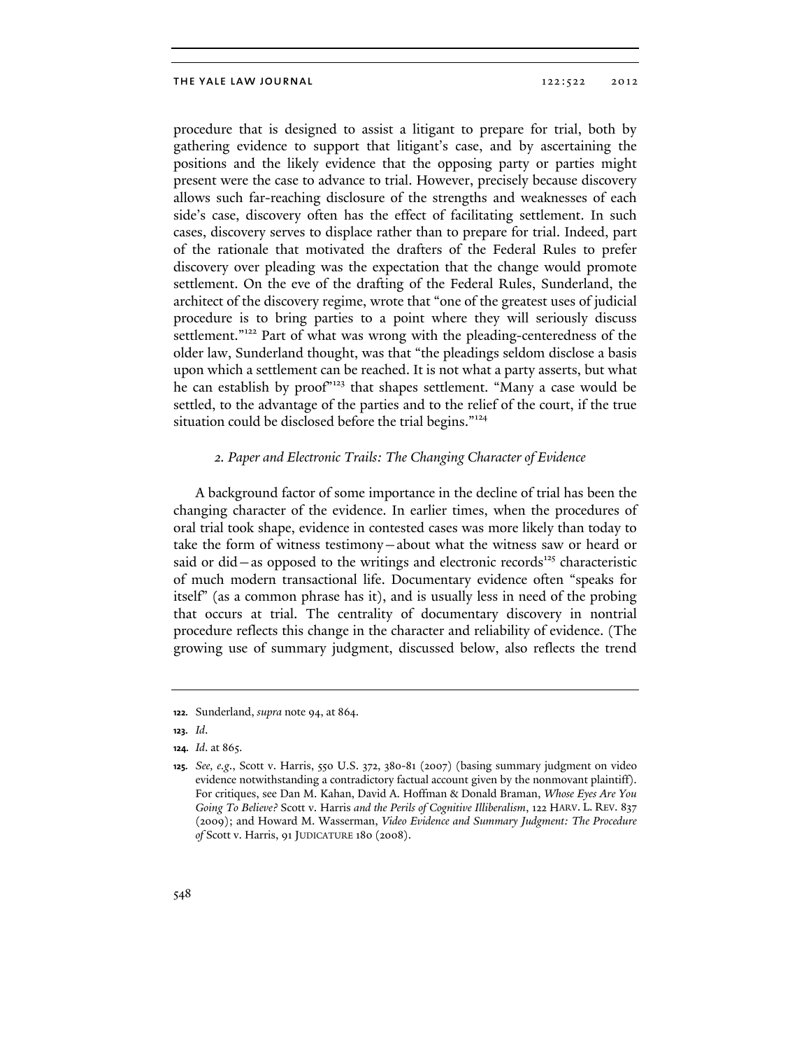procedure that is designed to assist a litigant to prepare for trial, both by gathering evidence to support that litigant's case, and by ascertaining the positions and the likely evidence that the opposing party or parties might present were the case to advance to trial. However, precisely because discovery allows such far-reaching disclosure of the strengths and weaknesses of each side's case, discovery often has the effect of facilitating settlement. In such cases, discovery serves to displace rather than to prepare for trial. Indeed, part of the rationale that motivated the drafters of the Federal Rules to prefer discovery over pleading was the expectation that the change would promote settlement. On the eve of the drafting of the Federal Rules, Sunderland, the architect of the discovery regime, wrote that "one of the greatest uses of judicial procedure is to bring parties to a point where they will seriously discuss settlement."[122] Part of what was wrong with the pleading-centeredness of the older law, Sunderland thought, was that "the pleadings seldom disclose a basis upon which a settlement can be reached. It is not what a party asserts, but what he can establish by proof"[123] that shapes settlement. "Many a case would be settled, to the advantage of the parties and to the relief of the court, if the true situation could be disclosed before the trial begins."[124]

### *2. Paper and Electronic Trails: The Changing Character of Evidence*

A background factor of some importance in the decline of trial has been the changing character of the evidence. In earlier times, when the procedures of oral trial took shape, evidence in contested cases was more likely than today to take the form of witness testimony—about what the witness saw or heard or said or did—as opposed to the writings and electronic records[125] characteristic of much modern transactional life. Documentary evidence often "speaks for itself" (as a common phrase has it), and is usually less in need of the probing that occurs at trial. The centrality of documentary discovery in nontrial procedure reflects this change in the character and reliability of evidence. (The growing use of summary judgment, discussed below, also reflects the trend

---

**122.** Sunderland, *supra* note 94, at 864.

**123.** *Id.*

**124.** *Id.* at 865.

**125.** *See, e.g.*, Scott v. Harris, 550 U.S. 372, 380-81 (2007) (basing summary judgment on video evidence notwithstanding a contradictory factual account given by the nonmovant plaintiff). For critiques, see Dan M. Kahan, David A. Hoffman & Donald Braman, *Whose Eyes Are You Going To Believe?* Scott v. Harris *and the Perils of Cognitive Illiberalism*, 122 HARV. L. REV. 837 (2009); and Howard M. Wasserman, *Video Evidence and Summary Judgment: The Procedure of* Scott v. Harris, 91 JUDICATURE 180 (2008).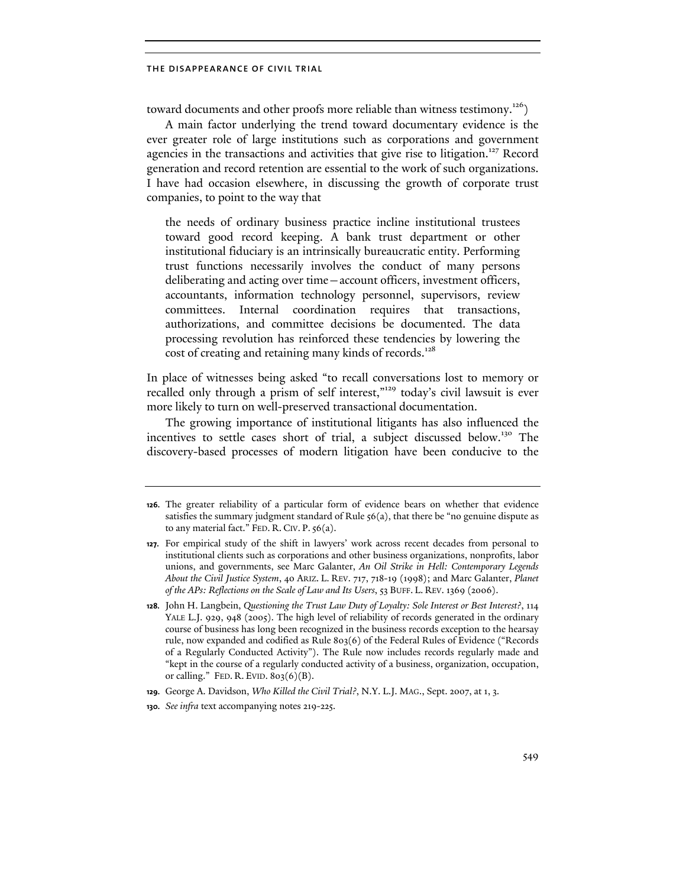toward documents and other proofs more reliable than witness testimony.[126])

A main factor underlying the trend toward documentary evidence is the ever greater role of large institutions such as corporations and government agencies in the transactions and activities that give rise to litigation.[127] Record generation and record retention are essential to the work of such organizations. I have had occasion elsewhere, in discussing the growth of corporate trust companies, to point to the way that

> the needs of ordinary business practice incline institutional trustees toward good record keeping. A bank trust department or other institutional fiduciary is an intrinsically bureaucratic entity. Performing trust functions necessarily involves the conduct of many persons deliberating and acting over time—account officers, investment officers, accountants, information technology personnel, supervisors, review committees. Internal coordination requires that transactions, authorizations, and committee decisions be documented. The data processing revolution has reinforced these tendencies by lowering the cost of creating and retaining many kinds of records.[128]

In place of witnesses being asked "to recall conversations lost to memory or recalled only through a prism of self interest,"[129] today's civil lawsuit is ever more likely to turn on well-preserved transactional documentation.

The growing importance of institutional litigants has also influenced the incentives to settle cases short of trial, a subject discussed below.[130] The discovery-based processes of modern litigation have been conducive to the

---

**126.** The greater reliability of a particular form of evidence bears on whether that evidence satisfies the summary judgment standard of Rule 56(a), that there be "no genuine dispute as to any material fact." FED. R. CIV. P. 56(a).

**127.** For empirical study of the shift in lawyers' work across recent decades from personal to institutional clients such as corporations and other business organizations, nonprofits, labor unions, and governments, see Marc Galanter, *An Oil Strike in Hell: Contemporary Legends About the Civil Justice System*, 40 ARIZ. L. REV. 717, 718-19 (1998); and Marc Galanter, *Planet of the APs: Reflections on the Scale of Law and Its Users*, 53 BUFF. L. REV. 1369 (2006).

**128.** John H. Langbein, *Questioning the Trust Law Duty of Loyalty: Sole Interest or Best Interest?*, 114 YALE L.J. 929, 948 (2005). The high level of reliability of records generated in the ordinary course of business has long been recognized in the business records exception to the hearsay rule, now expanded and codified as Rule 803(6) of the Federal Rules of Evidence ("Records of a Regularly Conducted Activity"). The Rule now includes records regularly made and "kept in the course of a regularly conducted activity of a business, organization, occupation, or calling." FED. R. EVID. 803(6)(B).

**129.** George A. Davidson, *Who Killed the Civil Trial?*, N.Y. L.J. MAG., Sept. 2007, at 1, 3.

**130.** *See infra* text accompanying notes 219-225.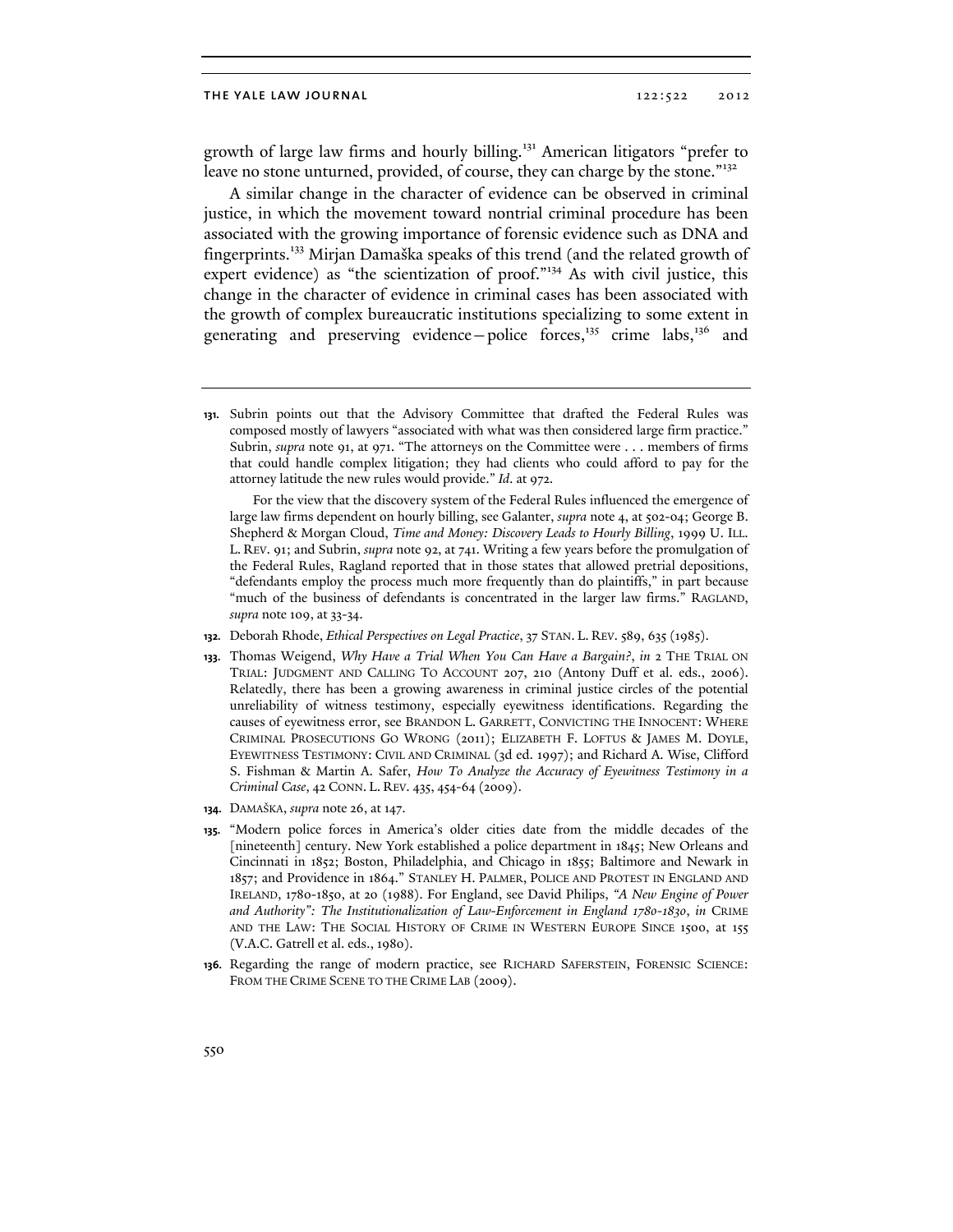growth of large law firms and hourly billing.[131] American litigators "prefer to leave no stone unturned, provided, of course, they can charge by the stone."[132]

A similar change in the character of evidence can be observed in criminal justice, in which the movement toward nontrial criminal procedure has been associated with the growing importance of forensic evidence such as DNA and fingerprints.[133] Mirjan Damaška speaks of this trend (and the related growth of expert evidence) as "the scientization of proof."[134] As with civil justice, this change in the character of evidence in criminal cases has been associated with the growth of complex bureaucratic institutions specializing to some extent in generating and preserving evidence—police forces,[135] crime labs,[136] and

---

**131.** Subrin points out that the Advisory Committee that drafted the Federal Rules was composed mostly of lawyers "associated with what was then considered large firm practice." Subrin, *supra* note 91, at 971. "The attorneys on the Committee were . . . members of firms that could handle complex litigation; they had clients who could afford to pay for the attorney latitude the new rules would provide." *Id.* at 972.

For the view that the discovery system of the Federal Rules influenced the emergence of large law firms dependent on hourly billing, see Galanter, *supra* note 4, at 502-04; George B. Shepherd & Morgan Cloud, *Time and Money: Discovery Leads to Hourly Billing*, 1999 U. ILL. L. REV. 91; and Subrin, *supra* note 92, at 741. Writing a few years before the promulgation of the Federal Rules, Ragland reported that in those states that allowed pretrial depositions, "defendants employ the process much more frequently than do plaintiffs," in part because "much of the business of defendants is concentrated in the larger law firms." RAGLAND, *supra* note 109, at 33-34.

**132.** Deborah Rhode, *Ethical Perspectives on Legal Practice*, 37 STAN. L. REV. 589, 635 (1985).

**133.** Thomas Weigend, *Why Have a Trial When You Can Have a Bargain?*, *in* 2 THE TRIAL ON TRIAL: JUDGMENT AND CALLING TO ACCOUNT 207, 210 (Antony Duff et al. eds., 2006). Relatedly, there has been a growing awareness in criminal justice circles of the potential unreliability of witness testimony, especially eyewitness identifications. Regarding the causes of eyewitness error, see BRANDON L. GARRETT, CONVICTING THE INNOCENT: WHERE CRIMINAL PROSECUTIONS GO WRONG (2011); ELIZABETH F. LOFTUS & JAMES M. DOYLE, EYEWITNESS TESTIMONY: CIVIL AND CRIMINAL (3d ed. 1997); and Richard A. Wise, Clifford S. Fishman & Martin A. Safer, *How To Analyze the Accuracy of Eyewitness Testimony in a Criminal Case*, 42 CONN. L. REV. 435, 454-64 (2009).

**134.** DAMAŠKA, *supra* note 26, at 147.

**135.** "Modern police forces in America's older cities date from the middle decades of the [nineteenth] century. New York established a police department in 1845; New Orleans and Cincinnati in 1852; Boston, Philadelphia, and Chicago in 1855; Baltimore and Newark in 1857; and Providence in 1864." STANLEY H. PALMER, POLICE AND PROTEST IN ENGLAND AND IRELAND, 1780-1850, at 20 (1988). For England, see David Philips, *"A New Engine of Power and Authority": The Institutionalization of Law-Enforcement in England 1780-1830*, *in* CRIME AND THE LAW: THE SOCIAL HISTORY OF CRIME IN WESTERN EUROPE SINCE 1500, at 155 (V.A.C. Gatrell et al. eds., 1980).

**136.** Regarding the range of modern practice, see RICHARD SAFERSTEIN, FORENSIC SCIENCE: FROM THE CRIME SCENE TO THE CRIME LAB (2009).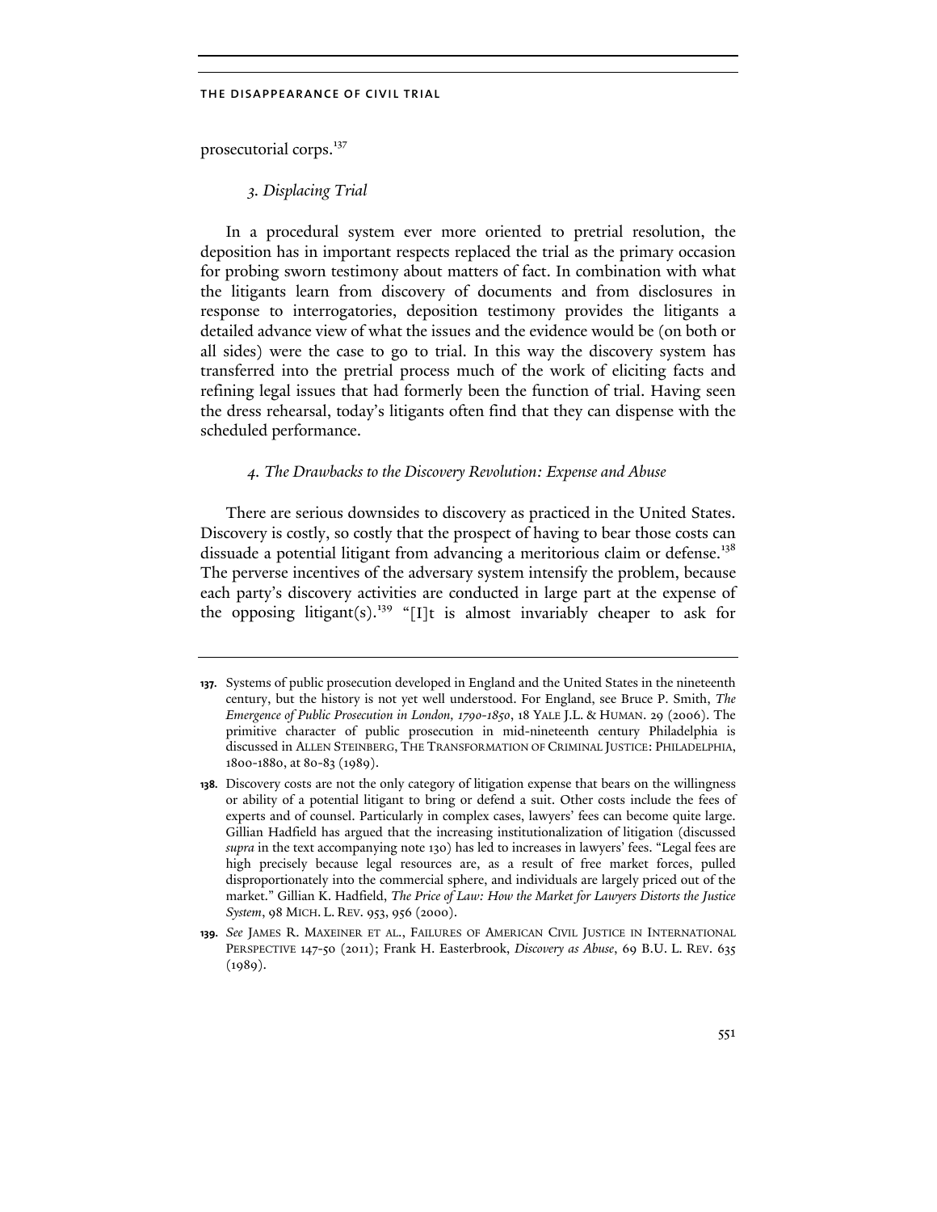prosecutorial corps.[137]

### *3. Displacing Trial*

In a procedural system ever more oriented to pretrial resolution, the deposition has in important respects replaced the trial as the primary occasion for probing sworn testimony about matters of fact. In combination with what the litigants learn from discovery of documents and from disclosures in response to interrogatories, deposition testimony provides the litigants a detailed advance view of what the issues and the evidence would be (on both or all sides) were the case to go to trial. In this way the discovery system has transferred into the pretrial process much of the work of eliciting facts and refining legal issues that had formerly been the function of trial. Having seen the dress rehearsal, today's litigants often find that they can dispense with the scheduled performance.

### *4. The Drawbacks to the Discovery Revolution: Expense and Abuse*

There are serious downsides to discovery as practiced in the United States. Discovery is costly, so costly that the prospect of having to bear those costs can dissuade a potential litigant from advancing a meritorious claim or defense.[138] The perverse incentives of the adversary system intensify the problem, because each party's discovery activities are conducted in large part at the expense of the opposing litigant(s).[139] "[I]t is almost invariably cheaper to ask for

---

**137.** Systems of public prosecution developed in England and the United States in the nineteenth century, but the history is not yet well understood. For England, see Bruce P. Smith, *The Emergence of Public Prosecution in London, 1790-1850*, 18 YALE J.L. & HUMAN. 29 (2006). The primitive character of public prosecution in mid-nineteenth century Philadelphia is discussed in ALLEN STEINBERG, THE TRANSFORMATION OF CRIMINAL JUSTICE: PHILADELPHIA, 1800-1880, at 80-83 (1989).

**138.** Discovery costs are not the only category of litigation expense that bears on the willingness or ability of a potential litigant to bring or defend a suit. Other costs include the fees of experts and of counsel. Particularly in complex cases, lawyers' fees can become quite large. Gillian Hadfield has argued that the increasing institutionalization of litigation (discussed *supra* in the text accompanying note 130) has led to increases in lawyers' fees. "Legal fees are high precisely because legal resources are, as a result of free market forces, pulled disproportionately into the commercial sphere, and individuals are largely priced out of the market." Gillian K. Hadfield, *The Price of Law: How the Market for Lawyers Distorts the Justice System*, 98 MICH. L. REV. 953, 956 (2000).

**139.** *See* JAMES R. MAXEINER ET AL., FAILURES OF AMERICAN CIVIL JUSTICE IN INTERNATIONAL PERSPECTIVE 147-50 (2011); Frank H. Easterbrook, *Discovery as Abuse*, 69 B.U. L. REV. 635 (1989).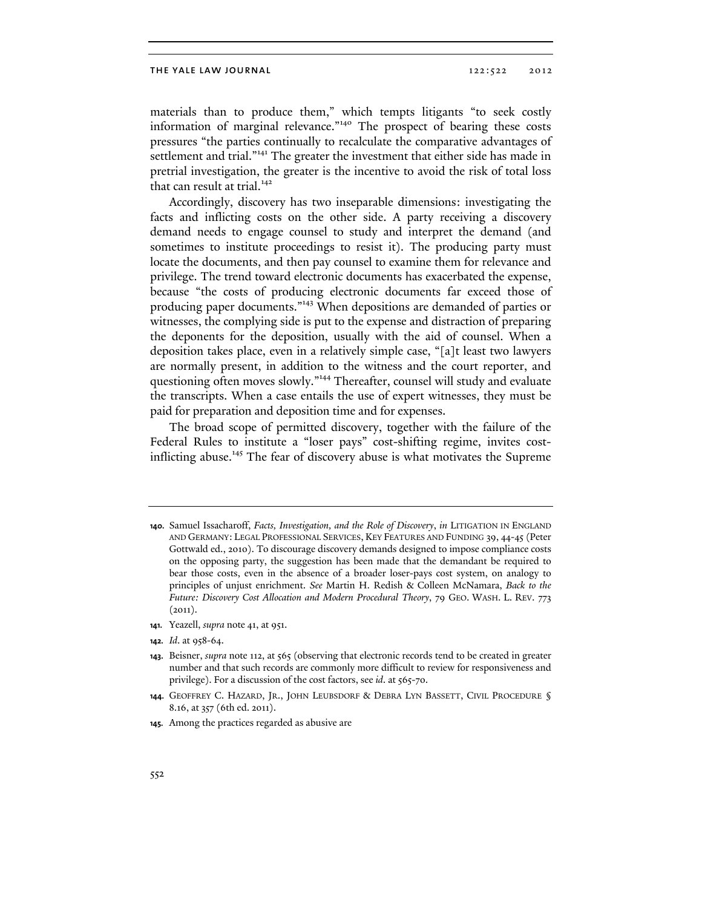materials than to produce them," which tempts litigants "to seek costly information of marginal relevance."[140] The prospect of bearing these costs pressures "the parties continually to recalculate the comparative advantages of settlement and trial."[141] The greater the investment that either side has made in pretrial investigation, the greater is the incentive to avoid the risk of total loss that can result at trial.[142]

Accordingly, discovery has two inseparable dimensions: investigating the facts and inflicting costs on the other side. A party receiving a discovery demand needs to engage counsel to study and interpret the demand (and sometimes to institute proceedings to resist it). The producing party must locate the documents, and then pay counsel to examine them for relevance and privilege. The trend toward electronic documents has exacerbated the expense, because "the costs of producing electronic documents far exceed those of producing paper documents."[143] When depositions are demanded of parties or witnesses, the complying side is put to the expense and distraction of preparing the deponents for the deposition, usually with the aid of counsel. When a deposition takes place, even in a relatively simple case, "[a]t least two lawyers are normally present, in addition to the witness and the court reporter, and questioning often moves slowly."[144] Thereafter, counsel will study and evaluate the transcripts. When a case entails the use of expert witnesses, they must be paid for preparation and deposition time and for expenses.

The broad scope of permitted discovery, together with the failure of the Federal Rules to institute a "loser pays" cost-shifting regime, invites cost-inflicting abuse.[145] The fear of discovery abuse is what motivates the Supreme

---

**140.** Samuel Issacharoff, *Facts, Investigation, and the Role of Discovery*, *in* LITIGATION IN ENGLAND AND GERMANY: LEGAL PROFESSIONAL SERVICES, KEY FEATURES AND FUNDING 39, 44-45 (Peter Gottwald ed., 2010). To discourage discovery demands designed to impose compliance costs on the opposing party, the suggestion has been made that the demandant be required to bear those costs, even in the absence of a broader loser-pays cost system, on analogy to principles of unjust enrichment. *See* Martin H. Redish & Colleen McNamara, *Back to the Future: Discovery Cost Allocation and Modern Procedural Theory*, 79 GEO. WASH. L. REV. 773 (2011).

**141.** Yeazell, *supra* note 41, at 951.

**142.** *Id*. at 958-64.

**143.** Beisner, *supra* note 112, at 565 (observing that electronic records tend to be created in greater number and that such records are commonly more difficult to review for responsiveness and privilege). For a discussion of the cost factors, see *id*. at 565-70.

**144.** GEOFFREY C. HAZARD, JR., JOHN LEUBSDORF & DEBRA LYN BASSETT, CIVIL PROCEDURE § 8.16, at 357 (6th ed. 2011).

**145.** Among the practices regarded as abusive are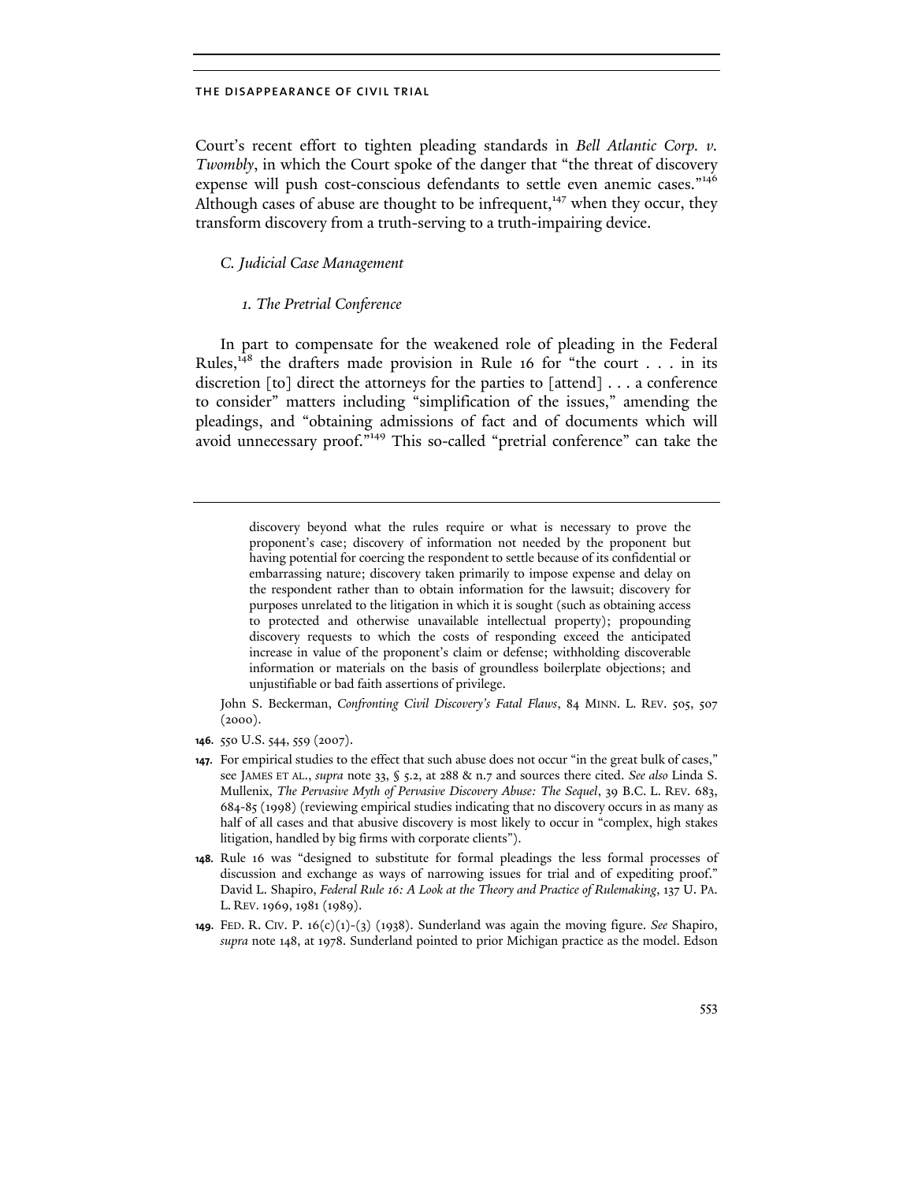Court's recent effort to tighten pleading standards in *Bell Atlantic Corp. v. Twombly*, in which the Court spoke of the danger that "the threat of discovery expense will push cost-conscious defendants to settle even anemic cases."[146] Although cases of abuse are thought to be infrequent,[147] when they occur, they transform discovery from a truth-serving to a truth-impairing device.

### *C. Judicial Case Management*

#### *1. The Pretrial Conference*

In part to compensate for the weakened role of pleading in the Federal Rules,[148] the drafters made provision in Rule 16 for "the court . . . in its discretion [to] direct the attorneys for the parties to [attend] . . . a conference to consider" matters including "simplification of the issues," amending the pleadings, and "obtaining admissions of fact and of documents which will avoid unnecessary proof."[149] This so-called "pretrial conference" can take the

---

> discovery beyond what the rules require or what is necessary to prove the proponent's case; discovery of information not needed by the proponent but having potential for coercing the respondent to settle because of its confidential or embarrassing nature; discovery taken primarily to impose expense and delay on the respondent rather than to obtain information for the lawsuit; discovery for purposes unrelated to the litigation in which it is sought (such as obtaining access to protected and otherwise unavailable intellectual property); propounding discovery requests to which the costs of responding exceed the anticipated increase in value of the proponent's claim or defense; withholding discoverable information or materials on the basis of groundless boilerplate objections; and unjustifiable or bad faith assertions of privilege.

John S. Beckerman, *Confronting Civil Discovery's Fatal Flaws*, 84 MINN. L. REV. 505, 507 (2000).

**146.** 550 U.S. 544, 559 (2007).

**147.** For empirical studies to the effect that such abuse does not occur "in the great bulk of cases," see JAMES ET AL., *supra* note 33, § 5.2, at 288 & n.7 and sources there cited. *See also* Linda S. Mullenix, *The Pervasive Myth of Pervasive Discovery Abuse: The Sequel*, 39 B.C. L. REV. 683, 684-85 (1998) (reviewing empirical studies indicating that no discovery occurs in as many as half of all cases and that abusive discovery is most likely to occur in "complex, high stakes litigation, handled by big firms with corporate clients").

**148.** Rule 16 was "designed to substitute for formal pleadings the less formal processes of discussion and exchange as ways of narrowing issues for trial and of expediting proof." David L. Shapiro, *Federal Rule 16: A Look at the Theory and Practice of Rulemaking*, 137 U. PA. L. REV. 1969, 1981 (1989).

**149.** FED. R. CIV. P. 16(c)(1)-(3) (1938). Sunderland was again the moving figure. *See* Shapiro, *supra* note 148, at 1978. Sunderland pointed to prior Michigan practice as the model. Edson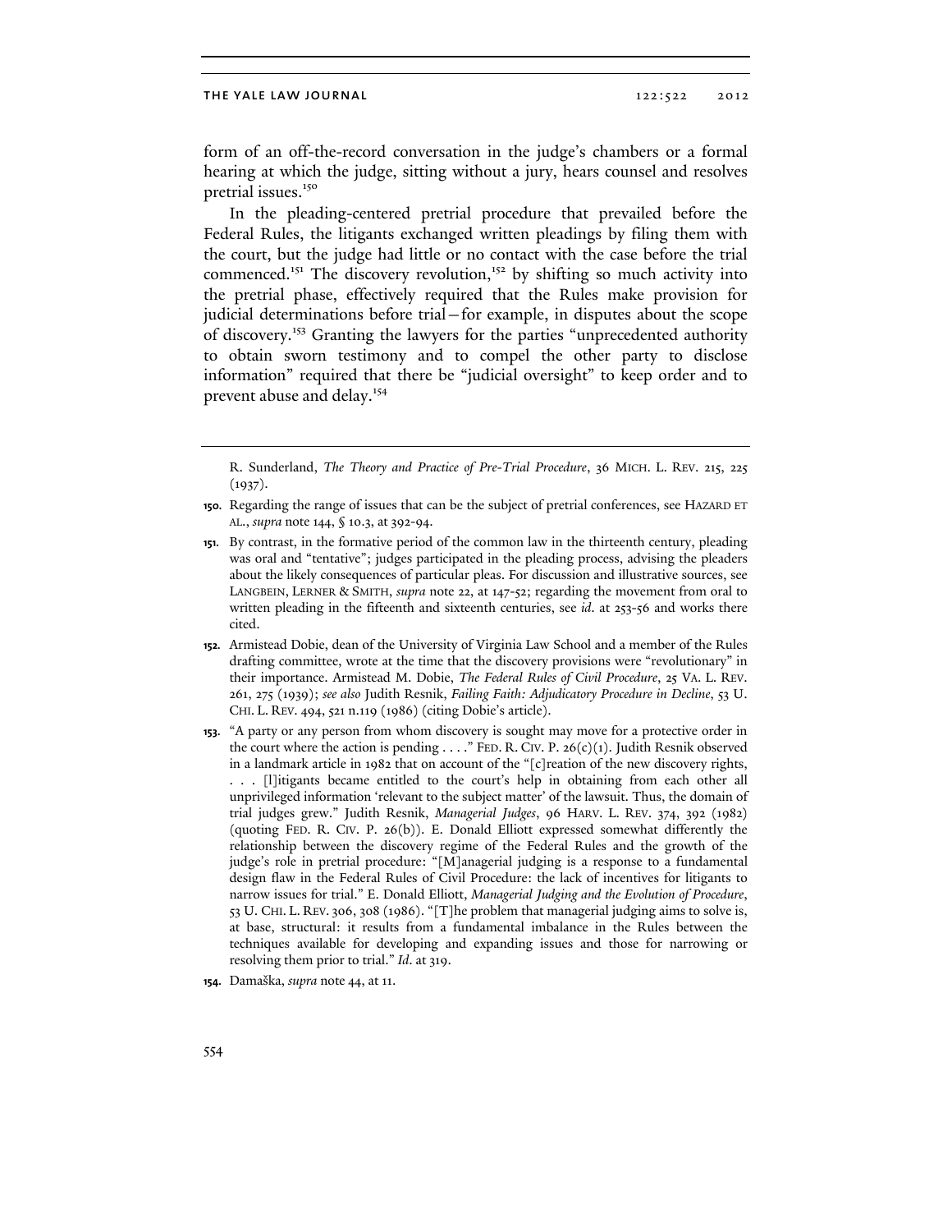form of an off-the-record conversation in the judge's chambers or a formal hearing at which the judge, sitting without a jury, hears counsel and resolves pretrial issues.[150]

In the pleading-centered pretrial procedure that prevailed before the Federal Rules, the litigants exchanged written pleadings by filing them with the court, but the judge had little or no contact with the case before the trial commenced.[151] The discovery revolution,[152] by shifting so much activity into the pretrial phase, effectively required that the Rules make provision for judicial determinations before trial—for example, in disputes about the scope of discovery.[153] Granting the lawyers for the parties "unprecedented authority to obtain sworn testimony and to compel the other party to disclose information" required that there be "judicial oversight" to keep order and to prevent abuse and delay.[154]

---

R. Sunderland, *The Theory and Practice of Pre-Trial Procedure*, 36 MICH. L. REV. 215, 225 (1937).

**150.** Regarding the range of issues that can be the subject of pretrial conferences, see HAZARD ET AL., *supra* note 144, § 10.3, at 392-94.

**151.** By contrast, in the formative period of the common law in the thirteenth century, pleading was oral and "tentative"; judges participated in the pleading process, advising the pleaders about the likely consequences of particular pleas. For discussion and illustrative sources, see LANGBEIN, LERNER & SMITH, *supra* note 22, at 147-52; regarding the movement from oral to written pleading in the fifteenth and sixteenth centuries, see *id*. at 253-56 and works there cited.

**152.** Armistead Dobie, dean of the University of Virginia Law School and a member of the Rules drafting committee, wrote at the time that the discovery provisions were "revolutionary" in their importance. Armistead M. Dobie, *The Federal Rules of Civil Procedure*, 25 VA. L. REV. 261, 275 (1939); *see also* Judith Resnik, *Failing Faith: Adjudicatory Procedure in Decline*, 53 U. CHI. L. REV. 494, 521 n.119 (1986) (citing Dobie's article).

**153.** "A party or any person from whom discovery is sought may move for a protective order in the court where the action is pending . . . ." FED. R. CIV. P. 26(c)(1). Judith Resnik observed in a landmark article in 1982 that on account of the "[c]reation of the new discovery rights, . . . [l]itigants became entitled to the court's help in obtaining from each other all unprivileged information 'relevant to the subject matter' of the lawsuit. Thus, the domain of trial judges grew." Judith Resnik, *Managerial Judges*, 96 HARV. L. REV. 374, 392 (1982) (quoting FED. R. CIV. P. 26(b)). E. Donald Elliott expressed somewhat differently the relationship between the discovery regime of the Federal Rules and the growth of the judge's role in pretrial procedure: "[M]anagerial judging is a response to a fundamental design flaw in the Federal Rules of Civil Procedure: the lack of incentives for litigants to narrow issues for trial." E. Donald Elliott, *Managerial Judging and the Evolution of Procedure*, 53 U. CHI. L. REV. 306, 308 (1986). "[T]he problem that managerial judging aims to solve is, at base, structural: it results from a fundamental imbalance in the Rules between the techniques available for developing and expanding issues and those for narrowing or resolving them prior to trial." *Id*. at 319.

**154.** Damaška, *supra* note 44, at 11.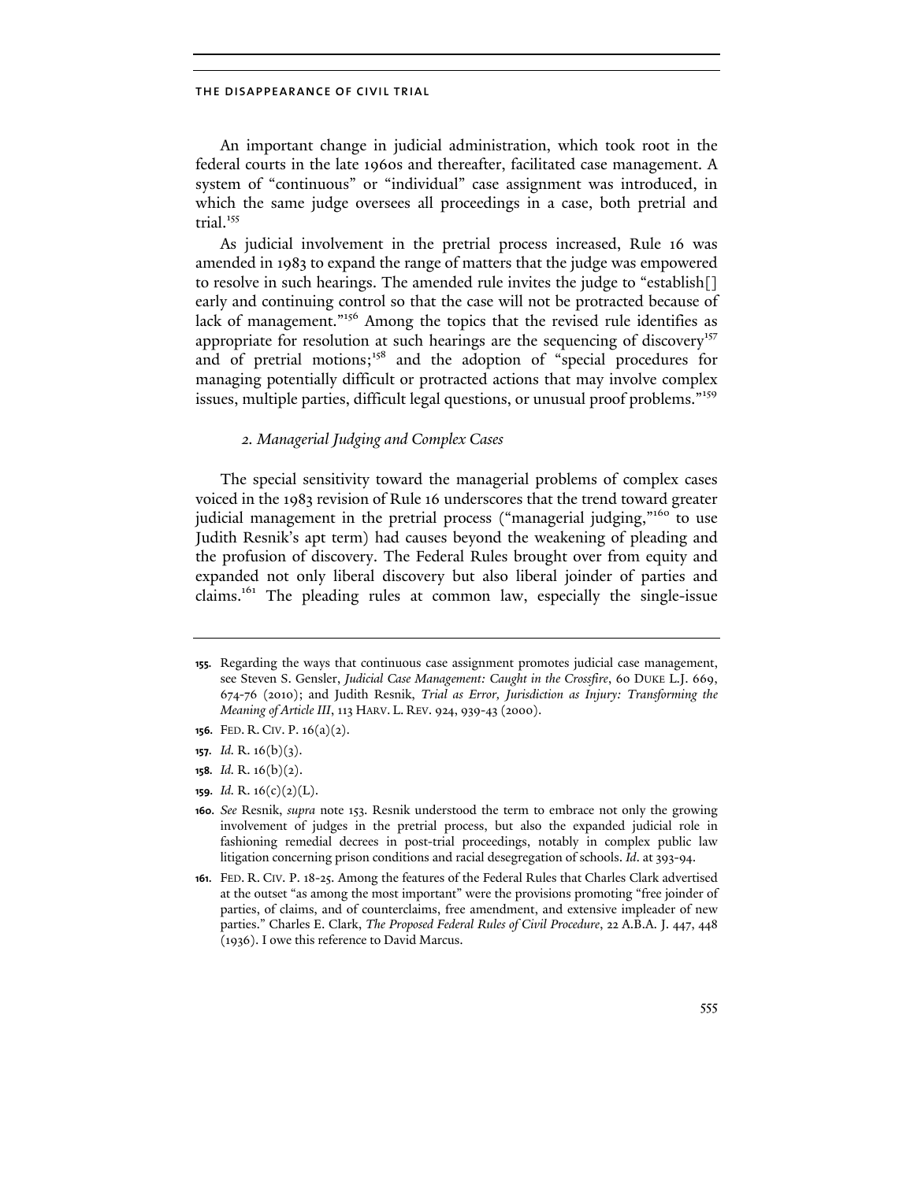An important change in judicial administration, which took root in the federal courts in the late 1960s and thereafter, facilitated case management. A system of "continuous" or "individual" case assignment was introduced, in which the same judge oversees all proceedings in a case, both pretrial and trial.[155]

As judicial involvement in the pretrial process increased, Rule 16 was amended in 1983 to expand the range of matters that the judge was empowered to resolve in such hearings. The amended rule invites the judge to "establish[] early and continuing control so that the case will not be protracted because of lack of management."[156] Among the topics that the revised rule identifies as appropriate for resolution at such hearings are the sequencing of discovery[157] and of pretrial motions;[158] and the adoption of "special procedures for managing potentially difficult or protracted actions that may involve complex issues, multiple parties, difficult legal questions, or unusual proof problems."[159]

### *2. Managerial Judging and Complex Cases*

The special sensitivity toward the managerial problems of complex cases voiced in the 1983 revision of Rule 16 underscores that the trend toward greater judicial management in the pretrial process ("managerial judging,"[160] to use Judith Resnik's apt term) had causes beyond the weakening of pleading and the profusion of discovery. The Federal Rules brought over from equity and expanded not only liberal discovery but also liberal joinder of parties and claims.[161] The pleading rules at common law, especially the single-issue

---

**155.** Regarding the ways that continuous case assignment promotes judicial case management, see Steven S. Gensler, *Judicial Case Management: Caught in the Crossfire*, 60 DUKE L.J. 669, 674-76 (2010); and Judith Resnik, *Trial as Error, Jurisdiction as Injury: Transforming the Meaning of Article III*, 113 HARV. L. REV. 924, 939-43 (2000).

**156.** FED. R. CIV. P. 16(a)(2).

**157.** *Id.* R. 16(b)(3).

**158.** *Id.* R. 16(b)(2).

**159.** *Id.* R. 16(c)(2)(L).

**160.** *See* Resnik, *supra* note 153. Resnik understood the term to embrace not only the growing involvement of judges in the pretrial process, but also the expanded judicial role in fashioning remedial decrees in post-trial proceedings, notably in complex public law litigation concerning prison conditions and racial desegregation of schools. *Id*. at 393-94.

**161.** FED. R. CIV. P. 18-25. Among the features of the Federal Rules that Charles Clark advertised at the outset "as among the most important" were the provisions promoting "free joinder of parties, of claims, and of counterclaims, free amendment, and extensive impleader of new parties." Charles E. Clark, *The Proposed Federal Rules of Civil Procedure*, 22 A.B.A. J. 447, 448 (1936). I owe this reference to David Marcus.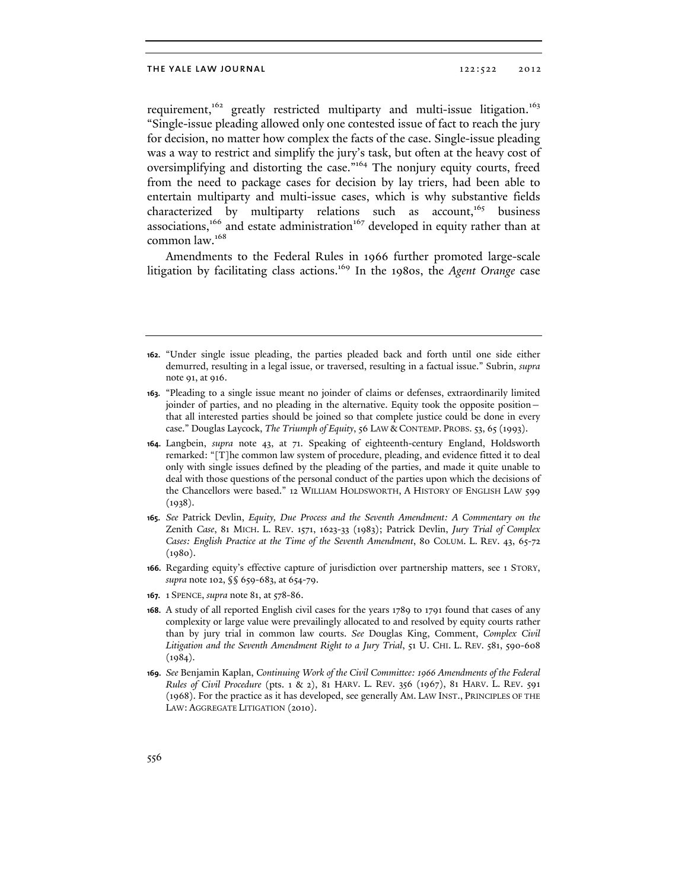requirement,[162] greatly restricted multiparty and multi-issue litigation.[163] "Single-issue pleading allowed only one contested issue of fact to reach the jury for decision, no matter how complex the facts of the case. Single-issue pleading was a way to restrict and simplify the jury's task, but often at the heavy cost of oversimplifying and distorting the case."[164] The nonjury equity courts, freed from the need to package cases for decision by lay triers, had been able to entertain multiparty and multi-issue cases, which is why substantive fields characterized by multiparty relations such as account,[165] business associations,[166] and estate administration[167] developed in equity rather than at common law.[168]

Amendments to the Federal Rules in 1966 further promoted large-scale litigation by facilitating class actions.[169] In the 1980s, the *Agent Orange* case

---

**162.** "Under single issue pleading, the parties pleaded back and forth until one side either demurred, resulting in a legal issue, or traversed, resulting in a factual issue." Subrin, *supra* note 91, at 916.

**163.** "Pleading to a single issue meant no joinder of claims or defenses, extraordinarily limited joinder of parties, and no pleading in the alternative. Equity took the opposite position—that all interested parties should be joined so that complete justice could be done in every case." Douglas Laycock, *The Triumph of Equity*, 56 LAW & CONTEMP. PROBS. 53, 65 (1993).

**164.** Langbein, *supra* note 43, at 71. Speaking of eighteenth-century England, Holdsworth remarked: "[T]he common law system of procedure, pleading, and evidence fitted it to deal only with single issues defined by the pleading of the parties, and made it quite unable to deal with those questions of the personal conduct of the parties upon which the decisions of the Chancellors were based." 12 WILLIAM HOLDSWORTH, A HISTORY OF ENGLISH LAW 599 (1938).

**165.** *See* Patrick Devlin, *Equity, Due Process and the Seventh Amendment: A Commentary on the* Zenith *Case*, 81 MICH. L. REV. 1571, 1623-33 (1983); Patrick Devlin, *Jury Trial of Complex Cases: English Practice at the Time of the Seventh Amendment*, 80 COLUM. L. REV. 43, 65-72 (1980).

**166.** Regarding equity's effective capture of jurisdiction over partnership matters, see 1 STORY, *supra* note 102, §§ 659-683, at 654-79.

**167.** 1 SPENCE, *supra* note 81, at 578-86.

**168.** A study of all reported English civil cases for the years 1789 to 1791 found that cases of any complexity or large value were prevailingly allocated to and resolved by equity courts rather than by jury trial in common law courts. *See* Douglas King, Comment, *Complex Civil Litigation and the Seventh Amendment Right to a Jury Trial*, 51 U. CHI. L. REV. 581, 590-608 (1984).

**169.** *See* Benjamin Kaplan, *Continuing Work of the Civil Committee: 1966 Amendments of the Federal Rules of Civil Procedure* (pts. 1 & 2), 81 HARV. L. REV. 356 (1967), 81 HARV. L. REV. 591 (1968). For the practice as it has developed, see generally AM. LAW INST., PRINCIPLES OF THE LAW: AGGREGATE LITIGATION (2010).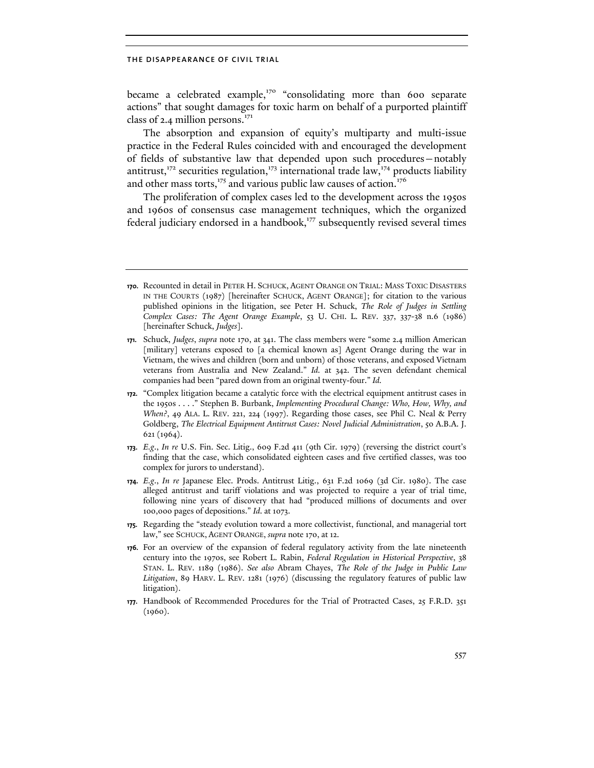became a celebrated example,[170] "consolidating more than 600 separate actions" that sought damages for toxic harm on behalf of a purported plaintiff class of 2.4 million persons.[171]

The absorption and expansion of equity's multiparty and multi-issue practice in the Federal Rules coincided with and encouraged the development of fields of substantive law that depended upon such procedures—notably antitrust,[172] securities regulation,[173] international trade law,[174] products liability and other mass torts,[175] and various public law causes of action.[176]

The proliferation of complex cases led to the development across the 1950s and 1960s of consensus case management techniques, which the organized federal judiciary endorsed in a handbook,[177] subsequently revised several times

---

**170.** Recounted in detail in PETER H. SCHUCK, AGENT ORANGE ON TRIAL: MASS TOXIC DISASTERS IN THE COURTS (1987) [hereinafter SCHUCK, AGENT ORANGE]; for citation to the various published opinions in the litigation, see Peter H. Schuck, *The Role of Judges in Settling Complex Cases: The Agent Orange Example*, 53 U. CHI. L. REV. 337, 337-38 n.6 (1986) [hereinafter Schuck, *Judges*].

**171.** Schuck, *Judges*, *supra* note 170, at 341. The class members were "some 2.4 million American [military] veterans exposed to [a chemical known as] Agent Orange during the war in Vietnam, the wives and children (born and unborn) of those veterans, and exposed Vietnam veterans from Australia and New Zealand." *Id.* at 342. The seven defendant chemical companies had been "pared down from an original twenty-four." *Id.*

**172.** "Complex litigation became a catalytic force with the electrical equipment antitrust cases in the 1950s . . . ." Stephen B. Burbank, *Implementing Procedural Change: Who, How, Why, and When?*, 49 ALA. L. REV. 221, 224 (1997). Regarding those cases, see Phil C. Neal & Perry Goldberg, *The Electrical Equipment Antitrust Cases: Novel Judicial Administration*, 50 A.B.A. J. 621 (1964).

**173.** *E.g.*, *In re* U.S. Fin. Sec. Litig., 609 F.2d 411 (9th Cir. 1979) (reversing the district court's finding that the case, which consolidated eighteen cases and five certified classes, was too complex for jurors to understand).

**174.** *E.g.*, *In re* Japanese Elec. Prods. Antitrust Litig., 631 F.2d 1069 (3d Cir. 1980). The case alleged antitrust and tariff violations and was projected to require a year of trial time, following nine years of discovery that had "produced millions of documents and over 100,000 pages of depositions." *Id.* at 1073.

**175.** Regarding the "steady evolution toward a more collectivist, functional, and managerial tort law," see SCHUCK, AGENT ORANGE, *supra* note 170, at 12.

**176.** For an overview of the expansion of federal regulatory activity from the late nineteenth century into the 1970s, see Robert L. Rabin, *Federal Regulation in Historical Perspective*, 38 STAN. L. REV. 1189 (1986). *See also* Abram Chayes, *The Role of the Judge in Public Law Litigation*, 89 HARV. L. REV. 1281 (1976) (discussing the regulatory features of public law litigation).

**177.** Handbook of Recommended Procedures for the Trial of Protracted Cases, 25 F.R.D. 351 (1960).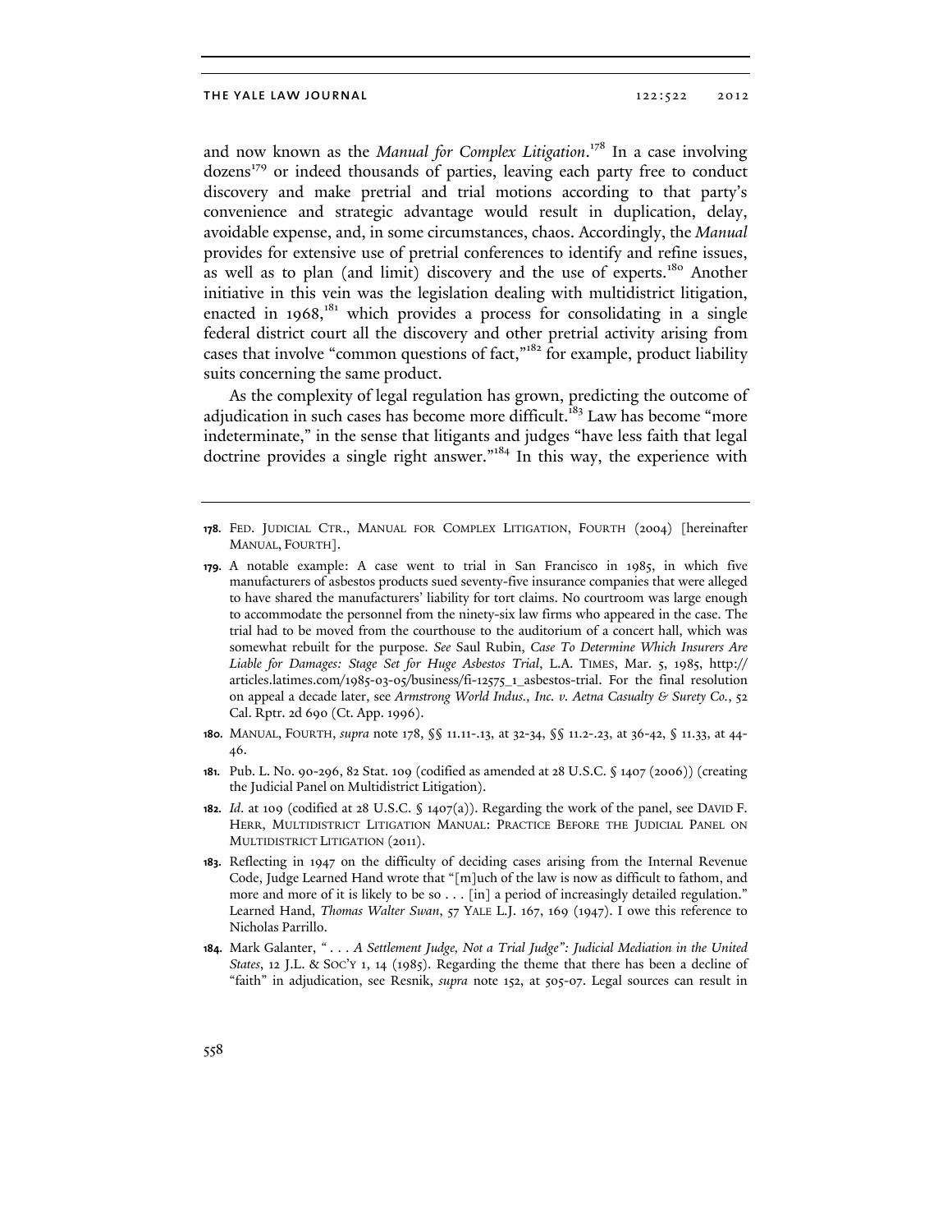and now known as the *Manual for Complex Litigation*.[178] In a case involving dozens[179] or indeed thousands of parties, leaving each party free to conduct discovery and make pretrial and trial motions according to that party's convenience and strategic advantage would result in duplication, delay, avoidable expense, and, in some circumstances, chaos. Accordingly, the *Manual* provides for extensive use of pretrial conferences to identify and refine issues, as well as to plan (and limit) discovery and the use of experts.[180] Another initiative in this vein was the legislation dealing with multidistrict litigation, enacted in 1968,[181] which provides a process for consolidating in a single federal district court all the discovery and other pretrial activity arising from cases that involve "common questions of fact,"[182] for example, product liability suits concerning the same product.

As the complexity of legal regulation has grown, predicting the outcome of adjudication in such cases has become more difficult.[183] Law has become "more indeterminate," in the sense that litigants and judges "have less faith that legal doctrine provides a single right answer."[184] In this way, the experience with

---

178. FED. JUDICIAL CTR., MANUAL FOR COMPLEX LITIGATION, FOURTH (2004) [hereinafter MANUAL, FOURTH].

179. A notable example: A case went to trial in San Francisco in 1985, in which five manufacturers of asbestos products sued seventy-five insurance companies that were alleged to have shared the manufacturers' liability for tort claims. No courtroom was large enough to accommodate the personnel from the ninety-six law firms who appeared in the case. The trial had to be moved from the courthouse to the auditorium of a concert hall, which was somewhat rebuilt for the purpose. *See* Saul Rubin, *Case To Determine Which Insurers Are Liable for Damages: Stage Set for Huge Asbestos Trial*, L.A. TIMES, Mar. 5, 1985, http://articles.latimes.com/1985-03-05/business/fi-12575_1_asbestos-trial. For the final resolution on appeal a decade later, see *Armstrong World Indus., Inc. v. Aetna Casualty & Surety Co.*, 52 Cal. Rptr. 2d 690 (Ct. App. 1996).

180. MANUAL, FOURTH, *supra* note 178, §§ 11.11-.13, at 32-34, §§ 11.2-.23, at 36-42, § 11.33, at 44-46.

181. Pub. L. No. 90-296, 82 Stat. 109 (codified as amended at 28 U.S.C. § 1407 (2006)) (creating the Judicial Panel on Multidistrict Litigation).

182. *Id.* at 109 (codified at 28 U.S.C. § 1407(a)). Regarding the work of the panel, see DAVID F. HERR, MULTIDISTRICT LITIGATION MANUAL: PRACTICE BEFORE THE JUDICIAL PANEL ON MULTIDISTRICT LITIGATION (2011).

183. Reflecting in 1947 on the difficulty of deciding cases arising from the Internal Revenue Code, Judge Learned Hand wrote that "[m]uch of the law is now as difficult to fathom, and more and more of it is likely to be so . . . [in] a period of increasingly detailed regulation." Learned Hand, *Thomas Walter Swan*, 57 YALE L.J. 167, 169 (1947). I owe this reference to Nicholas Parrillo.

184. Mark Galanter, *" . . . A Settlement Judge, Not a Trial Judge": Judicial Mediation in the United States*, 12 J.L. & SOC'Y 1, 14 (1985). Regarding the theme that there has been a decline of "faith" in adjudication, see Resnik, *supra* note 152, at 505-07. Legal sources can result in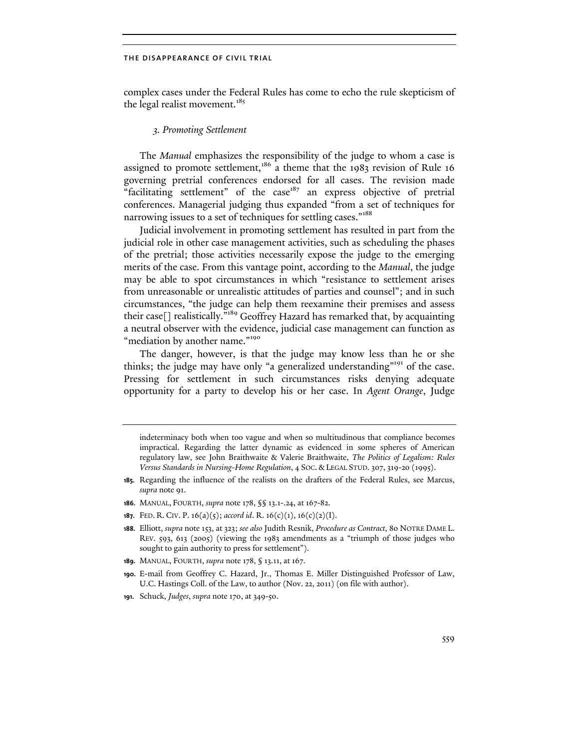complex cases under the Federal Rules has come to echo the rule skepticism of the legal realist movement.[185]

### 3. Promoting Settlement

The *Manual* emphasizes the responsibility of the judge to whom a case is assigned to promote settlement,[186] a theme that the 1983 revision of Rule 16 governing pretrial conferences endorsed for all cases. The revision made "facilitating settlement" of the case[187] an express objective of pretrial conferences. Managerial judging thus expanded "from a set of techniques for narrowing issues to a set of techniques for settling cases."[188]

Judicial involvement in promoting settlement has resulted in part from the judicial role in other case management activities, such as scheduling the phases of the pretrial; those activities necessarily expose the judge to the emerging merits of the case. From this vantage point, according to the *Manual*, the judge may be able to spot circumstances in which "resistance to settlement arises from unreasonable or unrealistic attitudes of parties and counsel"; and in such circumstances, "the judge can help them reexamine their premises and assess their case[] realistically."[189] Geoffrey Hazard has remarked that, by acquainting a neutral observer with the evidence, judicial case management can function as "mediation by another name."[190]

The danger, however, is that the judge may know less than he or she thinks; the judge may have only "a generalized understanding"[191] of the case. Pressing for settlement in such circumstances risks denying adequate opportunity for a party to develop his or her case. In *Agent Orange*, Judge

---

indeterminacy both when too vague and when so multitudinous that compliance becomes impractical. Regarding the latter dynamic as evidenced in some spheres of American regulatory law, see John Braithwaite & Valerie Braithwaite, *The Politics of Legalism: Rules Versus Standards in Nursing-Home Regulation*, 4 SOC. & LEGAL STUD. 307, 319-20 (1995).

185. Regarding the influence of the realists on the drafters of the Federal Rules, see Marcus, *supra* note 91.

186. MANUAL, FOURTH, *supra* note 178, §§ 13.1-.24, at 167-82.

187. FED. R. CIV. P. 16(a)(5); *accord id*. R. 16(c)(1), 16(c)(2)(I).

188. Elliott, *supra* note 153, at 323; *see also* Judith Resnik, *Procedure as Contract*, 80 NOTRE DAME L. REV. 593, 613 (2005) (viewing the 1983 amendments as a "triumph of those judges who sought to gain authority to press for settlement").

189. MANUAL, FOURTH, *supra* note 178, § 13.11, at 167.

190. E-mail from Geoffrey C. Hazard, Jr., Thomas E. Miller Distinguished Professor of Law, U.C. Hastings Coll. of the Law, to author (Nov. 22, 2011) (on file with author).

191. Schuck, *Judges*, *supra* note 170, at 349-50.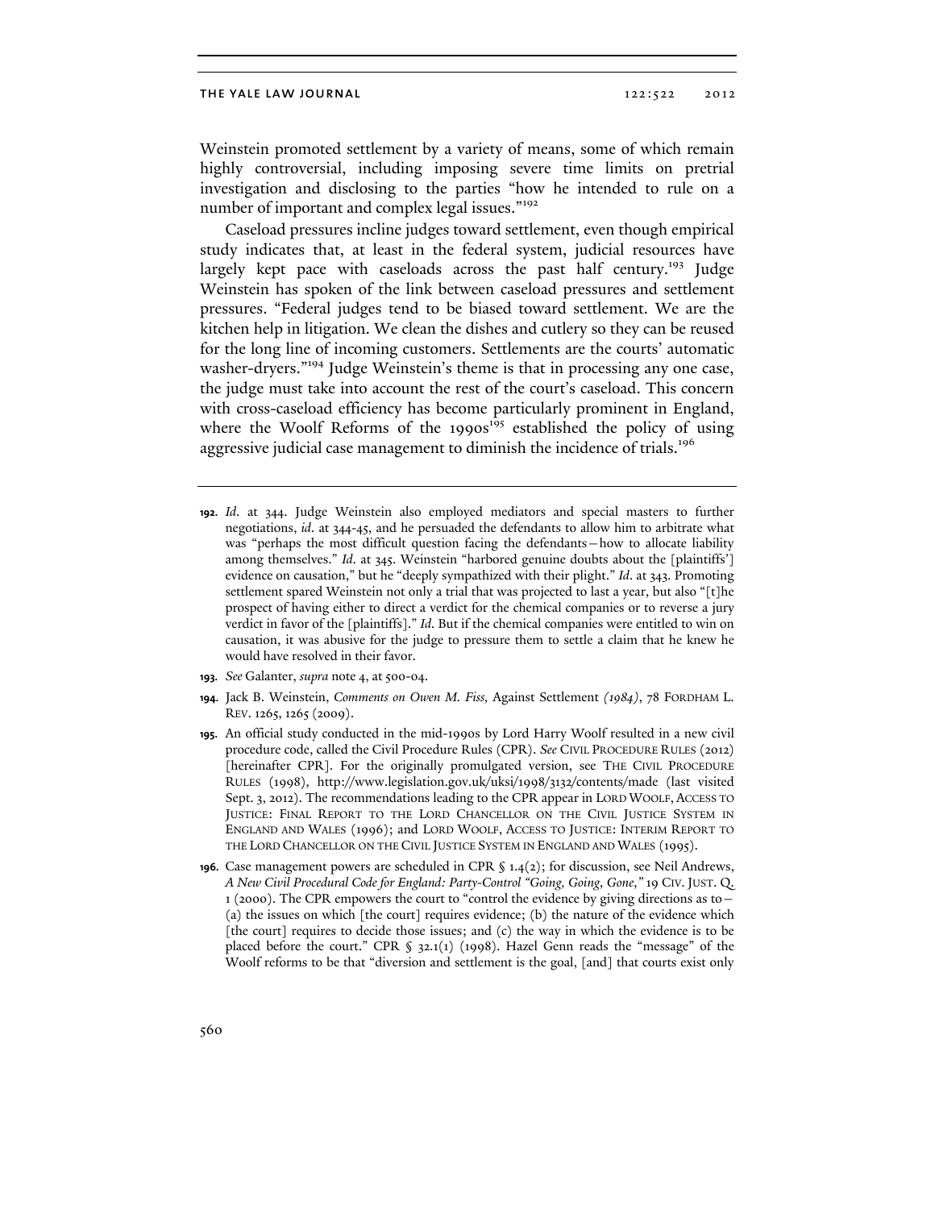Weinstein promoted settlement by a variety of means, some of which remain highly controversial, including imposing severe time limits on pretrial investigation and disclosing to the parties "how he intended to rule on a number of important and complex legal issues."[192]

Caseload pressures incline judges toward settlement, even though empirical study indicates that, at least in the federal system, judicial resources have largely kept pace with caseloads across the past half century.[193] Judge Weinstein has spoken of the link between caseload pressures and settlement pressures. "Federal judges tend to be biased toward settlement. We are the kitchen help in litigation. We clean the dishes and cutlery so they can be reused for the long line of incoming customers. Settlements are the courts' automatic washer-dryers."[194] Judge Weinstein's theme is that in processing any one case, the judge must take into account the rest of the court's caseload. This concern with cross-caseload efficiency has become particularly prominent in England, where the Woolf Reforms of the 1990s[195] established the policy of using aggressive judicial case management to diminish the incidence of trials.[196]

---

**192.** *Id.* at 344. Judge Weinstein also employed mediators and special masters to further negotiations, *id.* at 344-45, and he persuaded the defendants to allow him to arbitrate what was "perhaps the most difficult question facing the defendants—how to allocate liability among themselves." *Id.* at 345. Weinstein "harbored genuine doubts about the [plaintiffs'] evidence on causation," but he "deeply sympathized with their plight." *Id.* at 343. Promoting settlement spared Weinstein not only a trial that was projected to last a year, but also "[t]he prospect of having either to direct a verdict for the chemical companies or to reverse a jury verdict in favor of the [plaintiffs]." *Id.* But if the chemical companies were entitled to win on causation, it was abusive for the judge to pressure them to settle a claim that he knew he would have resolved in their favor.

**193.** *See* Galanter, *supra* note 4, at 500-04.

**194.** Jack B. Weinstein, *Comments on Owen M. Fiss,* Against Settlement *(1984)*, 78 FORDHAM L. REV. 1265, 1265 (2009).

**195.** An official study conducted in the mid-1990s by Lord Harry Woolf resulted in a new civil procedure code, called the Civil Procedure Rules (CPR). *See* CIVIL PROCEDURE RULES (2012) [hereinafter CPR]. For the originally promulgated version, see THE CIVIL PROCEDURE RULES (1998), http://www.legislation.gov.uk/uksi/1998/3132/contents/made (last visited Sept. 3, 2012). The recommendations leading to the CPR appear in LORD WOOLF, ACCESS TO JUSTICE: FINAL REPORT TO THE LORD CHANCELLOR ON THE CIVIL JUSTICE SYSTEM IN ENGLAND AND WALES (1996); and LORD WOOLF, ACCESS TO JUSTICE: INTERIM REPORT TO THE LORD CHANCELLOR ON THE CIVIL JUSTICE SYSTEM IN ENGLAND AND WALES (1995).

**196.** Case management powers are scheduled in CPR § 1.4(2); for discussion, see Neil Andrews, *A New Civil Procedural Code for England: Party-Control "Going, Going, Gone*,*"* 19 CIV. JUST. Q. 1 (2000). The CPR empowers the court to "control the evidence by giving directions as to—(a) the issues on which [the court] requires evidence; (b) the nature of the evidence which [the court] requires to decide those issues; and (c) the way in which the evidence is to be placed before the court." CPR § 32.1(1) (1998). Hazel Genn reads the "message" of the Woolf reforms to be that "diversion and settlement is the goal, [and] that courts exist only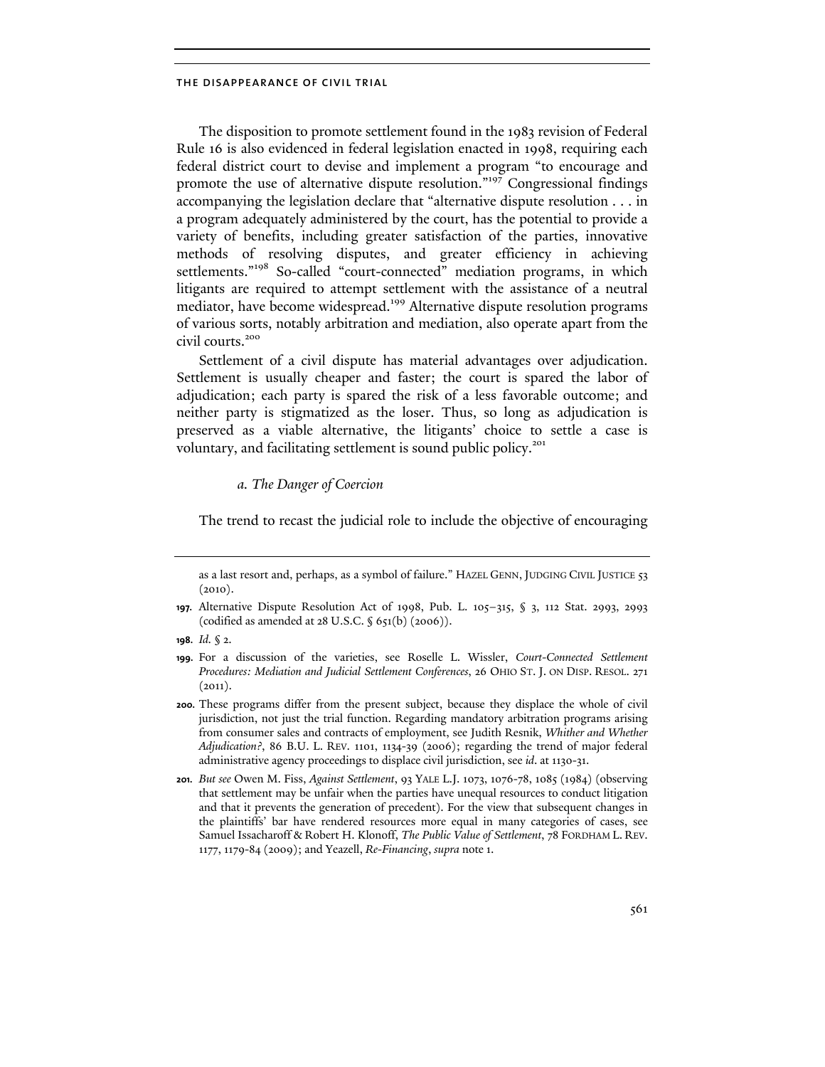The disposition to promote settlement found in the 1983 revision of Federal Rule 16 is also evidenced in federal legislation enacted in 1998, requiring each federal district court to devise and implement a program "to encourage and promote the use of alternative dispute resolution."[197] Congressional findings accompanying the legislation declare that "alternative dispute resolution . . . in a program adequately administered by the court, has the potential to provide a variety of benefits, including greater satisfaction of the parties, innovative methods of resolving disputes, and greater efficiency in achieving settlements."[198] So-called "court-connected" mediation programs, in which litigants are required to attempt settlement with the assistance of a neutral mediator, have become widespread.[199] Alternative dispute resolution programs of various sorts, notably arbitration and mediation, also operate apart from the civil courts.[200]

Settlement of a civil dispute has material advantages over adjudication. Settlement is usually cheaper and faster; the court is spared the labor of adjudication; each party is spared the risk of a less favorable outcome; and neither party is stigmatized as the loser. Thus, so long as adjudication is preserved as a viable alternative, the litigants' choice to settle a case is voluntary, and facilitating settlement is sound public policy.[201]

### *a. The Danger of Coercion*

The trend to recast the judicial role to include the objective of encouraging

---

as a last resort and, perhaps, as a symbol of failure." HAZEL GENN, JUDGING CIVIL JUSTICE 53 (2010).

**197.** Alternative Dispute Resolution Act of 1998, Pub. L. 105–315, § 3, 112 Stat. 2993, 2993 (codified as amended at 28 U.S.C. § 651(b) (2006)).

**198.** *Id.* § 2.

**199.** For a discussion of the varieties, see Roselle L. Wissler, *Court-Connected Settlement Procedures: Mediation and Judicial Settlement Conferences*, 26 OHIO ST. J. ON DISP. RESOL. 271 (2011).

**200.** These programs differ from the present subject, because they displace the whole of civil jurisdiction, not just the trial function. Regarding mandatory arbitration programs arising from consumer sales and contracts of employment, see Judith Resnik, *Whither and Whether Adjudication?*, 86 B.U. L. REV. 1101, 1134-39 (2006); regarding the trend of major federal administrative agency proceedings to displace civil jurisdiction, see *id*. at 1130-31.

**201.** *But see* Owen M. Fiss, *Against Settlement*, 93 YALE L.J. 1073, 1076-78, 1085 (1984) (observing that settlement may be unfair when the parties have unequal resources to conduct litigation and that it prevents the generation of precedent). For the view that subsequent changes in the plaintiffs' bar have rendered resources more equal in many categories of cases, see Samuel Issacharoff & Robert H. Klonoff, *The Public Value of Settlement*, 78 FORDHAM L. REV. 1177, 1179-84 (2009); and Yeazell, *Re-Financing*, *supra* note 1.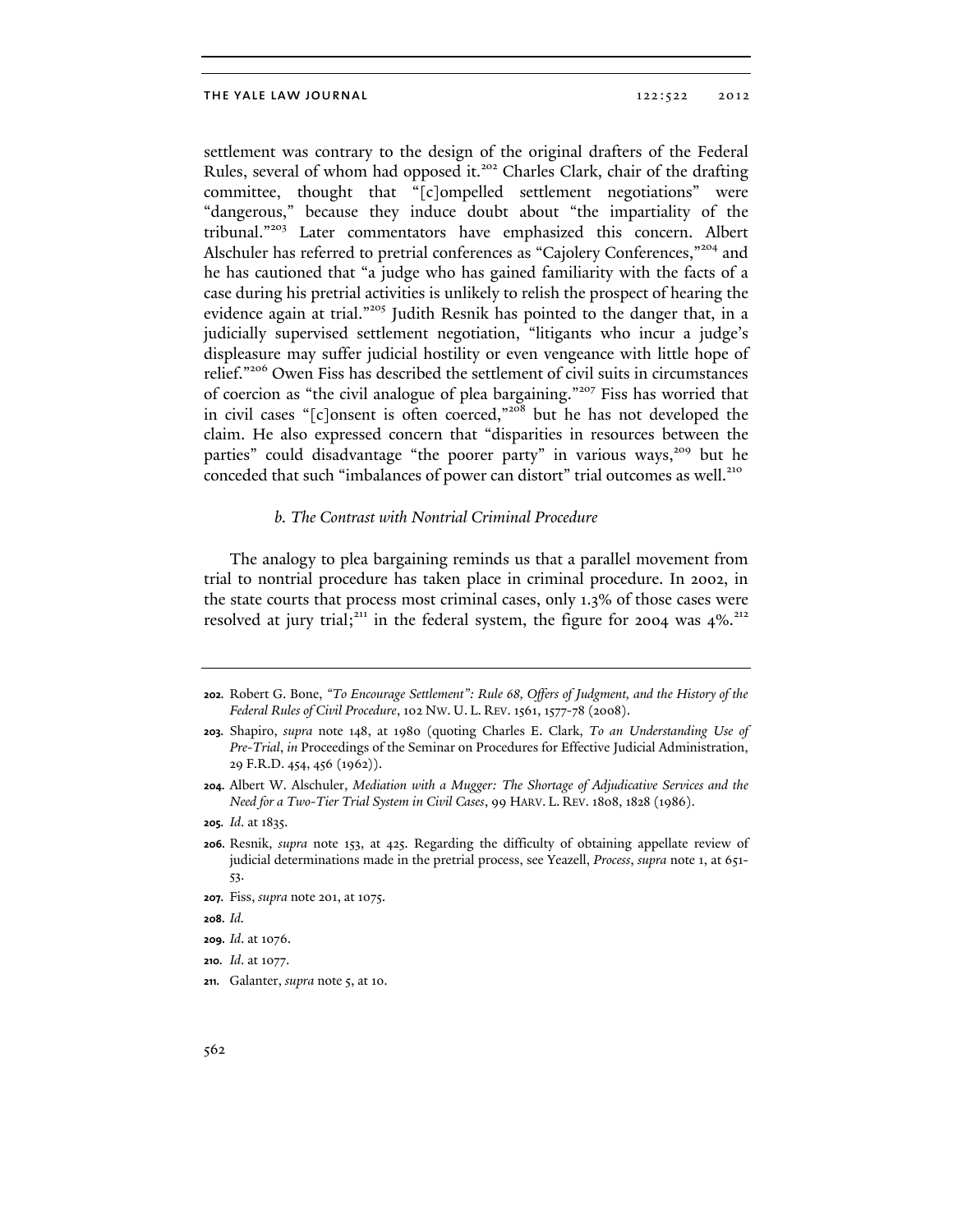settlement was contrary to the design of the original drafters of the Federal Rules, several of whom had opposed it.[202] Charles Clark, chair of the drafting committee, thought that "[c]ompelled settlement negotiations" were "dangerous," because they induce doubt about "the impartiality of the tribunal."[203] Later commentators have emphasized this concern. Albert Alschuler has referred to pretrial conferences as "Cajolery Conferences,"[204] and he has cautioned that "a judge who has gained familiarity with the facts of a case during his pretrial activities is unlikely to relish the prospect of hearing the evidence again at trial."[205] Judith Resnik has pointed to the danger that, in a judicially supervised settlement negotiation, "litigants who incur a judge's displeasure may suffer judicial hostility or even vengeance with little hope of relief."[206] Owen Fiss has described the settlement of civil suits in circumstances of coercion as "the civil analogue of plea bargaining."[207] Fiss has worried that in civil cases "[c]onsent is often coerced,"[208] but he has not developed the claim. He also expressed concern that "disparities in resources between the parties" could disadvantage "the poorer party" in various ways,[209] but he conceded that such "imbalances of power can distort" trial outcomes as well.[210]

#### *b. The Contrast with Nontrial Criminal Procedure*

The analogy to plea bargaining reminds us that a parallel movement from trial to nontrial procedure has taken place in criminal procedure. In 2002, in the state courts that process most criminal cases, only 1.3% of those cases were resolved at jury trial;[211] in the federal system, the figure for 2004 was 4%.[212]

---

**202.** Robert G. Bone, *"To Encourage Settlement": Rule 68, Offers of Judgment, and the History of the Federal Rules of Civil Procedure*, 102 NW. U. L. REV. 1561, 1577-78 (2008).

**203.** Shapiro, *supra* note 148, at 1980 (quoting Charles E. Clark, *To an Understanding Use of Pre-Trial*, *in* Proceedings of the Seminar on Procedures for Effective Judicial Administration, 29 F.R.D. 454, 456 (1962)).

**204.** Albert W. Alschuler, *Mediation with a Mugger: The Shortage of Adjudicative Services and the Need for a Two-Tier Trial System in Civil Cases*, 99 HARV. L. REV. 1808, 1828 (1986).

**205.** *Id.* at 1835.

**206.** Resnik, *supra* note 153, at 425. Regarding the difficulty of obtaining appellate review of judicial determinations made in the pretrial process, see Yeazell, *Process*, *supra* note 1, at 651-53.

**207.** Fiss, *supra* note 201, at 1075.

**208.** *Id.*

**209.** *Id.* at 1076.

**210.** *Id.* at 1077.

**211.** Galanter, *supra* note 5, at 10.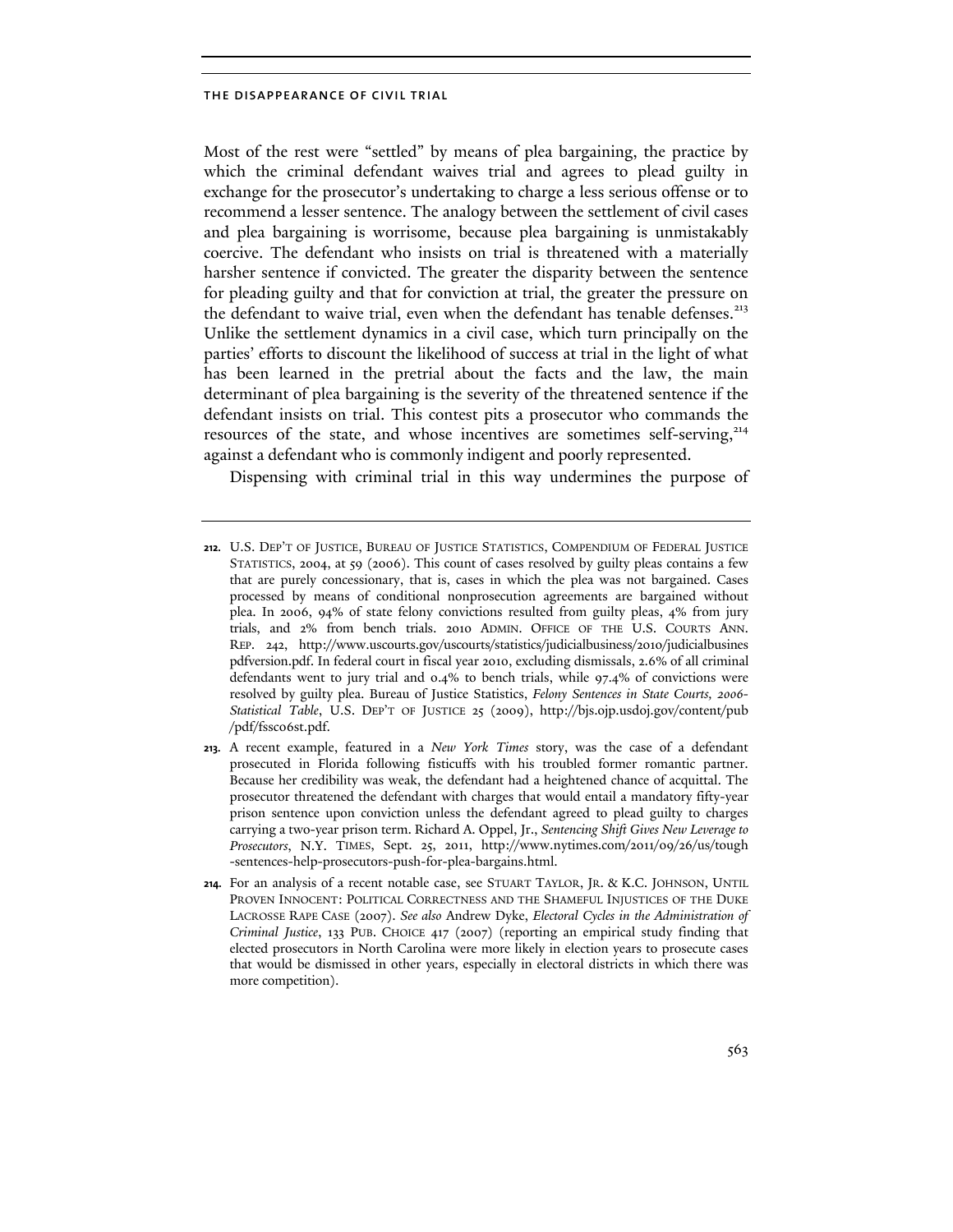Most of the rest were "settled" by means of plea bargaining, the practice by which the criminal defendant waives trial and agrees to plead guilty in exchange for the prosecutor's undertaking to charge a less serious offense or to recommend a lesser sentence. The analogy between the settlement of civil cases and plea bargaining is worrisome, because plea bargaining is unmistakably coercive. The defendant who insists on trial is threatened with a materially harsher sentence if convicted. The greater the disparity between the sentence for pleading guilty and that for conviction at trial, the greater the pressure on the defendant to waive trial, even when the defendant has tenable defenses.[213] Unlike the settlement dynamics in a civil case, which turn principally on the parties' efforts to discount the likelihood of success at trial in the light of what has been learned in the pretrial about the facts and the law, the main determinant of plea bargaining is the severity of the threatened sentence if the defendant insists on trial. This contest pits a prosecutor who commands the resources of the state, and whose incentives are sometimes self-serving,[214] against a defendant who is commonly indigent and poorly represented.

Dispensing with criminal trial in this way undermines the purpose of

---

212. U.S. DEP'T OF JUSTICE, BUREAU OF JUSTICE STATISTICS, COMPENDIUM OF FEDERAL JUSTICE STATISTICS, 2004, at 59 (2006). This count of cases resolved by guilty pleas contains a few that are purely concessionary, that is, cases in which the plea was not bargained. Cases processed by means of conditional nonprosecution agreements are bargained without plea. In 2006, 94% of state felony convictions resulted from guilty pleas, 4% from jury trials, and 2% from bench trials. 2010 ADMIN. OFFICE OF THE U.S. COURTS ANN. REP. 242, http://www.uscourts.gov/uscourts/statistics/judicialbusiness/2010/judicialbusines pdfversion.pdf. In federal court in fiscal year 2010, excluding dismissals, 2.6% of all criminal defendants went to jury trial and 0.4% to bench trials, while 97.4% of convictions were resolved by guilty plea. Bureau of Justice Statistics, *Felony Sentences in State Courts, 2006-Statistical Table*, U.S. DEP'T OF JUSTICE 25 (2009), http://bjs.ojp.usdoj.gov/content/pub /pdf/fssc06st.pdf.

213. A recent example, featured in a *New York Times* story, was the case of a defendant prosecuted in Florida following fisticuffs with his troubled former romantic partner. Because her credibility was weak, the defendant had a heightened chance of acquittal. The prosecutor threatened the defendant with charges that would entail a mandatory fifty-year prison sentence upon conviction unless the defendant agreed to plead guilty to charges carrying a two-year prison term. Richard A. Oppel, Jr., *Sentencing Shift Gives New Leverage to Prosecutors*, N.Y. TIMES, Sept. 25, 2011, http://www.nytimes.com/2011/09/26/us/tough -sentences-help-prosecutors-push-for-plea-bargains.html.

214. For an analysis of a recent notable case, see STUART TAYLOR, JR. & K.C. JOHNSON, UNTIL PROVEN INNOCENT: POLITICAL CORRECTNESS AND THE SHAMEFUL INJUSTICES OF THE DUKE LACROSSE RAPE CASE (2007). *See also* Andrew Dyke, *Electoral Cycles in the Administration of Criminal Justice*, 133 PUB. CHOICE 417 (2007) (reporting an empirical study finding that elected prosecutors in North Carolina were more likely in election years to prosecute cases that would be dismissed in other years, especially in electoral districts in which there was more competition).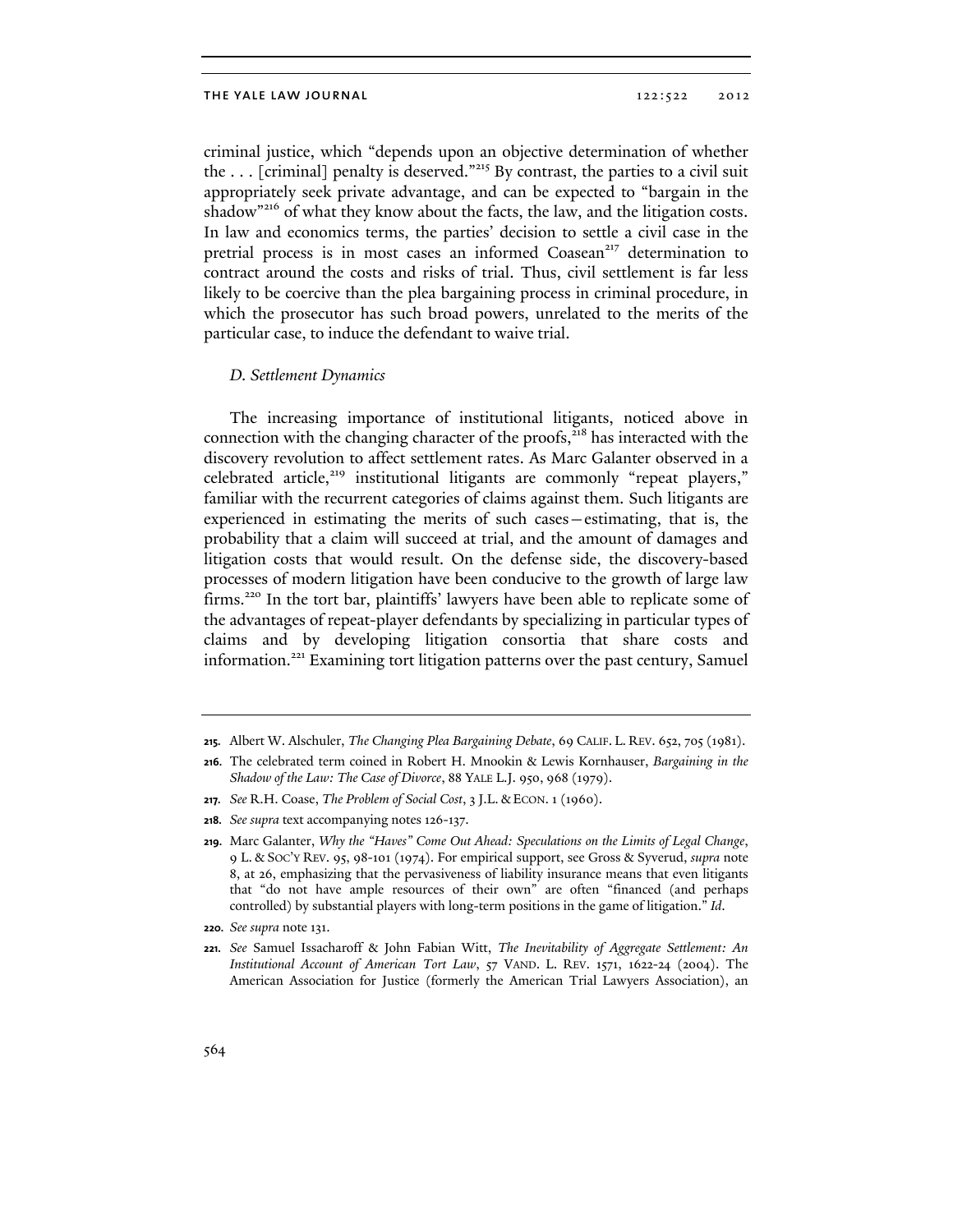criminal justice, which "depends upon an objective determination of whether the . . . [criminal] penalty is deserved."[215] By contrast, the parties to a civil suit appropriately seek private advantage, and can be expected to "bargain in the shadow"[216] of what they know about the facts, the law, and the litigation costs. In law and economics terms, the parties' decision to settle a civil case in the pretrial process is in most cases an informed Coasean[217] determination to contract around the costs and risks of trial. Thus, civil settlement is far less likely to be coercive than the plea bargaining process in criminal procedure, in which the prosecutor has such broad powers, unrelated to the merits of the particular case, to induce the defendant to waive trial.

### *D. Settlement Dynamics*

The increasing importance of institutional litigants, noticed above in connection with the changing character of the proofs,[218] has interacted with the discovery revolution to affect settlement rates. As Marc Galanter observed in a celebrated article,[219] institutional litigants are commonly "repeat players," familiar with the recurrent categories of claims against them. Such litigants are experienced in estimating the merits of such cases—estimating, that is, the probability that a claim will succeed at trial, and the amount of damages and litigation costs that would result. On the defense side, the discovery-based processes of modern litigation have been conducive to the growth of large law firms.[220] In the tort bar, plaintiffs' lawyers have been able to replicate some of the advantages of repeat-player defendants by specializing in particular types of claims and by developing litigation consortia that share costs and information.[221] Examining tort litigation patterns over the past century, Samuel

---

215. Albert W. Alschuler, *The Changing Plea Bargaining Debate*, 69 CALIF. L. REV. 652, 705 (1981).

216. The celebrated term coined in Robert H. Mnookin & Lewis Kornhauser, *Bargaining in the Shadow of the Law: The Case of Divorce*, 88 YALE L.J. 950, 968 (1979).

217. *See* R.H. Coase, *The Problem of Social Cost*, 3 J.L. & ECON. 1 (1960).

218. *See supra* text accompanying notes 126-137.

219. Marc Galanter, *Why the "Haves" Come Out Ahead: Speculations on the Limits of Legal Change*, 9 L. & SOC'Y REV. 95, 98-101 (1974). For empirical support, see Gross & Syverud, *supra* note 8, at 26, emphasizing that the pervasiveness of liability insurance means that even litigants that "do not have ample resources of their own" are often "financed (and perhaps controlled) by substantial players with long-term positions in the game of litigation." *Id*.

220. *See supra* note 131.

221. *See* Samuel Issacharoff & John Fabian Witt, *The Inevitability of Aggregate Settlement: An Institutional Account of American Tort Law*, 57 VAND. L. REV. 1571, 1622-24 (2004). The American Association for Justice (formerly the American Trial Lawyers Association), an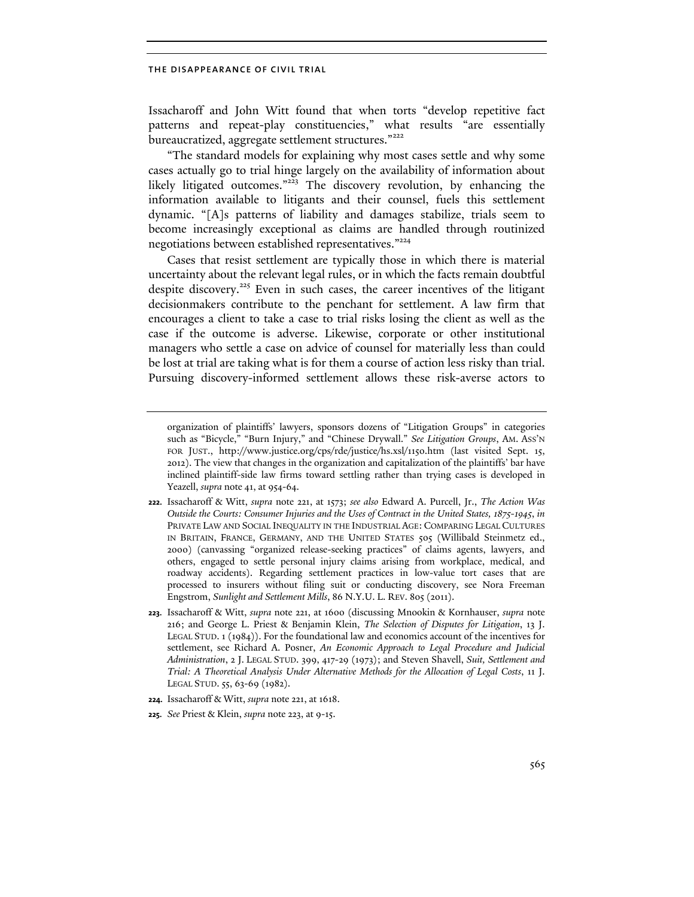Issacharoff and John Witt found that when torts "develop repetitive fact patterns and repeat-play constituencies," what results "are essentially bureaucratized, aggregate settlement structures."[222]

"The standard models for explaining why most cases settle and why some cases actually go to trial hinge largely on the availability of information about likely litigated outcomes."[223] The discovery revolution, by enhancing the information available to litigants and their counsel, fuels this settlement dynamic. "[A]s patterns of liability and damages stabilize, trials seem to become increasingly exceptional as claims are handled through routinized negotiations between established representatives."[224]

Cases that resist settlement are typically those in which there is material uncertainty about the relevant legal rules, or in which the facts remain doubtful despite discovery.[225] Even in such cases, the career incentives of the litigant decisionmakers contribute to the penchant for settlement. A law firm that encourages a client to take a case to trial risks losing the client as well as the case if the outcome is adverse. Likewise, corporate or other institutional managers who settle a case on advice of counsel for materially less than could be lost at trial are taking what is for them a course of action less risky than trial. Pursuing discovery-informed settlement allows these risk-averse actors to

---

organization of plaintiffs' lawyers, sponsors dozens of "Litigation Groups" in categories such as "Bicycle," "Burn Injury," and "Chinese Drywall." *See Litigation Groups*, AM. ASS'N FOR JUST., http://www.justice.org/cps/rde/justice/hs.xsl/1150.htm (last visited Sept. 15, 2012). The view that changes in the organization and capitalization of the plaintiffs' bar have inclined plaintiff-side law firms toward settling rather than trying cases is developed in Yeazell, *supra* note 41, at 954-64.

**222.** Issacharoff & Witt, *supra* note 221, at 1573; *see also* Edward A. Purcell, Jr., *The Action Was Outside the Courts: Consumer Injuries and the Uses of Contract in the United States, 1875-1945*, *in* PRIVATE LAW AND SOCIAL INEQUALITY IN THE INDUSTRIAL AGE: COMPARING LEGAL CULTURES IN BRITAIN, FRANCE, GERMANY, AND THE UNITED STATES 505 (Willibald Steinmetz ed., 2000) (canvassing "organized release-seeking practices" of claims agents, lawyers, and others, engaged to settle personal injury claims arising from workplace, medical, and roadway accidents). Regarding settlement practices in low-value tort cases that are processed to insurers without filing suit or conducting discovery, see Nora Freeman Engstrom, *Sunlight and Settlement Mills*, 86 N.Y.U. L. REV. 805 (2011).

**223.** Issacharoff & Witt, *supra* note 221, at 1600 (discussing Mnookin & Kornhauser, *supra* note 216; and George L. Priest & Benjamin Klein, *The Selection of Disputes for Litigation*, 13 J. LEGAL STUD. 1 (1984)). For the foundational law and economics account of the incentives for settlement, see Richard A. Posner, *An Economic Approach to Legal Procedure and Judicial Administration*, 2 J. LEGAL STUD. 399, 417-29 (1973); and Steven Shavell, *Suit, Settlement and Trial: A Theoretical Analysis Under Alternative Methods for the Allocation of Legal Costs*, 11 J. LEGAL STUD. 55, 63-69 (1982).

**224.** Issacharoff & Witt, *supra* note 221, at 1618.

**225.** *See* Priest & Klein, *supra* note 223, at 9-15.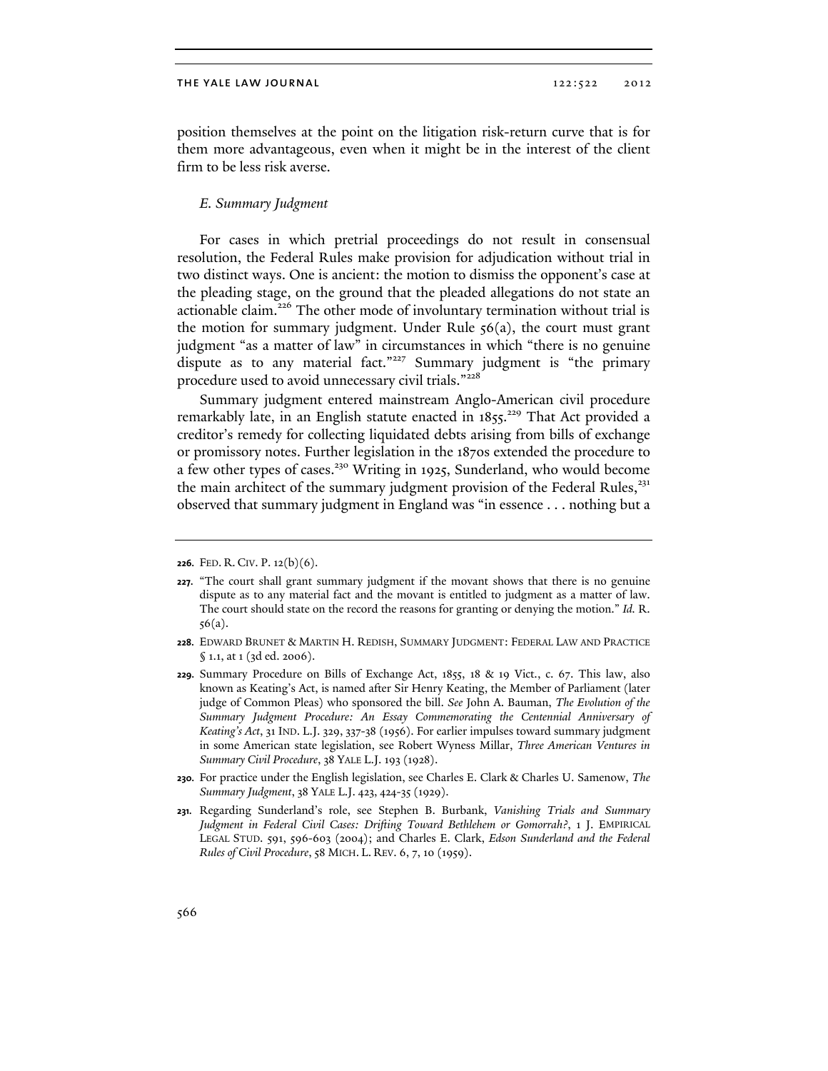position themselves at the point on the litigation risk-return curve that is for them more advantageous, even when it might be in the interest of the client firm to be less risk averse.

### *E. Summary Judgment*

For cases in which pretrial proceedings do not result in consensual resolution, the Federal Rules make provision for adjudication without trial in two distinct ways. One is ancient: the motion to dismiss the opponent's case at the pleading stage, on the ground that the pleaded allegations do not state an actionable claim.[226] The other mode of involuntary termination without trial is the motion for summary judgment. Under Rule 56(a), the court must grant judgment "as a matter of law" in circumstances in which "there is no genuine dispute as to any material fact."[227] Summary judgment is "the primary procedure used to avoid unnecessary civil trials."[228]

Summary judgment entered mainstream Anglo-American civil procedure remarkably late, in an English statute enacted in 1855.[229] That Act provided a creditor's remedy for collecting liquidated debts arising from bills of exchange or promissory notes. Further legislation in the 1870s extended the procedure to a few other types of cases.[230] Writing in 1925, Sunderland, who would become the main architect of the summary judgment provision of the Federal Rules,[231] observed that summary judgment in England was "in essence . . . nothing but a

---

**226.** FED. R. CIV. P. 12(b)(6).

**227.** "The court shall grant summary judgment if the movant shows that there is no genuine dispute as to any material fact and the movant is entitled to judgment as a matter of law. The court should state on the record the reasons for granting or denying the motion." *Id.* R. 56(a).

**228.** EDWARD BRUNET & MARTIN H. REDISH, SUMMARY JUDGMENT: FEDERAL LAW AND PRACTICE § 1.1, at 1 (3d ed. 2006).

**229.** Summary Procedure on Bills of Exchange Act, 1855, 18 & 19 Vict., c. 67. This law, also known as Keating's Act, is named after Sir Henry Keating, the Member of Parliament (later judge of Common Pleas) who sponsored the bill. *See* John A. Bauman, *The Evolution of the Summary Judgment Procedure: An Essay Commemorating the Centennial Anniversary of Keating's Act*, 31 IND. L.J. 329, 337-38 (1956). For earlier impulses toward summary judgment in some American state legislation, see Robert Wyness Millar, *Three American Ventures in Summary Civil Procedure*, 38 YALE L.J. 193 (1928).

**230.** For practice under the English legislation, see Charles E. Clark & Charles U. Samenow, *The Summary Judgment*, 38 YALE L.J. 423, 424-35 (1929).

**231.** Regarding Sunderland's role, see Stephen B. Burbank, *Vanishing Trials and Summary Judgment in Federal Civil Cases: Drifting Toward Bethlehem or Gomorrah?*, 1 J. EMPIRICAL LEGAL STUD. 591, 596-603 (2004); and Charles E. Clark, *Edson Sunderland and the Federal Rules of Civil Procedure*, 58 MICH. L. REV. 6, 7, 10 (1959).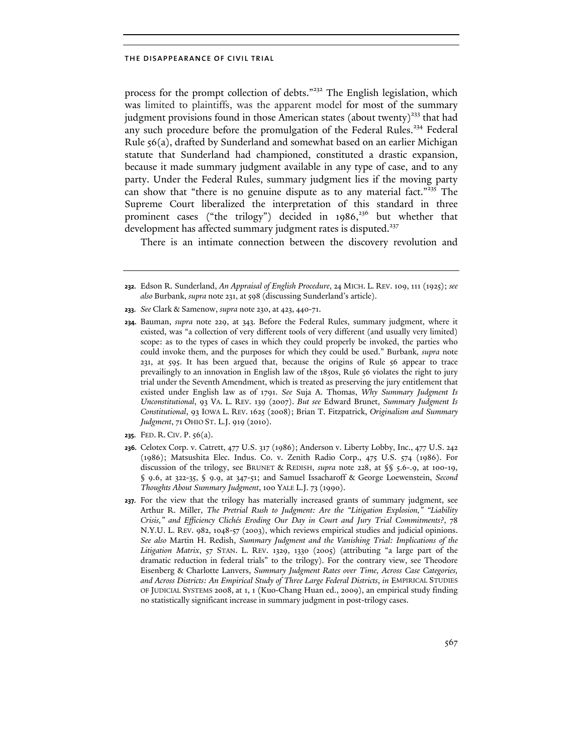process for the prompt collection of debts."[232] The English legislation, which was limited to plaintiffs, was the apparent model for most of the summary judgment provisions found in those American states (about twenty)[233] that had any such procedure before the promulgation of the Federal Rules.[234] Federal Rule 56(a), drafted by Sunderland and somewhat based on an earlier Michigan statute that Sunderland had championed, constituted a drastic expansion, because it made summary judgment available in any type of case, and to any party. Under the Federal Rules, summary judgment lies if the moving party can show that "there is no genuine dispute as to any material fact."[235] The Supreme Court liberalized the interpretation of this standard in three prominent cases ("the trilogy") decided in 1986,[236] but whether that development has affected summary judgment rates is disputed.[237]

There is an intimate connection between the discovery revolution and

---

**232.** Edson R. Sunderland, *An Appraisal of English Procedure*, 24 MICH. L. REV. 109, 111 (1925); *see also* Burbank, *supra* note 231, at 598 (discussing Sunderland's article).

**233.** *See* Clark & Samenow, *supra* note 230, at 423, 440-71.

**234.** Bauman, *supra* note 229, at 343. Before the Federal Rules, summary judgment, where it existed, was "a collection of very different tools of very different (and usually very limited) scope: as to the types of cases in which they could properly be invoked, the parties who could invoke them, and the purposes for which they could be used." Burbank, *supra* note 231, at 595. It has been argued that, because the origins of Rule 56 appear to trace prevailingly to an innovation in English law of the 1850s, Rule 56 violates the right to jury trial under the Seventh Amendment, which is treated as preserving the jury entitlement that existed under English law as of 1791. *See* Suja A. Thomas, *Why Summary Judgment Is Unconstitutional*, 93 VA. L. REV. 139 (2007). *But see* Edward Brunet, *Summary Judgment Is Constitutional*, 93 IOWA L. REV. 1625 (2008); Brian T. Fitzpatrick, *Originalism and Summary Judgment*, 71 OHIO ST. L.J. 919 (2010).

**235.** FED. R. CIV. P. 56(a).

**236.** Celotex Corp. v. Catrett, 477 U.S. 317 (1986); Anderson v. Liberty Lobby, Inc., 477 U.S. 242 (1986); Matsushita Elec. Indus. Co. v. Zenith Radio Corp., 475 U.S. 574 (1986). For discussion of the trilogy, see BRUNET & REDISH, *supra* note 228, at §§ 5.6-.9, at 100-19, § 9.6, at 322-35, § 9.9, at 347-51; and Samuel Issacharoff & George Loewenstein, *Second Thoughts About Summary Judgment*, 100 YALE L.J. 73 (1990).

**237.** For the view that the trilogy has materially increased grants of summary judgment, see Arthur R. Miller, *The Pretrial Rush to Judgment: Are the "Litigation Explosion," "Liability Crisis," and Efficiency Clichés Eroding Our Day in Court and Jury Trial Commitments?*, 78 N.Y.U. L. REV. 982, 1048-57 (2003), which reviews empirical studies and judicial opinions. *See also* Martin H. Redish, *Summary Judgment and the Vanishing Trial: Implications of the Litigation Matrix*, 57 STAN. L. REV. 1329, 1330 (2005) (attributing "a large part of the dramatic reduction in federal trials" to the trilogy). For the contrary view, see Theodore Eisenberg & Charlotte Lanvers, *Summary Judgment Rates over Time, Across Case Categories, and Across Districts: An Empirical Study of Three Large Federal Districts*, *in* EMPIRICAL STUDIES OF JUDICIAL SYSTEMS 2008, at 1, 1 (Kuo-Chang Huan ed., 2009), an empirical study finding no statistically significant increase in summary judgment in post-trilogy cases.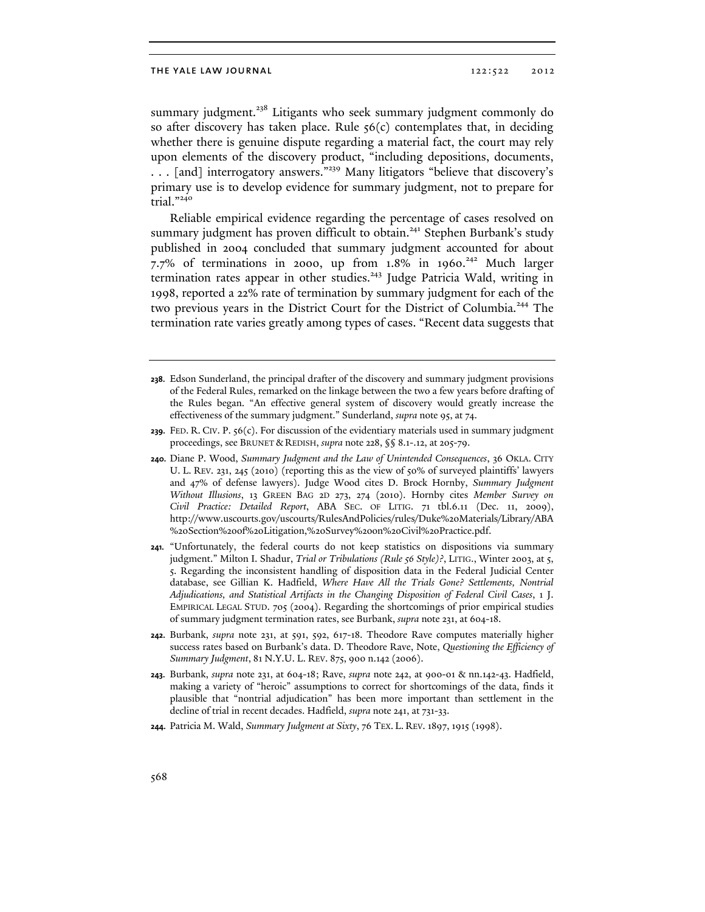summary judgment.[238] Litigants who seek summary judgment commonly do so after discovery has taken place. Rule 56(c) contemplates that, in deciding whether there is genuine dispute regarding a material fact, the court may rely upon elements of the discovery product, "including depositions, documents, . . . [and] interrogatory answers."[239] Many litigators "believe that discovery's primary use is to develop evidence for summary judgment, not to prepare for trial."[240]

Reliable empirical evidence regarding the percentage of cases resolved on summary judgment has proven difficult to obtain.[241] Stephen Burbank's study published in 2004 concluded that summary judgment accounted for about 7.7% of terminations in 2000, up from 1.8% in 1960.[242] Much larger termination rates appear in other studies.[243] Judge Patricia Wald, writing in 1998, reported a 22% rate of termination by summary judgment for each of the two previous years in the District Court for the District of Columbia.[244] The termination rate varies greatly among types of cases. "Recent data suggests that

---

**238.** Edson Sunderland, the principal drafter of the discovery and summary judgment provisions of the Federal Rules, remarked on the linkage between the two a few years before drafting of the Rules began. "An effective general system of discovery would greatly increase the effectiveness of the summary judgment." Sunderland, *supra* note 95, at 74.

**239.** FED. R. CIV. P. 56(c). For discussion of the evidentiary materials used in summary judgment proceedings, see BRUNET & REDISH, *supra* note 228, §§ 8.1-.12, at 205-79.

**240.** Diane P. Wood, *Summary Judgment and the Law of Unintended Consequences*, 36 OKLA. CITY U. L. REV. 231, 245 (2010) (reporting this as the view of 50% of surveyed plaintiffs' lawyers and 47% of defense lawyers). Judge Wood cites D. Brock Hornby, *Summary Judgment Without Illusions*, 13 GREEN BAG 2D 273, 274 (2010). Hornby cites *Member Survey on Civil Practice: Detailed Report*, ABA SEC. OF LITIG. 71 tbl.6.11 (Dec. 11, 2009), http://www.uscourts.gov/uscourts/RulesAndPolicies/rules/Duke%20Materials/Library/ABA%20Section%20of%20Litigation,%20Survey%20on%20Civil%20Practice.pdf.

**241.** "Unfortunately, the federal courts do not keep statistics on dispositions via summary judgment." Milton I. Shadur, *Trial or Tribulations (Rule 56 Style)?*, LITIG., Winter 2003, at 5, 5. Regarding the inconsistent handling of disposition data in the Federal Judicial Center database, see Gillian K. Hadfield, *Where Have All the Trials Gone? Settlements, Nontrial Adjudications, and Statistical Artifacts in the Changing Disposition of Federal Civil Cases*, 1 J. EMPIRICAL LEGAL STUD. 705 (2004). Regarding the shortcomings of prior empirical studies of summary judgment termination rates, see Burbank, *supra* note 231, at 604-18.

**242.** Burbank, *supra* note 231, at 591, 592, 617-18. Theodore Rave computes materially higher success rates based on Burbank's data. D. Theodore Rave, Note, *Questioning the Efficiency of Summary Judgment*, 81 N.Y.U. L. REV. 875, 900 n.142 (2006).

**243.** Burbank, *supra* note 231, at 604-18; Rave, *supra* note 242, at 900-01 & nn.142-43. Hadfield, making a variety of "heroic" assumptions to correct for shortcomings of the data, finds it plausible that "nontrial adjudication" has been more important than settlement in the decline of trial in recent decades. Hadfield, *supra* note 241, at 731-33.

**244.** Patricia M. Wald, *Summary Judgment at Sixty*, 76 TEX. L. REV. 1897, 1915 (1998).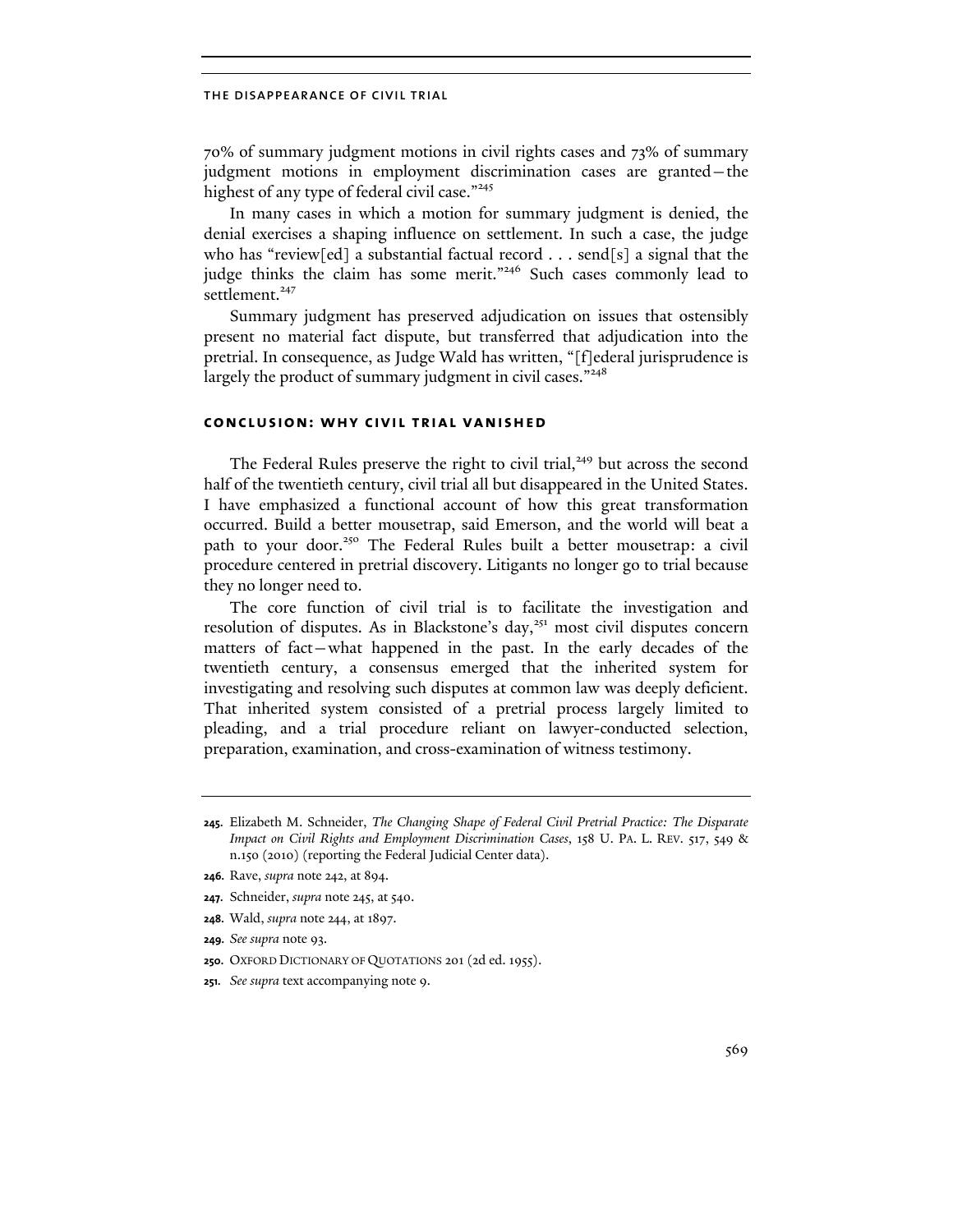70% of summary judgment motions in civil rights cases and 73% of summary judgment motions in employment discrimination cases are granted—the highest of any type of federal civil case."[245]

In many cases in which a motion for summary judgment is denied, the denial exercises a shaping influence on settlement. In such a case, the judge who has "review[ed] a substantial factual record . . . send[s] a signal that the judge thinks the claim has some merit."[246] Such cases commonly lead to settlement.[247]

Summary judgment has preserved adjudication on issues that ostensibly present no material fact dispute, but transferred that adjudication into the pretrial. In consequence, as Judge Wald has written, "[f]ederal jurisprudence is largely the product of summary judgment in civil cases."[248]

## CONCLUSION: WHY CIVIL TRIAL VANISHED

The Federal Rules preserve the right to civil trial,[249] but across the second half of the twentieth century, civil trial all but disappeared in the United States. I have emphasized a functional account of how this great transformation occurred. Build a better mousetrap, said Emerson, and the world will beat a path to your door.[250] The Federal Rules built a better mousetrap: a civil procedure centered in pretrial discovery. Litigants no longer go to trial because they no longer need to.

The core function of civil trial is to facilitate the investigation and resolution of disputes. As in Blackstone's day,[251] most civil disputes concern matters of fact—what happened in the past. In the early decades of the twentieth century, a consensus emerged that the inherited system for investigating and resolving such disputes at common law was deeply deficient. That inherited system consisted of a pretrial process largely limited to pleading, and a trial procedure reliant on lawyer-conducted selection, preparation, examination, and cross-examination of witness testimony.

---

**245.** Elizabeth M. Schneider, *The Changing Shape of Federal Civil Pretrial Practice: The Disparate Impact on Civil Rights and Employment Discrimination Cases*, 158 U. PA. L. REV. 517, 549 & n.150 (2010) (reporting the Federal Judicial Center data).

**246.** Rave, *supra* note 242, at 894.

**247.** Schneider, *supra* note 245, at 540.

**248.** Wald, *supra* note 244, at 1897.

**249.** *See supra* note 93.

**250.** OXFORD DICTIONARY OF QUOTATIONS 201 (2d ed. 1955).

**251.** *See supra* text accompanying note 9.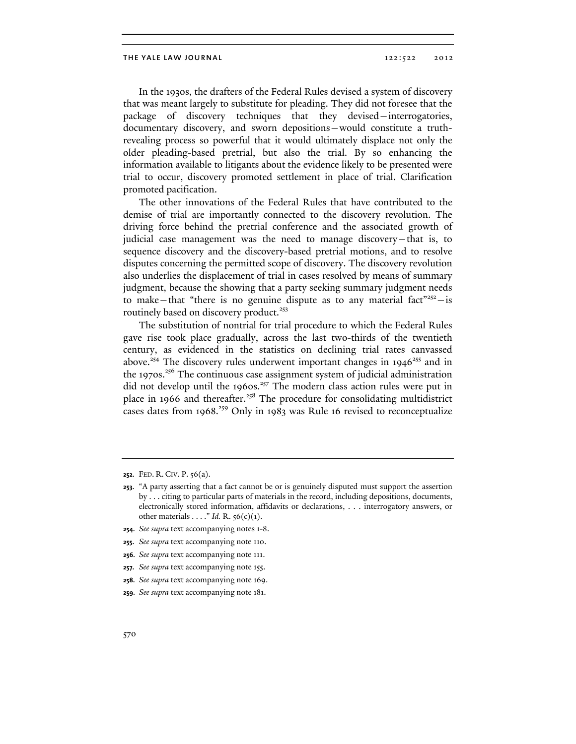In the 1930s, the drafters of the Federal Rules devised a system of discovery that was meant largely to substitute for pleading. They did not foresee that the package of discovery techniques that they devised—interrogatories, documentary discovery, and sworn depositions—would constitute a truth-revealing process so powerful that it would ultimately displace not only the older pleading-based pretrial, but also the trial. By so enhancing the information available to litigants about the evidence likely to be presented were trial to occur, discovery promoted settlement in place of trial. Clarification promoted pacification.

The other innovations of the Federal Rules that have contributed to the demise of trial are importantly connected to the discovery revolution. The driving force behind the pretrial conference and the associated growth of judicial case management was the need to manage discovery—that is, to sequence discovery and the discovery-based pretrial motions, and to resolve disputes concerning the permitted scope of discovery. The discovery revolution also underlies the displacement of trial in cases resolved by means of summary judgment, because the showing that a party seeking summary judgment needs to make—that "there is no genuine dispute as to any material fact"[252]—is routinely based on discovery product.[253]

The substitution of nontrial for trial procedure to which the Federal Rules gave rise took place gradually, across the last two-thirds of the twentieth century, as evidenced in the statistics on declining trial rates canvassed above.[254] The discovery rules underwent important changes in 1946[255] and in the 1970s.[256] The continuous case assignment system of judicial administration did not develop until the 1960s.[257] The modern class action rules were put in place in 1966 and thereafter.[258] The procedure for consolidating multidistrict cases dates from 1968.[259] Only in 1983 was Rule 16 revised to reconceptualize

---

**252.** FED. R. CIV. P. 56(a).

**253.** "A party asserting that a fact cannot be or is genuinely disputed must support the assertion by . . . citing to particular parts of materials in the record, including depositions, documents, electronically stored information, affidavits or declarations, . . . interrogatory answers, or other materials . . . ." *Id.* R. 56(c)(1).

**254.** *See supra* text accompanying notes 1-8.

**255.** *See supra* text accompanying note 110.

**256.** *See supra* text accompanying note 111.

**257.** *See supra* text accompanying note 155.

**258.** *See supra* text accompanying note 169.

**259.** *See supra* text accompanying note 181.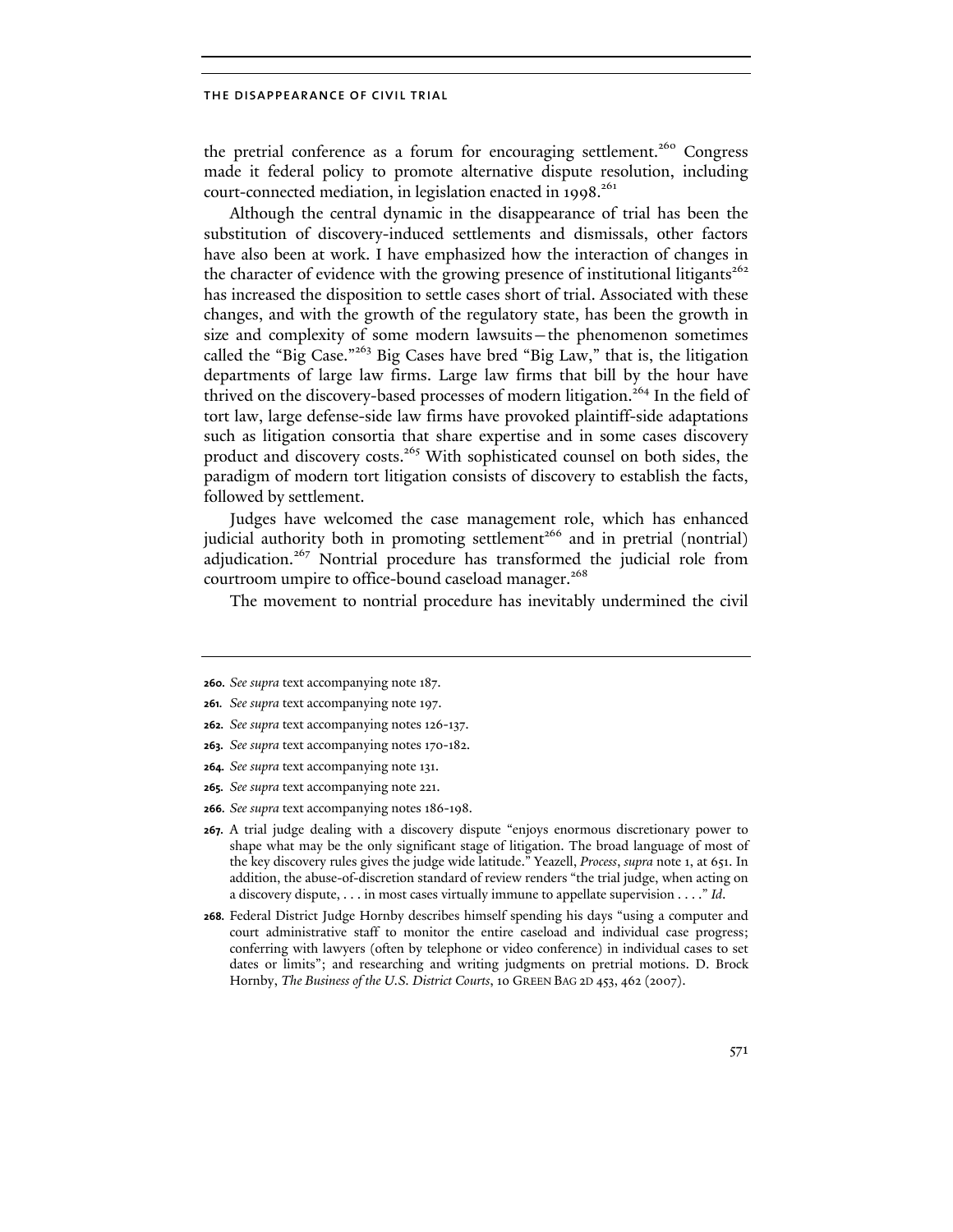the pretrial conference as a forum for encouraging settlement.[260] Congress made it federal policy to promote alternative dispute resolution, including court-connected mediation, in legislation enacted in 1998.[261]

Although the central dynamic in the disappearance of trial has been the substitution of discovery-induced settlements and dismissals, other factors have also been at work. I have emphasized how the interaction of changes in the character of evidence with the growing presence of institutional litigants[262] has increased the disposition to settle cases short of trial. Associated with these changes, and with the growth of the regulatory state, has been the growth in size and complexity of some modern lawsuits—the phenomenon sometimes called the "Big Case."[263] Big Cases have bred "Big Law," that is, the litigation departments of large law firms. Large law firms that bill by the hour have thrived on the discovery-based processes of modern litigation.[264] In the field of tort law, large defense-side law firms have provoked plaintiff-side adaptations such as litigation consortia that share expertise and in some cases discovery product and discovery costs.[265] With sophisticated counsel on both sides, the paradigm of modern tort litigation consists of discovery to establish the facts, followed by settlement.

Judges have welcomed the case management role, which has enhanced judicial authority both in promoting settlement[266] and in pretrial (nontrial) adjudication.[267] Nontrial procedure has transformed the judicial role from courtroom umpire to office-bound caseload manager.[268]

The movement to nontrial procedure has inevitably undermined the civil

---

**260.** *See supra* text accompanying note 187.

**261.** *See supra* text accompanying note 197.

**262.** *See supra* text accompanying notes 126-137.

**263.** *See supra* text accompanying notes 170-182.

**264.** *See supra* text accompanying note 131.

**265.** *See supra* text accompanying note 221.

**266.** *See supra* text accompanying notes 186-198.

**267.** A trial judge dealing with a discovery dispute "enjoys enormous discretionary power to shape what may be the only significant stage of litigation. The broad language of most of the key discovery rules gives the judge wide latitude." Yeazell, *Process*, *supra* note 1, at 651. In addition, the abuse-of-discretion standard of review renders "the trial judge, when acting on a discovery dispute, . . . in most cases virtually immune to appellate supervision . . . ." *Id*.

**268.** Federal District Judge Hornby describes himself spending his days "using a computer and court administrative staff to monitor the entire caseload and individual case progress; conferring with lawyers (often by telephone or video conference) in individual cases to set dates or limits"; and researching and writing judgments on pretrial motions. D. Brock Hornby, *The Business of the U.S. District Courts*, 10 GREEN BAG 2D 453, 462 (2007).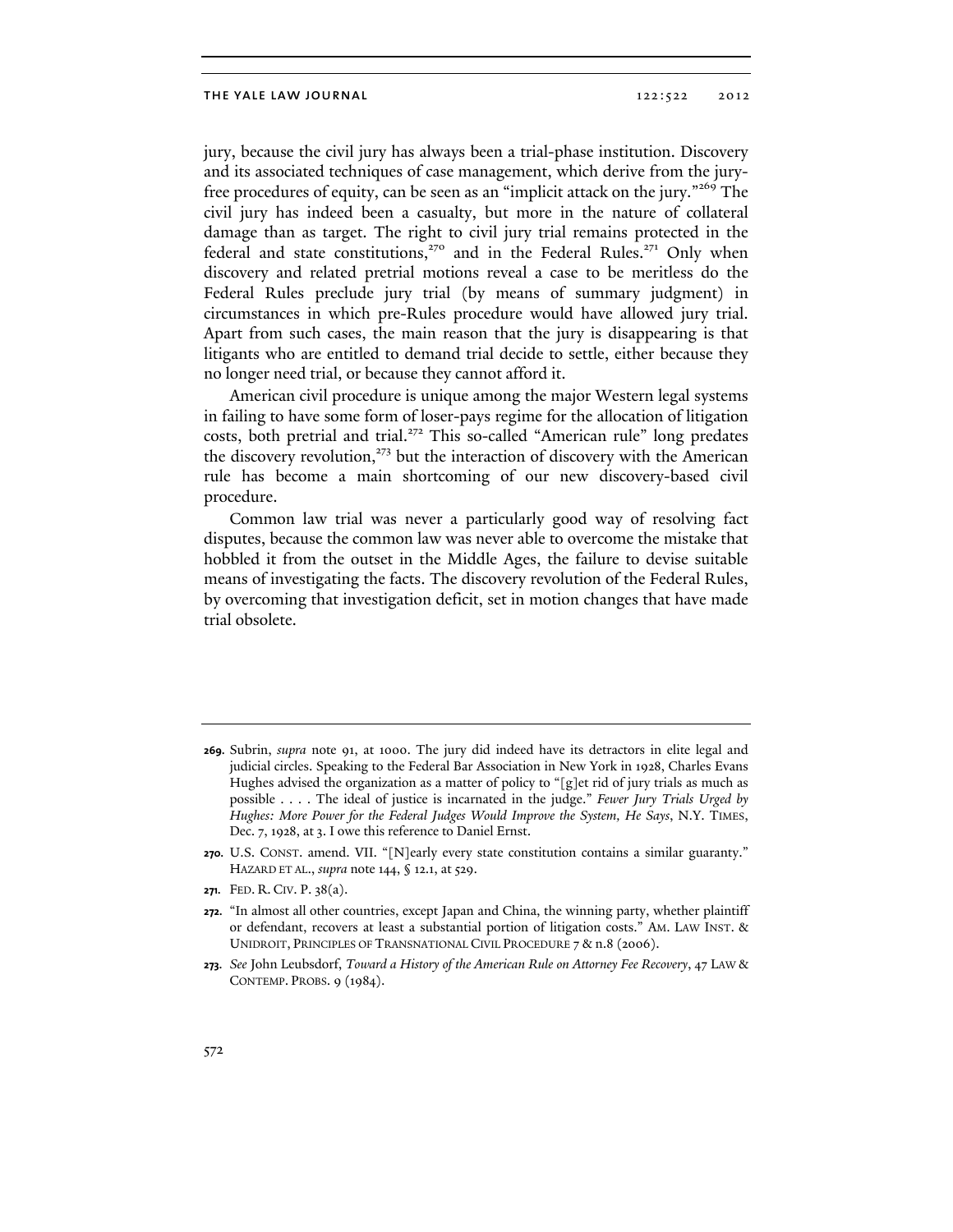jury, because the civil jury has always been a trial-phase institution. Discovery and its associated techniques of case management, which derive from the jury-free procedures of equity, can be seen as an "implicit attack on the jury."[269] The civil jury has indeed been a casualty, but more in the nature of collateral damage than as target. The right to civil jury trial remains protected in the federal and state constitutions,[270] and in the Federal Rules.[271] Only when discovery and related pretrial motions reveal a case to be meritless do the Federal Rules preclude jury trial (by means of summary judgment) in circumstances in which pre-Rules procedure would have allowed jury trial. Apart from such cases, the main reason that the jury is disappearing is that litigants who are entitled to demand trial decide to settle, either because they no longer need trial, or because they cannot afford it.

American civil procedure is unique among the major Western legal systems in failing to have some form of loser-pays regime for the allocation of litigation costs, both pretrial and trial.[272] This so-called "American rule" long predates the discovery revolution,[273] but the interaction of discovery with the American rule has become a main shortcoming of our new discovery-based civil procedure.

Common law trial was never a particularly good way of resolving fact disputes, because the common law was never able to overcome the mistake that hobbled it from the outset in the Middle Ages, the failure to devise suitable means of investigating the facts. The discovery revolution of the Federal Rules, by overcoming that investigation deficit, set in motion changes that have made trial obsolete.

---

**269.** Subrin, *supra* note 91, at 1000. The jury did indeed have its detractors in elite legal and judicial circles. Speaking to the Federal Bar Association in New York in 1928, Charles Evans Hughes advised the organization as a matter of policy to "[g]et rid of jury trials as much as possible . . . . The ideal of justice is incarnated in the judge." *Fewer Jury Trials Urged by Hughes: More Power for the Federal Judges Would Improve the System, He Says*, N.Y. TIMES, Dec. 7, 1928, at 3. I owe this reference to Daniel Ernst.

**270.** U.S. CONST. amend. VII. "[N]early every state constitution contains a similar guaranty." HAZARD ET AL., *supra* note 144, § 12.1, at 529.

**271.** FED. R. CIV. P. 38(a).

**272.** "In almost all other countries, except Japan and China, the winning party, whether plaintiff or defendant, recovers at least a substantial portion of litigation costs." AM. LAW INST. & UNIDROIT, PRINCIPLES OF TRANSNATIONAL CIVIL PROCEDURE 7 & n.8 (2006).

**273.** *See* John Leubsdorf, *Toward a History of the American Rule on Attorney Fee Recovery*, 47 LAW & CONTEMP. PROBS. 9 (1984).